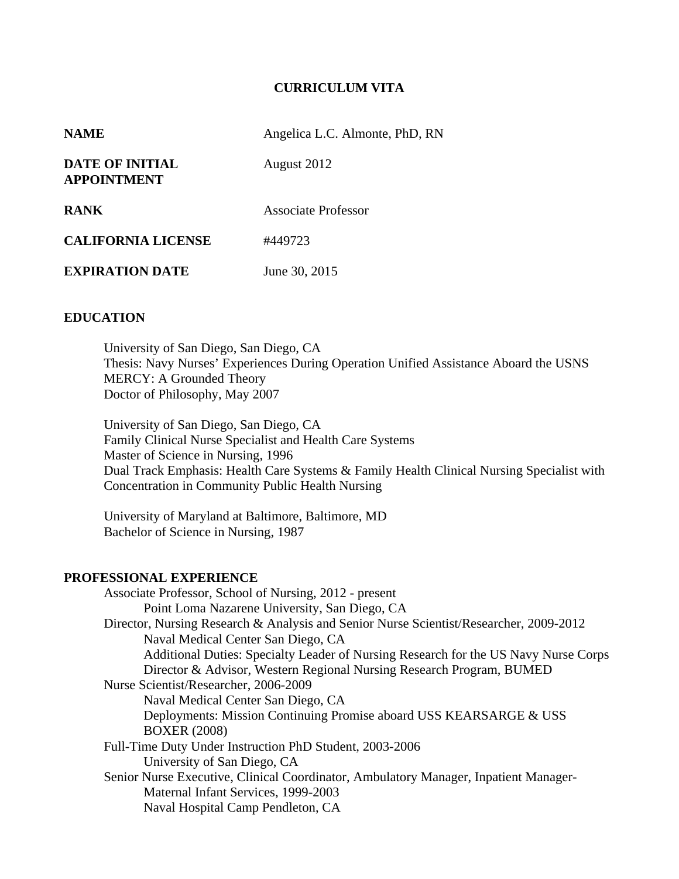# CURRICULUM VITA

| | |
|---|---|
| **NAME** | Angelica L.C. Almonte, PhD, RN |
| **DATE OF INITIAL APPOINTMENT** | August 2012 |
| **RANK** | Associate Professor |
| **CALIFORNIA LICENSE** | #449723 |
| **EXPIRATION DATE** | June 30, 2015 |

## EDUCATION

University of San Diego, San Diego, CA
Thesis: Navy Nurses' Experiences During Operation Unified Assistance Aboard the USNS MERCY: A Grounded Theory
Doctor of Philosophy, May 2007

University of San Diego, San Diego, CA
Family Clinical Nurse Specialist and Health Care Systems
Master of Science in Nursing, 1996
Dual Track Emphasis: Health Care Systems & Family Health Clinical Nursing Specialist with Concentration in Community Public Health Nursing

University of Maryland at Baltimore, Baltimore, MD
Bachelor of Science in Nursing, 1987

## PROFESSIONAL EXPERIENCE

Associate Professor, School of Nursing, 2012 - present
- Point Loma Nazarene University, San Diego, CA

Director, Nursing Research & Analysis and Senior Nurse Scientist/Researcher, 2009-2012
- Naval Medical Center San Diego, CA
- Additional Duties: Specialty Leader of Nursing Research for the US Navy Nurse Corps
- Director & Advisor, Western Regional Nursing Research Program, BUMED

Nurse Scientist/Researcher, 2006-2009
- Naval Medical Center San Diego, CA
- Deployments: Mission Continuing Promise aboard USS KEARSARGE & USS BOXER (2008)

Full-Time Duty Under Instruction PhD Student, 2003-2006
- University of San Diego, CA

Senior Nurse Executive, Clinical Coordinator, Ambulatory Manager, Inpatient Manager-Maternal Infant Services, 1999-2003
- Naval Hospital Camp Pendleton, CA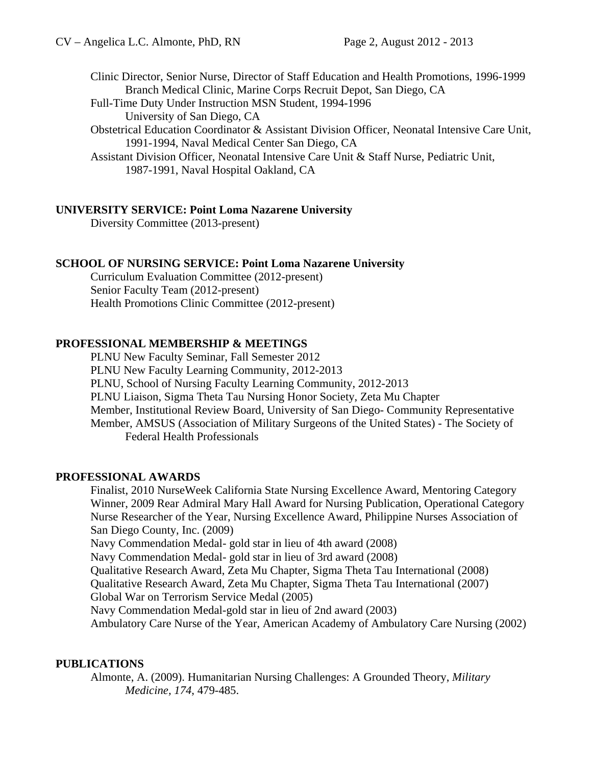Clinic Director, Senior Nurse, Director of Staff Education and Health Promotions, 1996-1999
Branch Medical Clinic, Marine Corps Recruit Depot, San Diego, CA

Full-Time Duty Under Instruction MSN Student, 1994-1996
University of San Diego, CA

Obstetrical Education Coordinator & Assistant Division Officer, Neonatal Intensive Care Unit, 1991-1994, Naval Medical Center San Diego, CA

Assistant Division Officer, Neonatal Intensive Care Unit & Staff Nurse, Pediatric Unit, 1987-1991, Naval Hospital Oakland, CA

## UNIVERSITY SERVICE: Point Loma Nazarene University

Diversity Committee (2013-present)

## SCHOOL OF NURSING SERVICE: Point Loma Nazarene University

Curriculum Evaluation Committee (2012-present)
Senior Faculty Team (2012-present)
Health Promotions Clinic Committee (2012-present)

## PROFESSIONAL MEMBERSHIP & MEETINGS

PLNU New Faculty Seminar, Fall Semester 2012
PLNU New Faculty Learning Community, 2012-2013
PLNU, School of Nursing Faculty Learning Community, 2012-2013
PLNU Liaison, Sigma Theta Tau Nursing Honor Society, Zeta Mu Chapter
Member, Institutional Review Board, University of San Diego- Community Representative
Member, AMSUS (Association of Military Surgeons of the United States) - The Society of Federal Health Professionals

## PROFESSIONAL AWARDS

Finalist, 2010 NurseWeek California State Nursing Excellence Award, Mentoring Category
Winner, 2009 Rear Admiral Mary Hall Award for Nursing Publication, Operational Category
Nurse Researcher of the Year, Nursing Excellence Award, Philippine Nurses Association of San Diego County, Inc. (2009)
Navy Commendation Medal- gold star in lieu of 4th award (2008)
Navy Commendation Medal- gold star in lieu of 3rd award (2008)
Qualitative Research Award, Zeta Mu Chapter, Sigma Theta Tau International (2008)
Qualitative Research Award, Zeta Mu Chapter, Sigma Theta Tau International (2007)
Global War on Terrorism Service Medal (2005)
Navy Commendation Medal-gold star in lieu of 2nd award (2003)
Ambulatory Care Nurse of the Year, American Academy of Ambulatory Care Nursing (2002)

## PUBLICATIONS

Almonte, A. (2009). Humanitarian Nursing Challenges: A Grounded Theory, *Military Medicine, 174*, 479-485.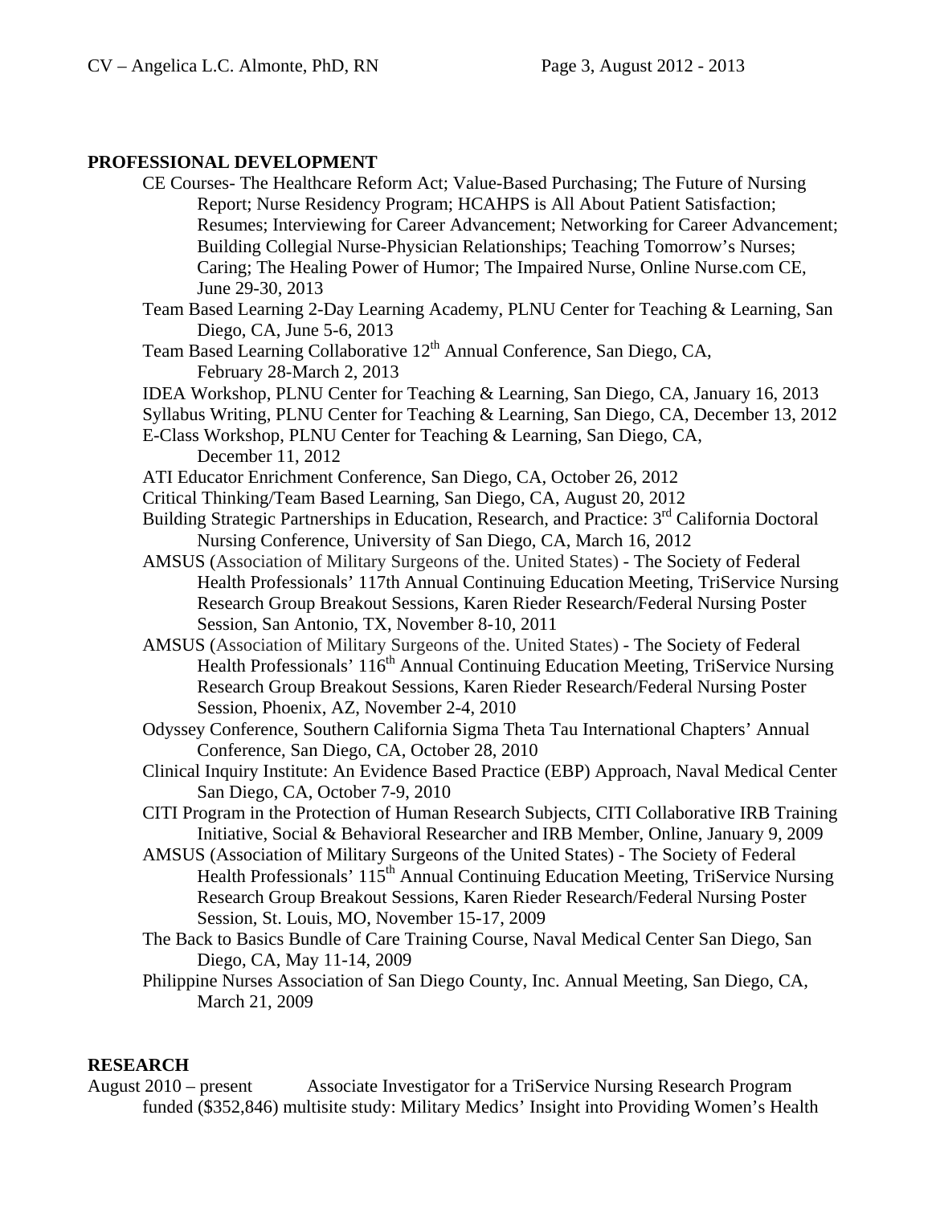## PROFESSIONAL DEVELOPMENT

CE Courses- The Healthcare Reform Act; Value-Based Purchasing; The Future of Nursing Report; Nurse Residency Program; HCAHPS is All About Patient Satisfaction; Resumes; Interviewing for Career Advancement; Networking for Career Advancement; Building Collegial Nurse-Physician Relationships; Teaching Tomorrow's Nurses; Caring; The Healing Power of Humor; The Impaired Nurse, Online Nurse.com CE, June 29-30, 2013

Team Based Learning 2-Day Learning Academy, PLNU Center for Teaching & Learning, San Diego, CA, June 5-6, 2013

Team Based Learning Collaborative 12th Annual Conference, San Diego, CA, February 28-March 2, 2013

IDEA Workshop, PLNU Center for Teaching & Learning, San Diego, CA, January 16, 2013

Syllabus Writing, PLNU Center for Teaching & Learning, San Diego, CA, December 13, 2012

E-Class Workshop, PLNU Center for Teaching & Learning, San Diego, CA, December 11, 2012

ATI Educator Enrichment Conference, San Diego, CA, October 26, 2012

Critical Thinking/Team Based Learning, San Diego, CA, August 20, 2012

Building Strategic Partnerships in Education, Research, and Practice: 3rd California Doctoral Nursing Conference, University of San Diego, CA, March 16, 2012

AMSUS (Association of Military Surgeons of the. United States) - The Society of Federal Health Professionals' 117th Annual Continuing Education Meeting, TriService Nursing Research Group Breakout Sessions, Karen Rieder Research/Federal Nursing Poster Session, San Antonio, TX, November 8-10, 2011

AMSUS (Association of Military Surgeons of the. United States) - The Society of Federal Health Professionals' 116th Annual Continuing Education Meeting, TriService Nursing Research Group Breakout Sessions, Karen Rieder Research/Federal Nursing Poster Session, Phoenix, AZ, November 2-4, 2010

Odyssey Conference, Southern California Sigma Theta Tau International Chapters' Annual Conference, San Diego, CA, October 28, 2010

Clinical Inquiry Institute: An Evidence Based Practice (EBP) Approach, Naval Medical Center San Diego, CA, October 7-9, 2010

CITI Program in the Protection of Human Research Subjects, CITI Collaborative IRB Training Initiative, Social & Behavioral Researcher and IRB Member, Online, January 9, 2009

AMSUS (Association of Military Surgeons of the United States) - The Society of Federal Health Professionals' 115th Annual Continuing Education Meeting, TriService Nursing Research Group Breakout Sessions, Karen Rieder Research/Federal Nursing Poster Session, St. Louis, MO, November 15-17, 2009

The Back to Basics Bundle of Care Training Course, Naval Medical Center San Diego, San Diego, CA, May 11-14, 2009

Philippine Nurses Association of San Diego County, Inc. Annual Meeting, San Diego, CA, March 21, 2009

## RESEARCH

August 2010 – present Associate Investigator for a TriService Nursing Research Program funded ($352,846) multisite study: Military Medics' Insight into Providing Women's Health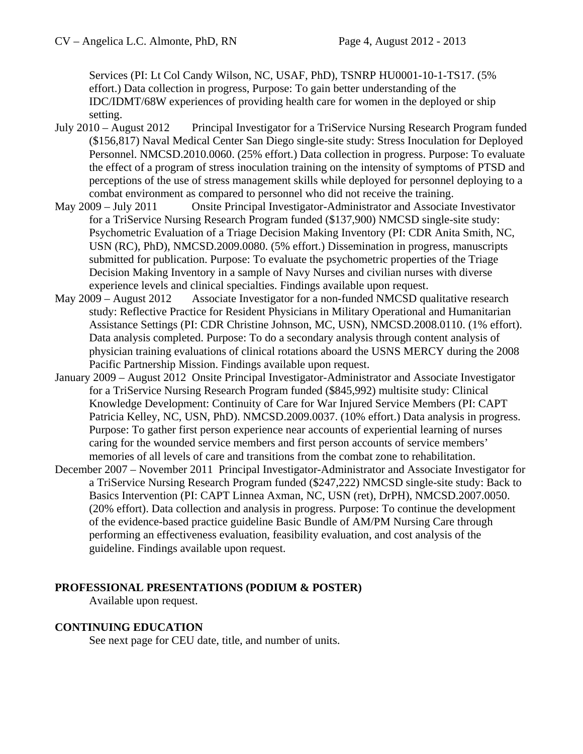Services (PI: Lt Col Candy Wilson, NC, USAF, PhD), TSNRP HU0001-10-1-TS17. (5% effort.) Data collection in progress, Purpose: To gain better understanding of the IDC/IDMT/68W experiences of providing health care for women in the deployed or ship setting.

July 2010 – August 2012 Principal Investigator for a TriService Nursing Research Program funded ($156,817) Naval Medical Center San Diego single-site study: Stress Inoculation for Deployed Personnel. NMCSD.2010.0060. (25% effort.) Data collection in progress. Purpose: To evaluate the effect of a program of stress inoculation training on the intensity of symptoms of PTSD and perceptions of the use of stress management skills while deployed for personnel deploying to a combat environment as compared to personnel who did not receive the training.

May 2009 – July 2011 Onsite Principal Investigator-Administrator and Associate Investivator for a TriService Nursing Research Program funded ($137,900) NMCSD single-site study: Psychometric Evaluation of a Triage Decision Making Inventory (PI: CDR Anita Smith, NC, USN (RC), PhD), NMCSD.2009.0080. (5% effort.) Dissemination in progress, manuscripts submitted for publication. Purpose: To evaluate the psychometric properties of the Triage Decision Making Inventory in a sample of Navy Nurses and civilian nurses with diverse experience levels and clinical specialties. Findings available upon request.

May 2009 – August 2012 Associate Investigator for a non-funded NMCSD qualitative research study: Reflective Practice for Resident Physicians in Military Operational and Humanitarian Assistance Settings (PI: CDR Christine Johnson, MC, USN), NMCSD.2008.0110. (1% effort). Data analysis completed. Purpose: To do a secondary analysis through content analysis of physician training evaluations of clinical rotations aboard the USNS MERCY during the 2008 Pacific Partnership Mission. Findings available upon request.

January 2009 – August 2012 Onsite Principal Investigator-Administrator and Associate Investigator for a TriService Nursing Research Program funded ($845,992) multisite study: Clinical Knowledge Development: Continuity of Care for War Injured Service Members (PI: CAPT Patricia Kelley, NC, USN, PhD). NMCSD.2009.0037. (10% effort.) Data analysis in progress. Purpose: To gather first person experience near accounts of experiential learning of nurses caring for the wounded service members and first person accounts of service members' memories of all levels of care and transitions from the combat zone to rehabilitation.

December 2007 – November 2011 Principal Investigator-Administrator and Associate Investigator for a TriService Nursing Research Program funded ($247,222) NMCSD single-site study: Back to Basics Intervention (PI: CAPT Linnea Axman, NC, USN (ret), DrPH), NMCSD.2007.0050. (20% effort). Data collection and analysis in progress. Purpose: To continue the development of the evidence-based practice guideline Basic Bundle of AM/PM Nursing Care through performing an effectiveness evaluation, feasibility evaluation, and cost analysis of the guideline. Findings available upon request.

## PROFESSIONAL PRESENTATIONS (PODIUM & POSTER)

Available upon request.

## CONTINUING EDUCATION

See next page for CEU date, title, and number of units.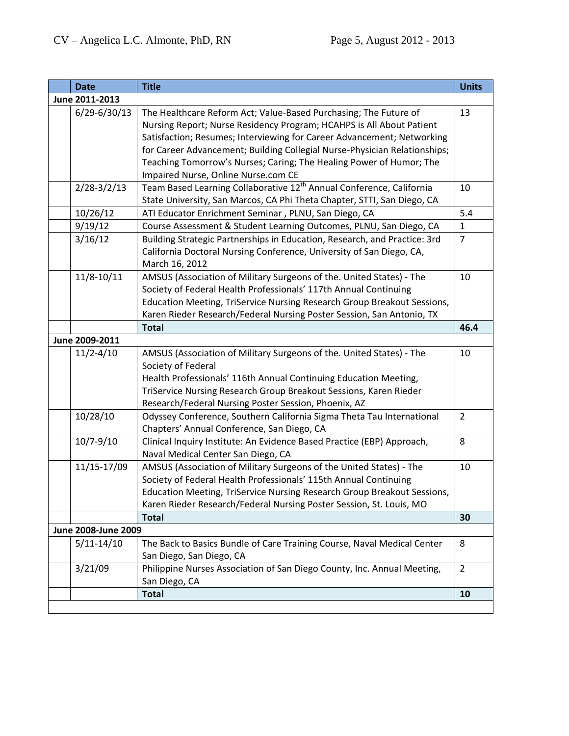|  | Date | Title | Units |
|---|---|---|---|
| **June 2011-2013** | | | |
|  | 6/29-6/30/13 | The Healthcare Reform Act; Value-Based Purchasing; The Future of Nursing Report; Nurse Residency Program; HCAHPS is All About Patient Satisfaction; Resumes; Interviewing for Career Advancement; Networking for Career Advancement; Building Collegial Nurse-Physician Relationships; Teaching Tomorrow's Nurses; Caring; The Healing Power of Humor; The Impaired Nurse, Online Nurse.com CE | 13 |
|  | 2/28-3/2/13 | Team Based Learning Collaborative 12th Annual Conference, California State University, San Marcos, CA Phi Theta Chapter, STTI, San Diego, CA | 10 |
|  | 10/26/12 | ATI Educator Enrichment Seminar , PLNU, San Diego, CA | 5.4 |
|  | 9/19/12 | Course Assessment & Student Learning Outcomes, PLNU, San Diego, CA | 1 |
|  | 3/16/12 | Building Strategic Partnerships in Education, Research, and Practice: 3rd California Doctoral Nursing Conference, University of San Diego, CA, March 16, 2012 | 7 |
|  | 11/8-10/11 | AMSUS (Association of Military Surgeons of the. United States) - The Society of Federal Health Professionals' 117th Annual Continuing Education Meeting, TriService Nursing Research Group Breakout Sessions, Karen Rieder Research/Federal Nursing Poster Session, San Antonio, TX | 10 |
|  |  | **Total** | **46.4** |
| **June 2009-2011** | | | |
|  | 11/2-4/10 | AMSUS (Association of Military Surgeons of the. United States) - The Society of Federal Health Professionals' 116th Annual Continuing Education Meeting, TriService Nursing Research Group Breakout Sessions, Karen Rieder Research/Federal Nursing Poster Session, Phoenix, AZ | 10 |
|  | 10/28/10 | Odyssey Conference, Southern California Sigma Theta Tau International Chapters' Annual Conference, San Diego, CA | 2 |
|  | 10/7-9/10 | Clinical Inquiry Institute: An Evidence Based Practice (EBP) Approach, Naval Medical Center San Diego, CA | 8 |
|  | 11/15-17/09 | AMSUS (Association of Military Surgeons of the United States) - The Society of Federal Health Professionals' 115th Annual Continuing Education Meeting, TriService Nursing Research Group Breakout Sessions, Karen Rieder Research/Federal Nursing Poster Session, St. Louis, MO | 10 |
|  |  | **Total** | **30** |
| **June 2008-June 2009** | | | |
|  | 5/11-14/10 | The Back to Basics Bundle of Care Training Course, Naval Medical Center San Diego, San Diego, CA | 8 |
|  | 3/21/09 | Philippine Nurses Association of San Diego County, Inc. Annual Meeting, San Diego, CA | 2 |
|  |  | **Total** | **10** |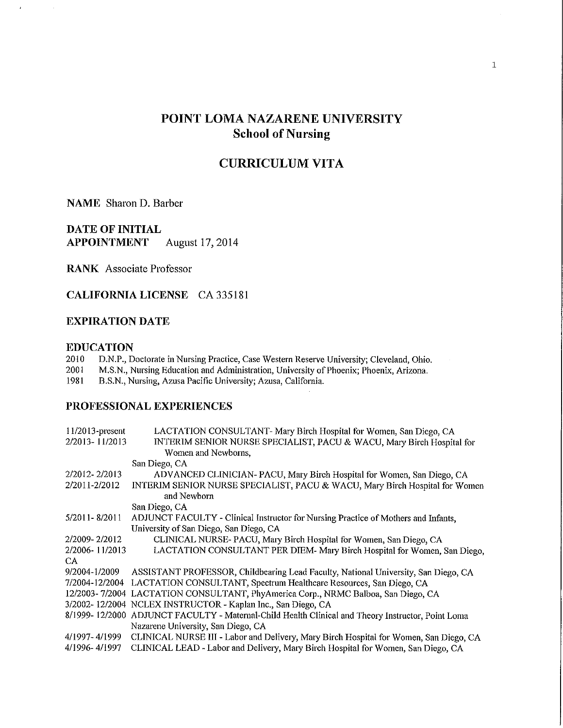# POINT LOMA NAZARENE UNIVERSITY
## School of Nursing

## CURRICULUM VITA

**NAME** Sharon D. Barber

**DATE OF INITIAL APPOINTMENT** August 17, 2014

**RANK** Associate Professor

**CALIFORNIA LICENSE** CA 335181

**EXPIRATION DATE**

### EDUCATION

2010 D.N.P., Doctorate in Nursing Practice, Case Western Reserve University; Cleveland, Ohio.
2001 M.S.N., Nursing Education and Administration, University of Phoenix; Phoenix, Arizona.
1981 B.S.N., Nursing, Azusa Pacific University; Azusa, California.

### PROFESSIONAL EXPERIENCES

| | |
|---|---|
| 11/2013-present | LACTATION CONSULTANT- Mary Birch Hospital for Women, San Diego, CA |
| 2/2013- 11/2013 | INTERIM SENIOR NURSE SPECIALIST, PACU & WACU, Mary Birch Hospital for Women and Newborns, San Diego, CA |
| 2/2012- 2/2013 | ADVANCED CLINICIAN- PACU, Mary Birch Hospital for Women, San Diego, CA |
| 2/2011-2/2012 | INTERIM SENIOR NURSE SPECIALIST, PACU & WACU, Mary Birch Hospital for Women and Newborn San Diego, CA |
| 5/2011- 8/2011 | ADJUNCT FACULTY - Clinical Instructor for Nursing Practice of Mothers and Infants, University of San Diego, San Diego, CA |
| 2/2009- 2/2012 | CLINICAL NURSE- PACU, Mary Birch Hospital for Women, San Diego, CA |
| 2/2006- 11/2013 | LACTATION CONSULTANT PER DIEM- Mary Birch Hospital for Women, San Diego, CA |
| 9/2004-1/2009 | ASSISTANT PROFESSOR, Childbearing Lead Faculty, National University, San Diego, CA |
| 7/2004-12/2004 | LACTATION CONSULTANT, Spectrum Healthcare Resources, San Diego, CA |
| 12/2003- 7/2004 | LACTATION CONSULTANT, PhyAmerica Corp., NRMC Balboa, San Diego, CA |
| 3/2002- 12/2004 | NCLEX INSTRUCTOR - Kaplan Inc., San Diego, CA |
| 8/1999- 12/2000 | ADJUNCT FACULTY - Maternal-Child Health Clinical and Theory Instructor, Point Loma Nazarene University, San Diego, CA |
| 4/1997- 4/1999 | CLINICAL NURSE III - Labor and Delivery, Mary Birch Hospital for Women, San Diego, CA |
| 4/1996- 4/1997 | CLINICAL LEAD - Labor and Delivery, Mary Birch Hospital for Women, San Diego, CA |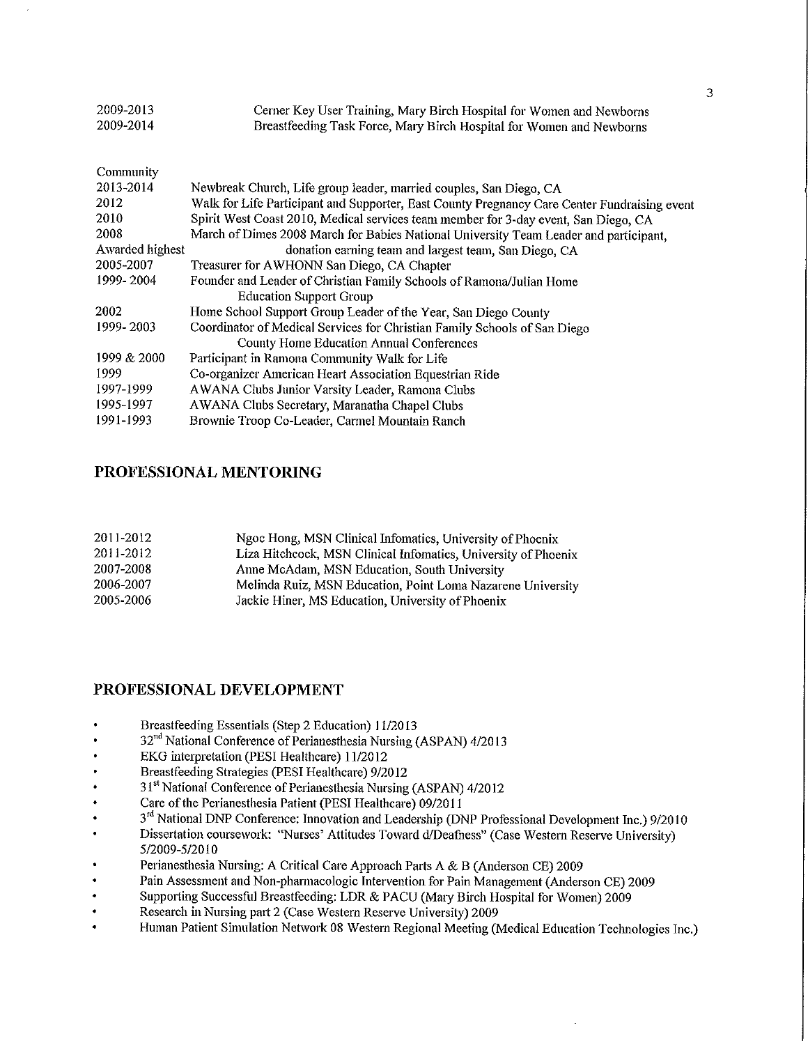2009-2013 Cerner Key User Training, Mary Birch Hospital for Women and Newborns
2009-2014 Breastfeeding Task Force, Mary Birch Hospital for Women and Newborns

Community

2013-2014 Newbreak Church, Life group leader, married couples, San Diego, CA
2012 Walk for Life Participant and Supporter, East County Pregnancy Care Center Fundraising event
2010 Spirit West Coast 2010, Medical services team member for 3-day event, San Diego, CA
2008 March of Dimes 2008 March for Babies National University Team Leader and participant,
Awarded highest donation earning team and largest team, San Diego, CA
2005-2007 Treasurer for AWHONN San Diego, CA Chapter
1999- 2004 Founder and Leader of Christian Family Schools of Ramona/Julian Home Education Support Group
2002 Home School Support Group Leader of the Year, San Diego County
1999- 2003 Coordinator of Medical Services for Christian Family Schools of San Diego County Home Education Annual Conferences
1999 & 2000 Participant in Ramona Community Walk for Life
1999 Co-organizer American Heart Association Equestrian Ride
1997-1999 AWANA Clubs Junior Varsity Leader, Ramona Clubs
1995-1997 AWANA Clubs Secretary, Maranatha Chapel Clubs
1991-1993 Brownie Troop Co-Leader, Carmel Mountain Ranch

## PROFESSIONAL MENTORING

2011-2012 Ngoc Hong, MSN Clinical Infomatics, University of Phoenix
2011-2012 Liza Hitchcock, MSN Clinical Infomatics, University of Phoenix
2007-2008 Anne McAdam, MSN Education, South University
2006-2007 Melinda Ruiz, MSN Education, Point Loma Nazarene University
2005-2006 Jackie Hiner, MS Education, University of Phoenix

## PROFESSIONAL DEVELOPMENT

- Breastfeeding Essentials (Step 2 Education) 11/2013
- 32nd National Conference of Perianesthesia Nursing (ASPAN) 4/2013
- EKG interpretation (PESI Healthcare) 11/2012
- Breastfeeding Strategies (PESI Healthcare) 9/2012
- 31st National Conference of Perianesthesia Nursing (ASPAN) 4/2012
- Care of the Perianesthesia Patient (PESI Healthcare) 09/2011
- 3rd National DNP Conference: Innovation and Leadership (DNP Professional Development Inc.) 9/2010
- Dissertation coursework: "Nurses' Attitudes Toward d/Deafness" (Case Western Reserve University) 5/2009-5/2010
- Perianesthesia Nursing: A Critical Care Approach Parts A & B (Anderson CE) 2009
- Pain Assessment and Non-pharmacologic Intervention for Pain Management (Anderson CE) 2009
- Supporting Successful Breastfeeding: LDR & PACU (Mary Birch Hospital for Women) 2009
- Research in Nursing part 2 (Case Western Reserve University) 2009
- Human Patient Simulation Network 08 Western Regional Meeting (Medical Education Technologies Inc.)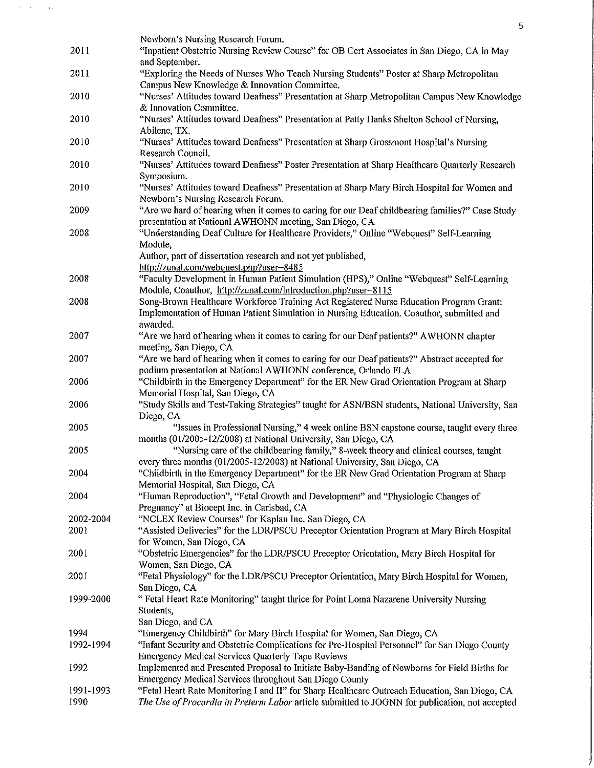| | |
|---|---|
| | Newborn's Nursing Research Forum. |
| 2011 | "Inpatient Obstetric Nursing Review Course" for OB Cert Associates in San Diego, CA in May and September. |
| 2011 | "Exploring the Needs of Nurses Who Teach Nursing Students" Poster at Sharp Metropolitan Campus New Knowledge & Innovation Committee. |
| 2010 | "Nurses' Attitudes toward Deafness" Presentation at Sharp Metropolitan Campus New Knowledge & Innovation Committee. |
| 2010 | "Nurses' Attitudes toward Deafness" Presentation at Patty Hanks Shelton School of Nursing, Abilene, TX. |
| 2010 | "Nurses' Attitudes toward Deafness" Presentation at Sharp Grossmont Hospital's Nursing Research Council. |
| 2010 | "Nurses' Attitudes toward Deafness" Poster Presentation at Sharp Healthcare Quarterly Research Symposium. |
| 2010 | "Nurses' Attitudes toward Deafness" Presentation at Sharp Mary Birch Hospital for Women and Newborn's Nursing Research Forum. |
| 2009 | "Are we hard of hearing when it comes to caring for our Deaf childbearing families?" Case Study presentation at National AWHONN meeting, San Diego, CA |
| 2008 | "Understanding Deaf Culture for Healthcare Providers," Online "Webquest" Self-Learning Module,<br>Author, part of dissertation research and not yet published,<br>http://zunal.com/webquest.php?user=8485 |
| 2008 | "Faculty Development in Human Patient Simulation (HPS)," Online "Webquest" Self-Learning Module, Coauthor, http://zunal.com/introduction.php?user=8115 |
| 2008 | Song-Brown Healthcare Workforce Training Act Registered Nurse Education Program Grant: Implementation of Human Patient Simulation in Nursing Education. Coauthor, submitted and awarded. |
| 2007 | "Are we hard of hearing when it comes to caring for our Deaf patients?" AWHONN chapter meeting, San Diego, CA |
| 2007 | "Are we hard of hearing when it comes to caring for our Deaf patients?" Abstract accepted for podium presentation at National AWHONN conference, Orlando FLA |
| 2006 | "Childbirth in the Emergency Department" for the ER New Grad Orientation Program at Sharp Memorial Hospital, San Diego, CA |
| 2006 | "Study Skills and Test-Taking Strategies" taught for ASN/BSN students, National University, San Diego, CA |
| 2005 | "Issues in Professional Nursing," 4 week online BSN capstone course, taught every three months (01/2005-12/2008) at National University, San Diego, CA |
| 2005 | "Nursing care of the childbearing family," 8-week theory and clinical courses, taught every three months (01/2005-12/2008) at National University, San Diego, CA |
| 2004 | "Childbirth in the Emergency Department" for the ER New Grad Orientation Program at Sharp Memorial Hospital, San Diego, CA |
| 2004 | "Human Reproduction", "Fetal Growth and Development" and "Physiologic Changes of Pregnancy" at Biocept Inc. in Carlsbad, CA |
| 2002-2004 | "NCLEX Review Courses" for Kaplan Inc. San Diego, CA |
| 2001 | "Assisted Deliveries" for the LDR/PSCU Preceptor Orientation Program at Mary Birch Hospital for Women, San Diego, CA |
| 2001 | "Obstetric Emergencies" for the LDR/PSCU Preceptor Orientation, Mary Birch Hospital for Women, San Diego, CA |
| 2001 | "Fetal Physiology" for the LDR/PSCU Preceptor Orientation, Mary Birch Hospital for Women, San Diego, CA |
| 1999-2000 | " Fetal Heart Rate Monitoring" taught thrice for Point Loma Nazarene University Nursing Students,<br>San Diego, and CA |
| 1994 | "Emergency Childbirth" for Mary Birch Hospital for Women, San Diego, CA |
| 1992-1994 | "Infant Security and Obstetric Complications for Pre-Hospital Personnel" for San Diego County Emergency Medical Services Quarterly Tape Reviews |
| 1992 | Implemented and Presented Proposal to Initiate Baby-Banding of Newborns for Field Births for Emergency Medical Services throughout San Diego County |
| 1991-1993 | "Fetal Heart Rate Monitoring I and II" for Sharp Healthcare Outreach Education, San Diego, CA |
| 1990 | *The Use of Procardia in Preterm Labor* article submitted to JOGNN for publication, not accepted |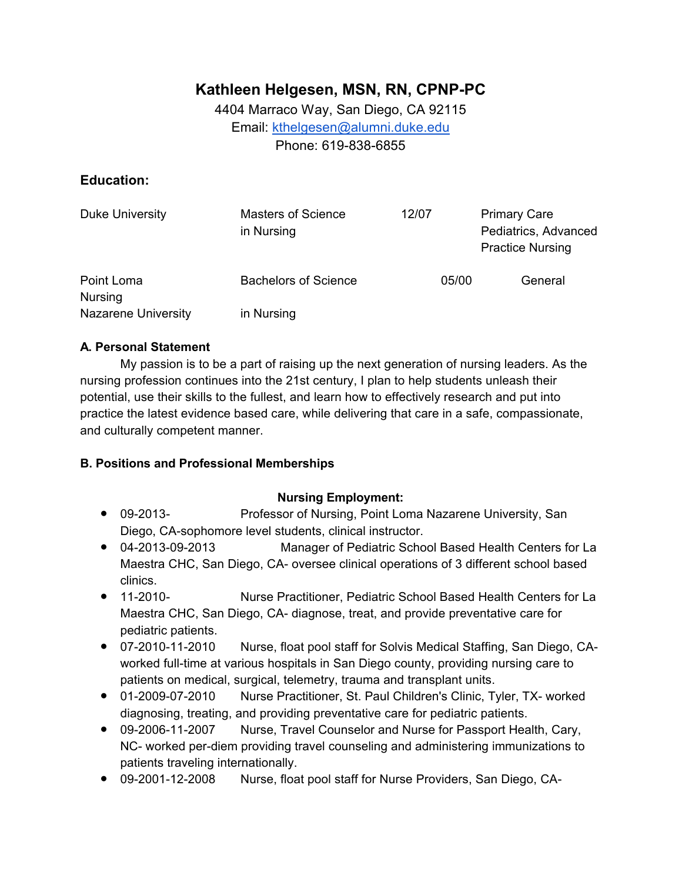# Kathleen Helgesen, MSN, RN, CPNP-PC

4404 Marraco Way, San Diego, CA 92115
Email: kthelgesen@alumni.duke.edu
Phone: 619-838-6855

## Education:

| | | | |
|---|---|---|---|
| Duke University | Masters of Science in Nursing | 12/07 | Primary Care Pediatrics, Advanced Practice Nursing |
| Point Loma Nazarene University | Bachelors of Science in Nursing | 05/00 | General Nursing |

### A. Personal Statement

My passion is to be a part of raising up the next generation of nursing leaders. As the nursing profession continues into the 21st century, I plan to help students unleash their potential, use their skills to the fullest, and learn how to effectively research and put into practice the latest evidence based care, while delivering that care in a safe, compassionate, and culturally competent manner.

### B. Positions and Professional Memberships

**Nursing Employment:**

- 09-2013- Professor of Nursing, Point Loma Nazarene University, San Diego, CA-sophomore level students, clinical instructor.
- 04-2013-09-2013 Manager of Pediatric School Based Health Centers for La Maestra CHC, San Diego, CA- oversee clinical operations of 3 different school based clinics.
- 11-2010- Nurse Practitioner, Pediatric School Based Health Centers for La Maestra CHC, San Diego, CA- diagnose, treat, and provide preventative care for pediatric patients.
- 07-2010-11-2010 Nurse, float pool staff for Solvis Medical Staffing, San Diego, CA- worked full-time at various hospitals in San Diego county, providing nursing care to patients on medical, surgical, telemetry, trauma and transplant units.
- 01-2009-07-2010 Nurse Practitioner, St. Paul Children's Clinic, Tyler, TX- worked diagnosing, treating, and providing preventative care for pediatric patients.
- 09-2006-11-2007 Nurse, Travel Counselor and Nurse for Passport Health, Cary, NC- worked per-diem providing travel counseling and administering immunizations to patients traveling internationally.
- 09-2001-12-2008 Nurse, float pool staff for Nurse Providers, San Diego, CA-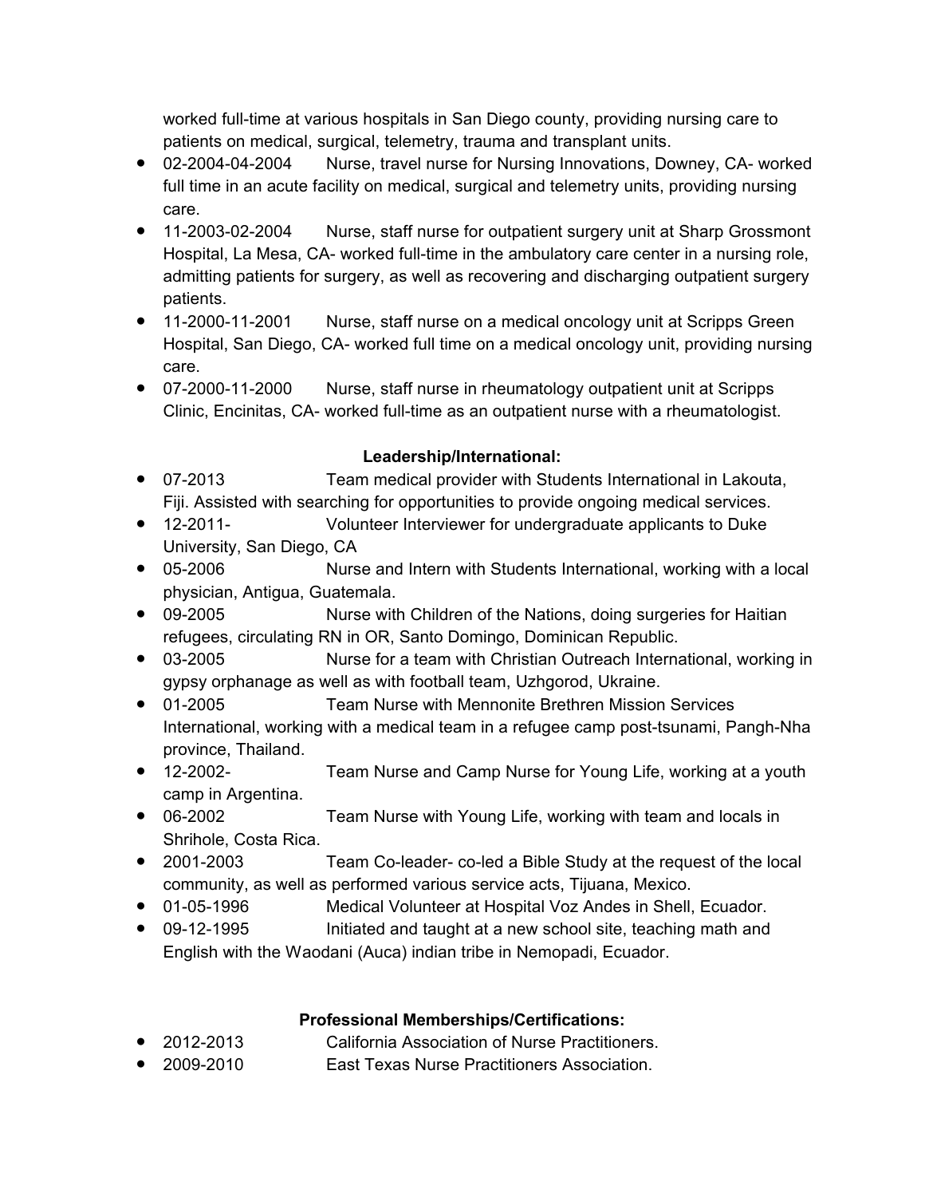worked full-time at various hospitals in San Diego county, providing nursing care to patients on medical, surgical, telemetry, trauma and transplant units.

- 02-2004-04-2004 Nurse, travel nurse for Nursing Innovations, Downey, CA- worked full time in an acute facility on medical, surgical and telemetry units, providing nursing care.
- 11-2003-02-2004 Nurse, staff nurse for outpatient surgery unit at Sharp Grossmont Hospital, La Mesa, CA- worked full-time in the ambulatory care center in a nursing role, admitting patients for surgery, as well as recovering and discharging outpatient surgery patients.
- 11-2000-11-2001 Nurse, staff nurse on a medical oncology unit at Scripps Green Hospital, San Diego, CA- worked full time on a medical oncology unit, providing nursing care.
- 07-2000-11-2000 Nurse, staff nurse in rheumatology outpatient unit at Scripps Clinic, Encinitas, CA- worked full-time as an outpatient nurse with a rheumatologist.

**Leadership/International:**

- 07-2013 Team medical provider with Students International in Lakouta, Fiji. Assisted with searching for opportunities to provide ongoing medical services.
- 12-2011- Volunteer Interviewer for undergraduate applicants to Duke University, San Diego, CA
- 05-2006 Nurse and Intern with Students International, working with a local physician, Antigua, Guatemala.
- 09-2005 Nurse with Children of the Nations, doing surgeries for Haitian refugees, circulating RN in OR, Santo Domingo, Dominican Republic.
- 03-2005 Nurse for a team with Christian Outreach International, working in gypsy orphanage as well as with football team, Uzhgorod, Ukraine.
- 01-2005 Team Nurse with Mennonite Brethren Mission Services International, working with a medical team in a refugee camp post-tsunami, Pangh-Nha province, Thailand.
- 12-2002- Team Nurse and Camp Nurse for Young Life, working at a youth camp in Argentina.
- 06-2002 Team Nurse with Young Life, working with team and locals in Shrihole, Costa Rica.
- 2001-2003 Team Co-leader- co-led a Bible Study at the request of the local community, as well as performed various service acts, Tijuana, Mexico.
- 01-05-1996 Medical Volunteer at Hospital Voz Andes in Shell, Ecuador.
- 09-12-1995 Initiated and taught at a new school site, teaching math and English with the Waodani (Auca) indian tribe in Nemopadi, Ecuador.

**Professional Memberships/Certifications:**

- 2012-2013 California Association of Nurse Practitioners.
- 2009-2010 East Texas Nurse Practitioners Association.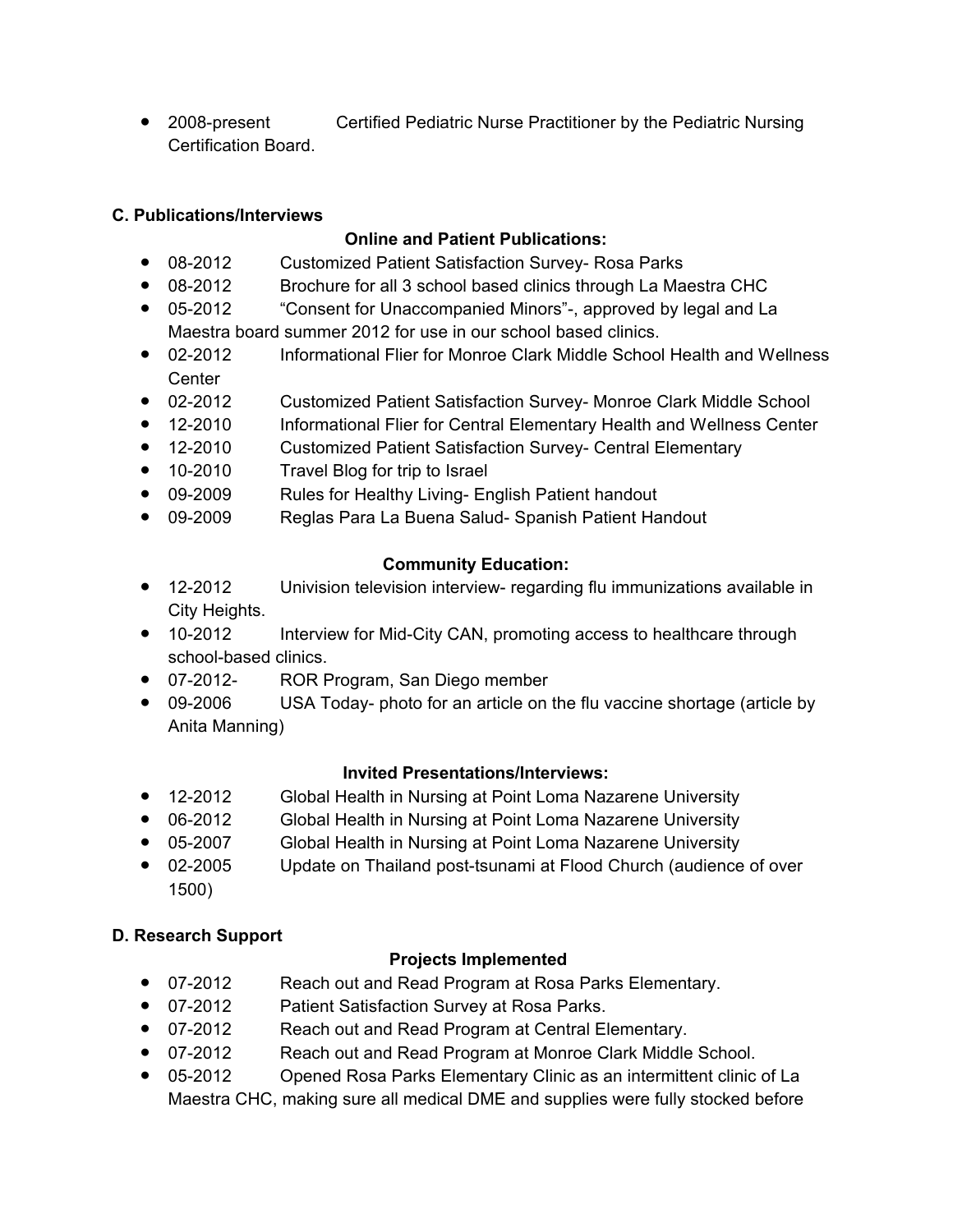- 2008-present Certified Pediatric Nurse Practitioner by the Pediatric Nursing Certification Board.

**C. Publications/Interviews**

**Online and Patient Publications:**

- 08-2012 Customized Patient Satisfaction Survey- Rosa Parks
- 08-2012 Brochure for all 3 school based clinics through La Maestra CHC
- 05-2012 “Consent for Unaccompanied Minors”-, approved by legal and La Maestra board summer 2012 for use in our school based clinics.
- 02-2012 Informational Flier for Monroe Clark Middle School Health and Wellness Center
- 02-2012 Customized Patient Satisfaction Survey- Monroe Clark Middle School
- 12-2010 Informational Flier for Central Elementary Health and Wellness Center
- 12-2010 Customized Patient Satisfaction Survey- Central Elementary
- 10-2010 Travel Blog for trip to Israel
- 09-2009 Rules for Healthy Living- English Patient handout
- 09-2009 Reglas Para La Buena Salud- Spanish Patient Handout

**Community Education:**

- 12-2012 Univision television interview- regarding flu immunizations available in City Heights.
- 10-2012 Interview for Mid-City CAN, promoting access to healthcare through school-based clinics.
- 07-2012- ROR Program, San Diego member
- 09-2006 USA Today- photo for an article on the flu vaccine shortage (article by Anita Manning)

**Invited Presentations/Interviews:**

- 12-2012 Global Health in Nursing at Point Loma Nazarene University
- 06-2012 Global Health in Nursing at Point Loma Nazarene University
- 05-2007 Global Health in Nursing at Point Loma Nazarene University
- 02-2005 Update on Thailand post-tsunami at Flood Church (audience of over 1500)

**D. Research Support**

**Projects Implemented**

- 07-2012 Reach out and Read Program at Rosa Parks Elementary.
- 07-2012 Patient Satisfaction Survey at Rosa Parks.
- 07-2012 Reach out and Read Program at Central Elementary.
- 07-2012 Reach out and Read Program at Monroe Clark Middle School.
- 05-2012 Opened Rosa Parks Elementary Clinic as an intermittent clinic of La Maestra CHC, making sure all medical DME and supplies were fully stocked before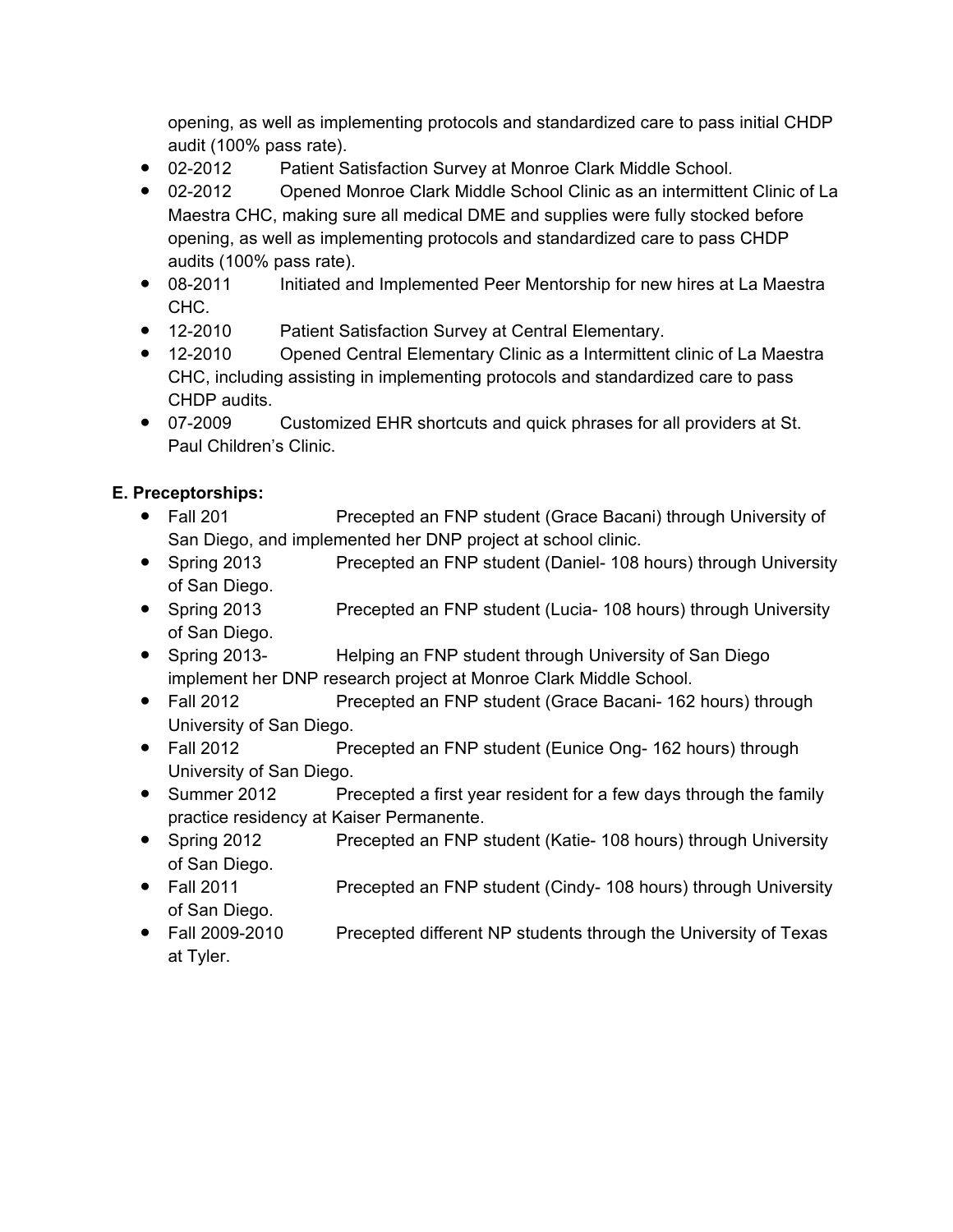opening, as well as implementing protocols and standardized care to pass initial CHDP audit (100% pass rate).

- 02-2012 Patient Satisfaction Survey at Monroe Clark Middle School.
- 02-2012 Opened Monroe Clark Middle School Clinic as an intermittent Clinic of La Maestra CHC, making sure all medical DME and supplies were fully stocked before opening, as well as implementing protocols and standardized care to pass CHDP audits (100% pass rate).
- 08-2011 Initiated and Implemented Peer Mentorship for new hires at La Maestra CHC.
- 12-2010 Patient Satisfaction Survey at Central Elementary.
- 12-2010 Opened Central Elementary Clinic as a Intermittent clinic of La Maestra CHC, including assisting in implementing protocols and standardized care to pass CHDP audits.
- 07-2009 Customized EHR shortcuts and quick phrases for all providers at St. Paul Children's Clinic.

**E. Preceptorships:**

- Fall 201 Precepted an FNP student (Grace Bacani) through University of San Diego, and implemented her DNP project at school clinic.
- Spring 2013 Precepted an FNP student (Daniel- 108 hours) through University of San Diego.
- Spring 2013 Precepted an FNP student (Lucia- 108 hours) through University of San Diego.
- Spring 2013- Helping an FNP student through University of San Diego implement her DNP research project at Monroe Clark Middle School.
- Fall 2012 Precepted an FNP student (Grace Bacani- 162 hours) through University of San Diego.
- Fall 2012 Precepted an FNP student (Eunice Ong- 162 hours) through University of San Diego.
- Summer 2012 Precepted a first year resident for a few days through the family practice residency at Kaiser Permanente.
- Spring 2012 Precepted an FNP student (Katie- 108 hours) through University of San Diego.
- Fall 2011 Precepted an FNP student (Cindy- 108 hours) through University of San Diego.
- Fall 2009-2010 Precepted different NP students through the University of Texas at Tyler.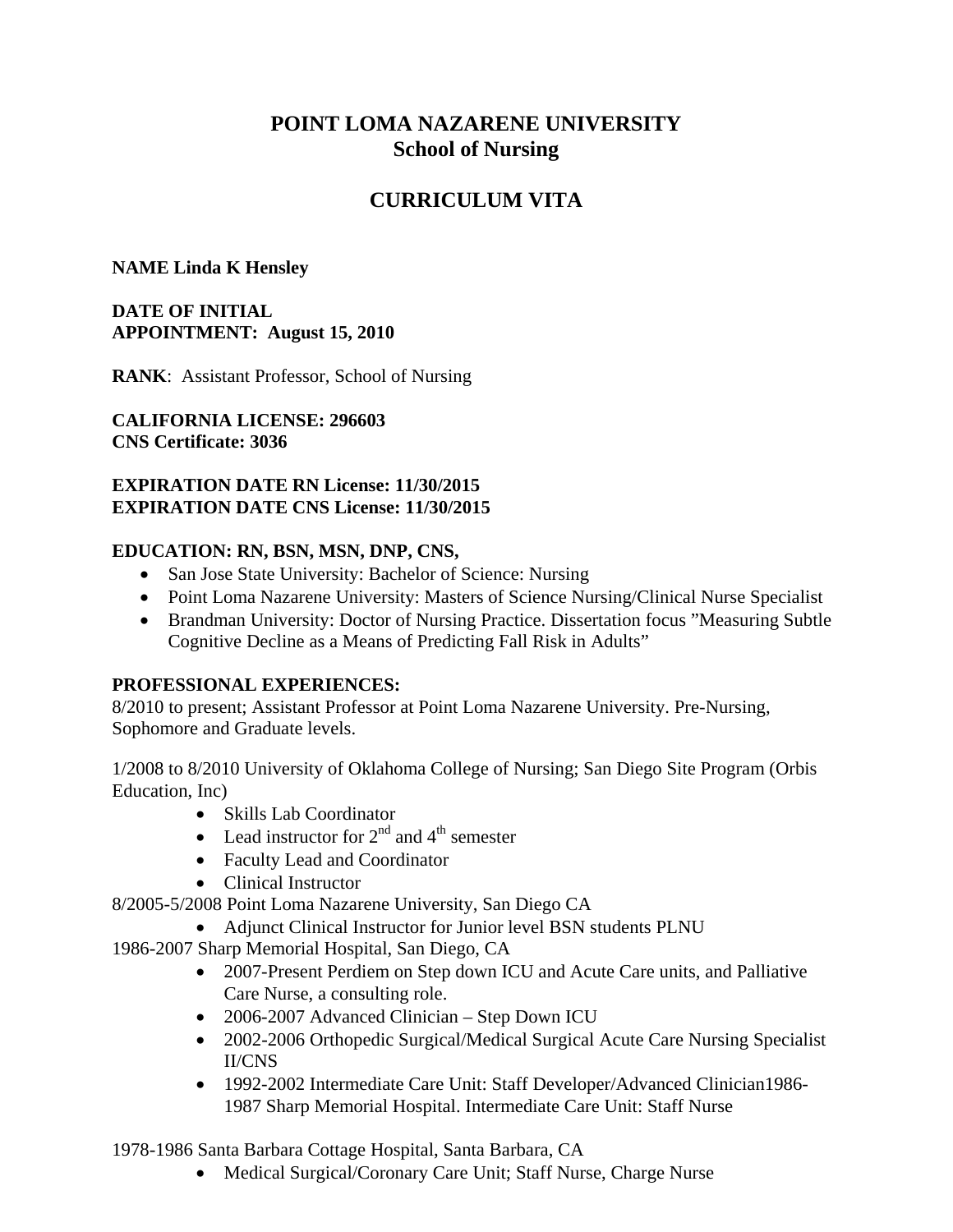# POINT LOMA NAZARENE UNIVERSITY
## School of Nursing

## CURRICULUM VITA

**NAME Linda K Hensley**

**DATE OF INITIAL APPOINTMENT: August 15, 2010**

**RANK**: Assistant Professor, School of Nursing

**CALIFORNIA LICENSE: 296603**
**CNS Certificate: 3036**

**EXPIRATION DATE RN License: 11/30/2015**
**EXPIRATION DATE CNS License: 11/30/2015**

**EDUCATION: RN, BSN, MSN, DNP, CNS,**

- San Jose State University: Bachelor of Science: Nursing
- Point Loma Nazarene University: Masters of Science Nursing/Clinical Nurse Specialist
- Brandman University: Doctor of Nursing Practice. Dissertation focus "Measuring Subtle Cognitive Decline as a Means of Predicting Fall Risk in Adults"

**PROFESSIONAL EXPERIENCES:**

8/2010 to present; Assistant Professor at Point Loma Nazarene University. Pre-Nursing, Sophomore and Graduate levels.

1/2008 to 8/2010 University of Oklahoma College of Nursing; San Diego Site Program (Orbis Education, Inc)

- Skills Lab Coordinator
- Lead instructor for 2nd and 4th semester
- Faculty Lead and Coordinator
- Clinical Instructor

8/2005-5/2008 Point Loma Nazarene University, San Diego CA

- Adjunct Clinical Instructor for Junior level BSN students PLNU

1986-2007 Sharp Memorial Hospital, San Diego, CA

- 2007-Present Perdiem on Step down ICU and Acute Care units, and Palliative Care Nurse, a consulting role.
- 2006-2007 Advanced Clinician – Step Down ICU
- 2002-2006 Orthopedic Surgical/Medical Surgical Acute Care Nursing Specialist II/CNS
- 1992-2002 Intermediate Care Unit: Staff Developer/Advanced Clinician1986-1987 Sharp Memorial Hospital. Intermediate Care Unit: Staff Nurse

1978-1986 Santa Barbara Cottage Hospital, Santa Barbara, CA

- Medical Surgical/Coronary Care Unit; Staff Nurse, Charge Nurse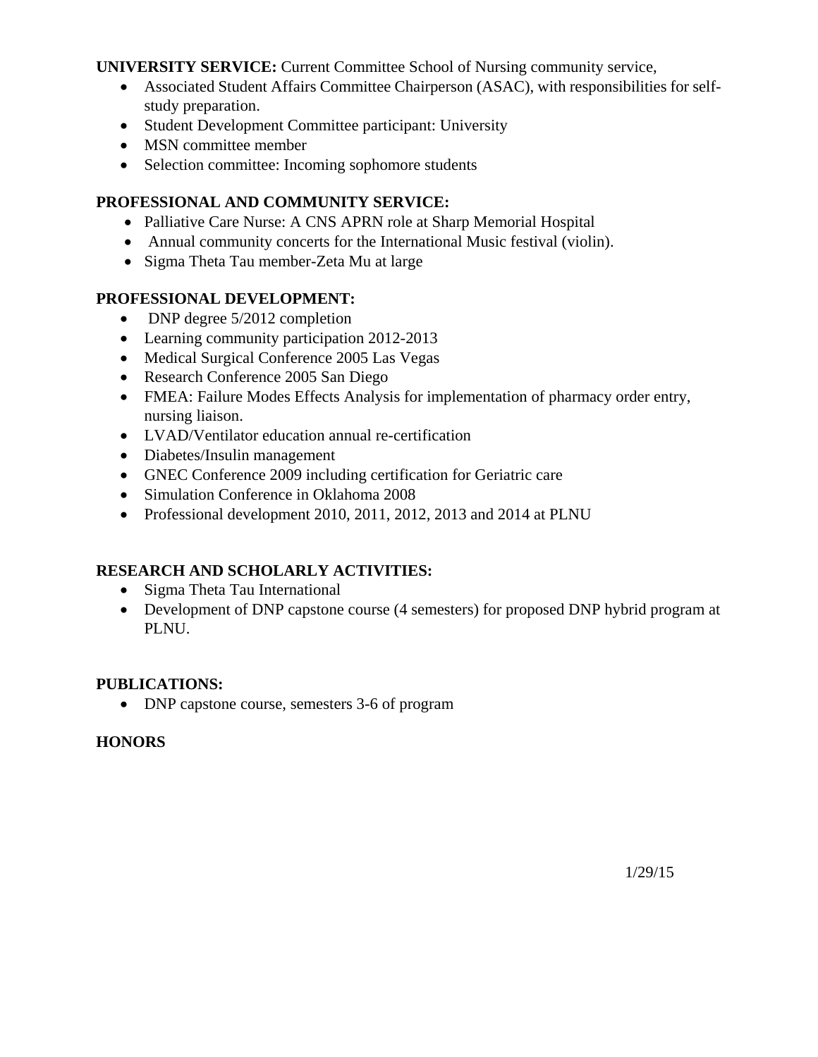**UNIVERSITY SERVICE:** Current Committee School of Nursing community service,

- Associated Student Affairs Committee Chairperson (ASAC), with responsibilities for self-study preparation.
- Student Development Committee participant: University
- MSN committee member
- Selection committee: Incoming sophomore students

**PROFESSIONAL AND COMMUNITY SERVICE:**

- Palliative Care Nurse: A CNS APRN role at Sharp Memorial Hospital
- Annual community concerts for the International Music festival (violin).
- Sigma Theta Tau member-Zeta Mu at large

**PROFESSIONAL DEVELOPMENT:**

- DNP degree 5/2012 completion
- Learning community participation 2012-2013
- Medical Surgical Conference 2005 Las Vegas
- Research Conference 2005 San Diego
- FMEA: Failure Modes Effects Analysis for implementation of pharmacy order entry, nursing liaison.
- LVAD/Ventilator education annual re-certification
- Diabetes/Insulin management
- GNEC Conference 2009 including certification for Geriatric care
- Simulation Conference in Oklahoma 2008
- Professional development 2010, 2011, 2012, 2013 and 2014 at PLNU

**RESEARCH AND SCHOLARLY ACTIVITIES:**

- Sigma Theta Tau International
- Development of DNP capstone course (4 semesters) for proposed DNP hybrid program at PLNU.

**PUBLICATIONS:**

- DNP capstone course, semesters 3-6 of program

**HONORS**

1/29/15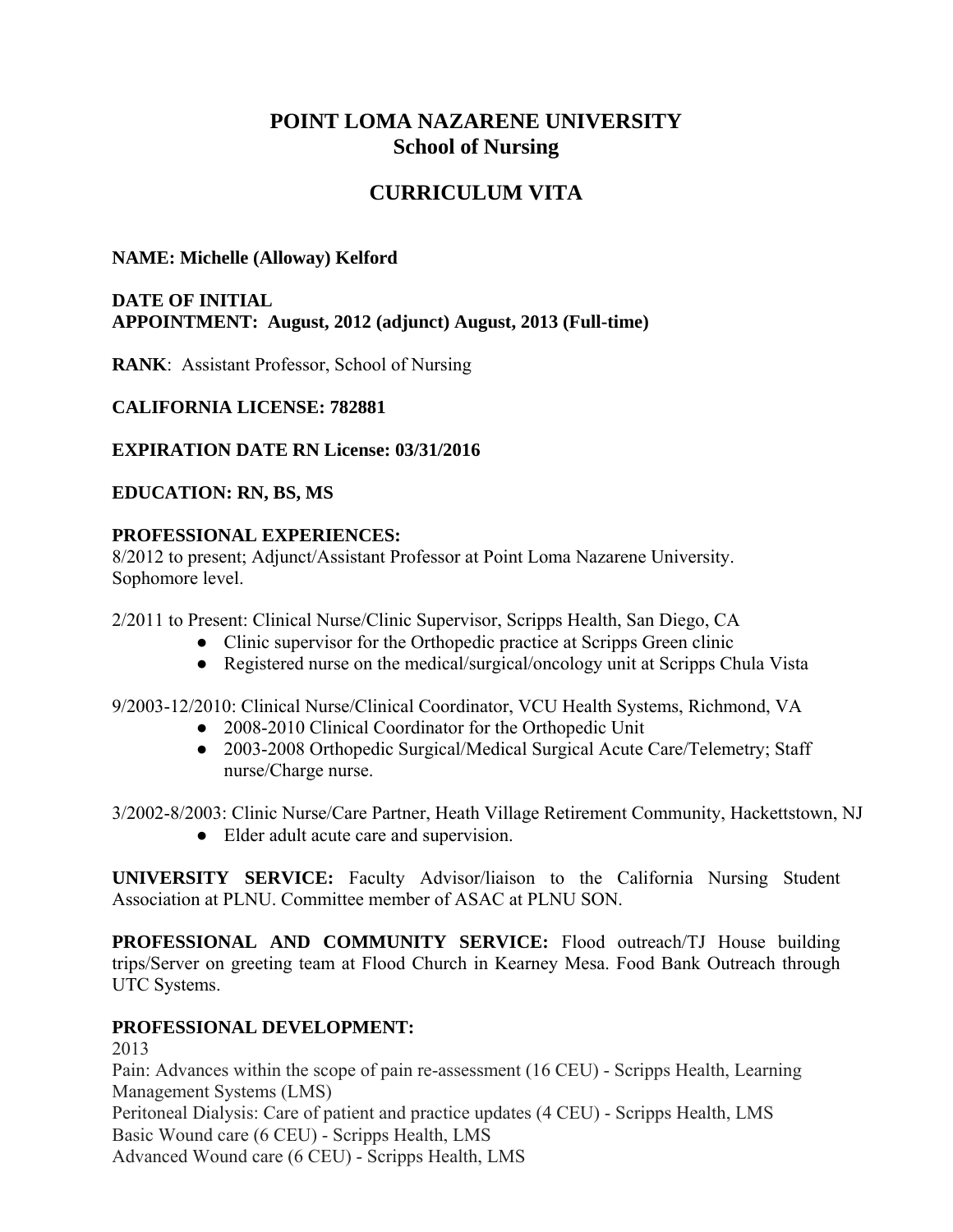# POINT LOMA NAZARENE UNIVERSITY
## School of Nursing

## CURRICULUM VITA

**NAME: Michelle (Alloway) Kelford**

**DATE OF INITIAL**
**APPOINTMENT: August, 2012 (adjunct) August, 2013 (Full-time)**

**RANK**: Assistant Professor, School of Nursing

**CALIFORNIA LICENSE: 782881**

**EXPIRATION DATE RN License: 03/31/2016**

**EDUCATION: RN, BS, MS**

**PROFESSIONAL EXPERIENCES:**
8/2012 to present; Adjunct/Assistant Professor at Point Loma Nazarene University. Sophomore level.

2/2011 to Present: Clinical Nurse/Clinic Supervisor, Scripps Health, San Diego, CA

- Clinic supervisor for the Orthopedic practice at Scripps Green clinic
- Registered nurse on the medical/surgical/oncology unit at Scripps Chula Vista

9/2003-12/2010: Clinical Nurse/Clinical Coordinator, VCU Health Systems, Richmond, VA

- 2008-2010 Clinical Coordinator for the Orthopedic Unit
- 2003-2008 Orthopedic Surgical/Medical Surgical Acute Care/Telemetry; Staff nurse/Charge nurse.

3/2002-8/2003: Clinic Nurse/Care Partner, Heath Village Retirement Community, Hackettstown, NJ

- Elder adult acute care and supervision.

**UNIVERSITY SERVICE:** Faculty Advisor/liaison to the California Nursing Student Association at PLNU. Committee member of ASAC at PLNU SON.

**PROFESSIONAL AND COMMUNITY SERVICE:** Flood outreach/TJ House building trips/Server on greeting team at Flood Church in Kearney Mesa. Food Bank Outreach through UTC Systems.

**PROFESSIONAL DEVELOPMENT:**
2013
Pain: Advances within the scope of pain re-assessment (16 CEU) - Scripps Health, Learning Management Systems (LMS)
Peritoneal Dialysis: Care of patient and practice updates (4 CEU) - Scripps Health, LMS
Basic Wound care (6 CEU) - Scripps Health, LMS
Advanced Wound care (6 CEU) - Scripps Health, LMS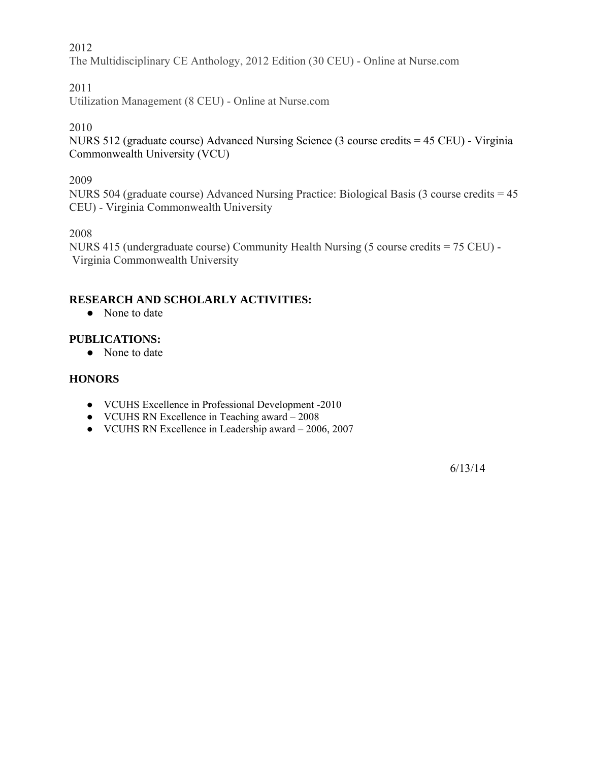2012

The Multidisciplinary CE Anthology, 2012 Edition (30 CEU) - Online at Nurse.com

2011

Utilization Management (8 CEU) - Online at Nurse.com

2010

NURS 512 (graduate course) Advanced Nursing Science (3 course credits = 45 CEU) - Virginia Commonwealth University (VCU)

2009

NURS 504 (graduate course) Advanced Nursing Practice: Biological Basis (3 course credits = 45 CEU) - Virginia Commonwealth University

2008

NURS 415 (undergraduate course) Community Health Nursing (5 course credits = 75 CEU) - Virginia Commonwealth University

**RESEARCH AND SCHOLARLY ACTIVITIES:**

- None to date

**PUBLICATIONS:**

- None to date

**HONORS**

- VCUHS Excellence in Professional Development -2010
- VCUHS RN Excellence in Teaching award – 2008
- VCUHS RN Excellence in Leadership award – 2006, 2007

6/13/14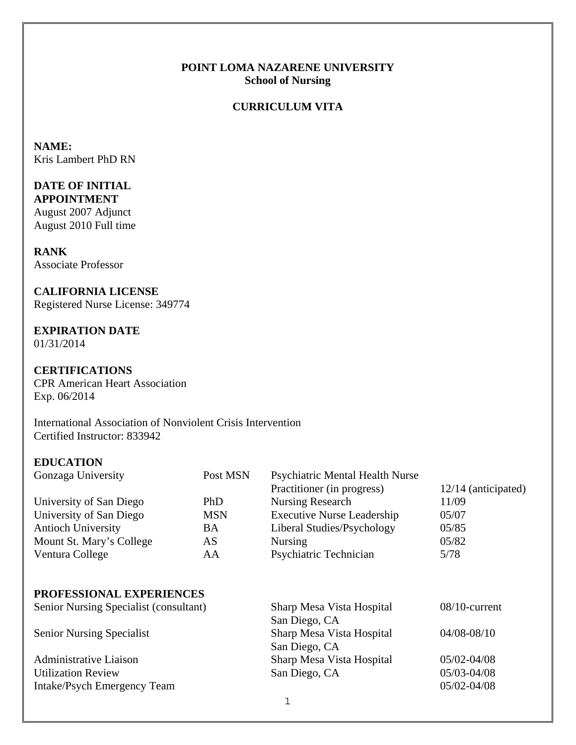**POINT LOMA NAZARENE UNIVERSITY**
**School of Nursing**

**CURRICULUM VITA**

**NAME:**
Kris Lambert PhD RN

**DATE OF INITIAL APPOINTMENT**
August 2007 Adjunct
August 2010 Full time

**RANK**
Associate Professor

**CALIFORNIA LICENSE**
Registered Nurse License: 349774

**EXPIRATION DATE**
01/31/2014

**CERTIFICATIONS**
CPR American Heart Association
Exp. 06/2014

International Association of Nonviolent Crisis Intervention
Certified Instructor: 833942

**EDUCATION**

| | | | |
|---|---|---|---|
| Gonzaga University | Post MSN | Psychiatric Mental Health Nurse Practitioner (in progress) | 12/14 (anticipated) |
| University of San Diego | PhD | Nursing Research | 11/09 |
| University of San Diego | MSN | Executive Nurse Leadership | 05/07 |
| Antioch University | BA | Liberal Studies/Psychology | 05/85 |
| Mount St. Mary's College | AS | Nursing | 05/82 |
| Ventura College | AA | Psychiatric Technician | 5/78 |

**PROFESSIONAL EXPERIENCES**

| | | |
|---|---|---|
| Senior Nursing Specialist (consultant) | Sharp Mesa Vista Hospital San Diego, CA | 08/10-current |
| Senior Nursing Specialist | Sharp Mesa Vista Hospital San Diego, CA | 04/08-08/10 |
| Administrative Liaison | Sharp Mesa Vista Hospital | 05/02-04/08 |
| Utilization Review | San Diego, CA | 05/03-04/08 |
| Intake/Psych Emergency Team | | 05/02-04/08 |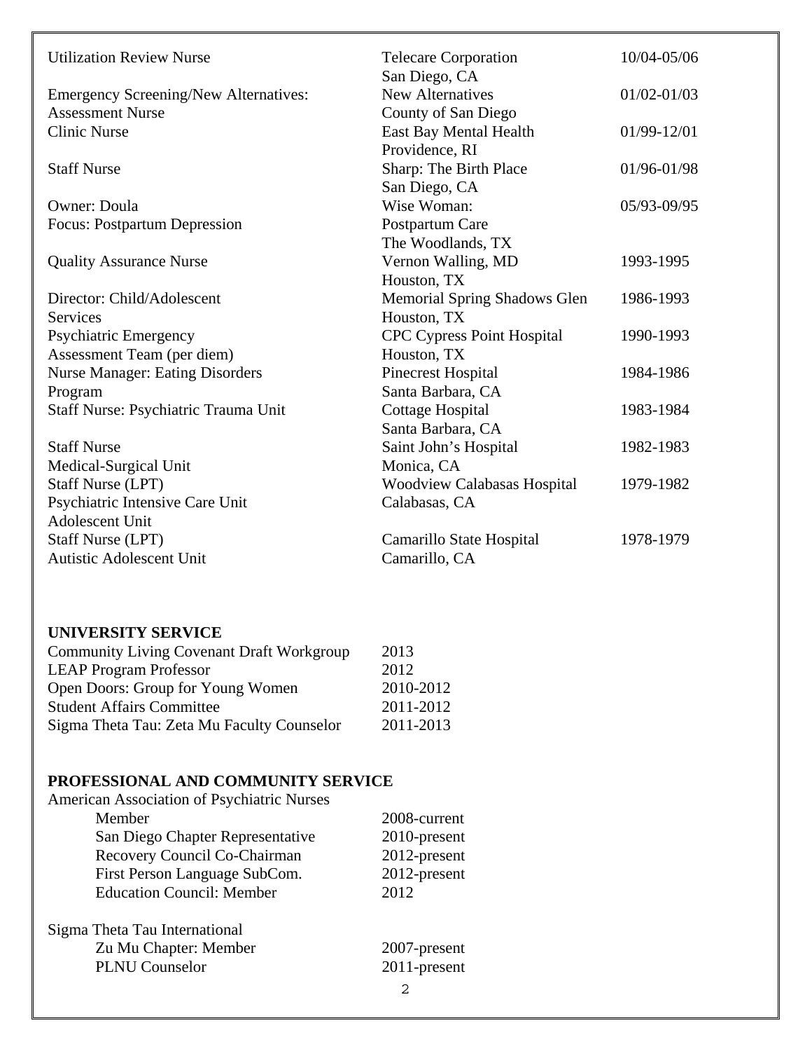| | | |
|---|---|---|
| Utilization Review Nurse | Telecare Corporation<br>San Diego, CA | 10/04-05/06 |
| Emergency Screening/New Alternatives:<br>Assessment Nurse | New Alternatives<br>County of San Diego | 01/02-01/03 |
| Clinic Nurse | East Bay Mental Health<br>Providence, RI | 01/99-12/01 |
| Staff Nurse | Sharp: The Birth Place<br>San Diego, CA | 01/96-01/98 |
| Owner: Doula<br>Focus: Postpartum Depression | Wise Woman:<br>Postpartum Care<br>The Woodlands, TX | 05/93-09/95 |
| Quality Assurance Nurse | Vernon Walling, MD<br>Houston, TX | 1993-1995 |
| Director: Child/Adolescent<br>Services | Memorial Spring Shadows Glen<br>Houston, TX | 1986-1993 |
| Psychiatric Emergency<br>Assessment Team (per diem) | CPC Cypress Point Hospital<br>Houston, TX | 1990-1993 |
| Nurse Manager: Eating Disorders<br>Program | Pinecrest Hospital<br>Santa Barbara, CA | 1984-1986 |
| Staff Nurse: Psychiatric Trauma Unit | Cottage Hospital<br>Santa Barbara, CA | 1983-1984 |
| Staff Nurse<br>Medical-Surgical Unit | Saint John's Hospital<br>Monica, CA | 1982-1983 |
| Staff Nurse (LPT)<br>Psychiatric Intensive Care Unit<br>Adolescent Unit | Woodview Calabasas Hospital<br>Calabasas, CA | 1979-1982 |
| Staff Nurse (LPT)<br>Autistic Adolescent Unit | Camarillo State Hospital<br>Camarillo, CA | 1978-1979 |

**UNIVERSITY SERVICE**

| | |
|---|---|
| Community Living Covenant Draft Workgroup | 2013 |
| LEAP Program Professor | 2012 |
| Open Doors: Group for Young Women | 2010-2012 |
| Student Affairs Committee | 2011-2012 |
| Sigma Theta Tau: Zeta Mu Faculty Counselor | 2011-2013 |

**PROFESSIONAL AND COMMUNITY SERVICE**

American Association of Psychiatric Nurses

| | |
|---|---|
| Member | 2008-current |
| San Diego Chapter Representative | 2010-present |
| Recovery Council Co-Chairman | 2012-present |
| First Person Language SubCom. | 2012-present |
| Education Council: Member | 2012 |

Sigma Theta Tau International

| | |
|---|---|
| Zu Mu Chapter: Member | 2007-present |
| PLNU Counselor | 2011-present |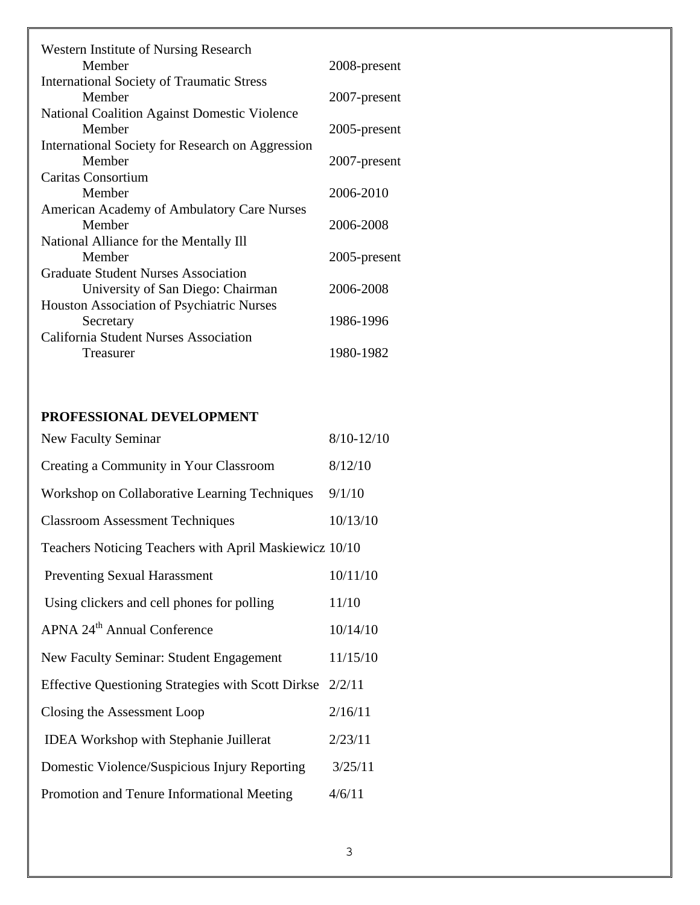| | |
|---|---|
| Western Institute of Nursing Research | |
| Member | 2008-present |
| International Society of Traumatic Stress | |
| Member | 2007-present |
| National Coalition Against Domestic Violence | |
| Member | 2005-present |
| International Society for Research on Aggression | |
| Member | 2007-present |
| Caritas Consortium | |
| Member | 2006-2010 |
| American Academy of Ambulatory Care Nurses | |
| Member | 2006-2008 |
| National Alliance for the Mentally Ill | |
| Member | 2005-present |
| Graduate Student Nurses Association | |
| University of San Diego: Chairman | 2006-2008 |
| Houston Association of Psychiatric Nurses | |
| Secretary | 1986-1996 |
| California Student Nurses Association | |
| Treasurer | 1980-1982 |

**PROFESSIONAL DEVELOPMENT**

| | |
|---|---|
| New Faculty Seminar | 8/10-12/10 |
| Creating a Community in Your Classroom | 8/12/10 |
| Workshop on Collaborative Learning Techniques | 9/1/10 |
| Classroom Assessment Techniques | 10/13/10 |
| Teachers Noticing Teachers with April Maskiewicz | 10/10 |
| Preventing Sexual Harassment | 10/11/10 |
| Using clickers and cell phones for polling | 11/10 |
| APNA 24th Annual Conference | 10/14/10 |
| New Faculty Seminar: Student Engagement | 11/15/10 |
| Effective Questioning Strategies with Scott Dirkse | 2/2/11 |
| Closing the Assessment Loop | 2/16/11 |
| IDEA Workshop with Stephanie Juillerat | 2/23/11 |
| Domestic Violence/Suspicious Injury Reporting | 3/25/11 |
| Promotion and Tenure Informational Meeting | 4/6/11 |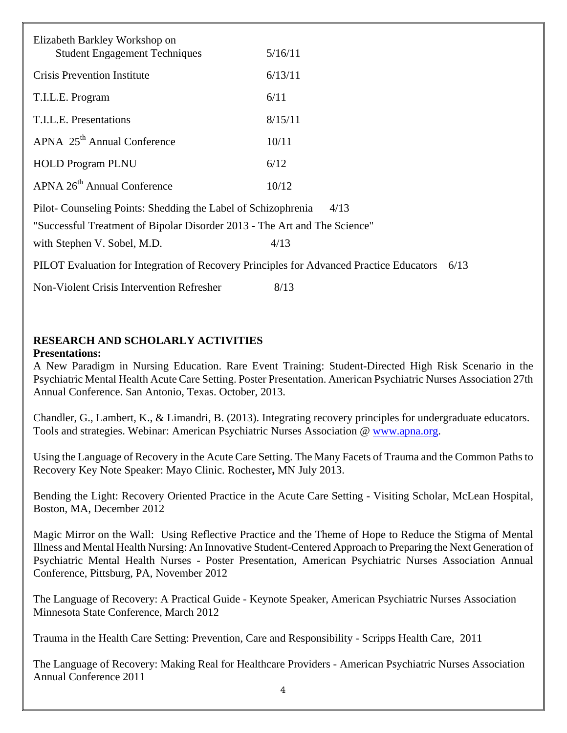| | |
|---|---|
| Elizabeth Barkley Workshop on Student Engagement Techniques | 5/16/11 |
| Crisis Prevention Institute | 6/13/11 |
| T.I.L.E. Program | 6/11 |
| T.I.L.E. Presentations | 8/15/11 |
| APNA 25th Annual Conference | 10/11 |
| HOLD Program PLNU | 6/12 |
| APNA 26th Annual Conference | 10/12 |

Pilot- Counseling Points: Shedding the Label of Schizophrenia 4/13

"Successful Treatment of Bipolar Disorder 2013 - The Art and The Science" with Stephen V. Sobel, M.D. 4/13

PILOT Evaluation for Integration of Recovery Principles for Advanced Practice Educators 6/13

Non-Violent Crisis Intervention Refresher 8/13

## RESEARCH AND SCHOLARLY ACTIVITIES

### Presentations:

A New Paradigm in Nursing Education. Rare Event Training: Student-Directed High Risk Scenario in the Psychiatric Mental Health Acute Care Setting. Poster Presentation. American Psychiatric Nurses Association 27th Annual Conference. San Antonio, Texas. October, 2013.

Chandler, G., Lambert, K., & Limandri, B. (2013). Integrating recovery principles for undergraduate educators. Tools and strategies. Webinar: American Psychiatric Nurses Association @ www.apna.org.

Using the Language of Recovery in the Acute Care Setting. The Many Facets of Trauma and the Common Paths to Recovery Key Note Speaker: Mayo Clinic. Rochester**,** MN July 2013.

Bending the Light: Recovery Oriented Practice in the Acute Care Setting - Visiting Scholar, McLean Hospital, Boston, MA, December 2012

Magic Mirror on the Wall: Using Reflective Practice and the Theme of Hope to Reduce the Stigma of Mental Illness and Mental Health Nursing: An Innovative Student-Centered Approach to Preparing the Next Generation of Psychiatric Mental Health Nurses - Poster Presentation, American Psychiatric Nurses Association Annual Conference, Pittsburg, PA, November 2012

The Language of Recovery: A Practical Guide - Keynote Speaker, American Psychiatric Nurses Association Minnesota State Conference, March 2012

Trauma in the Health Care Setting: Prevention, Care and Responsibility - Scripps Health Care, 2011

The Language of Recovery: Making Real for Healthcare Providers - American Psychiatric Nurses Association Annual Conference 2011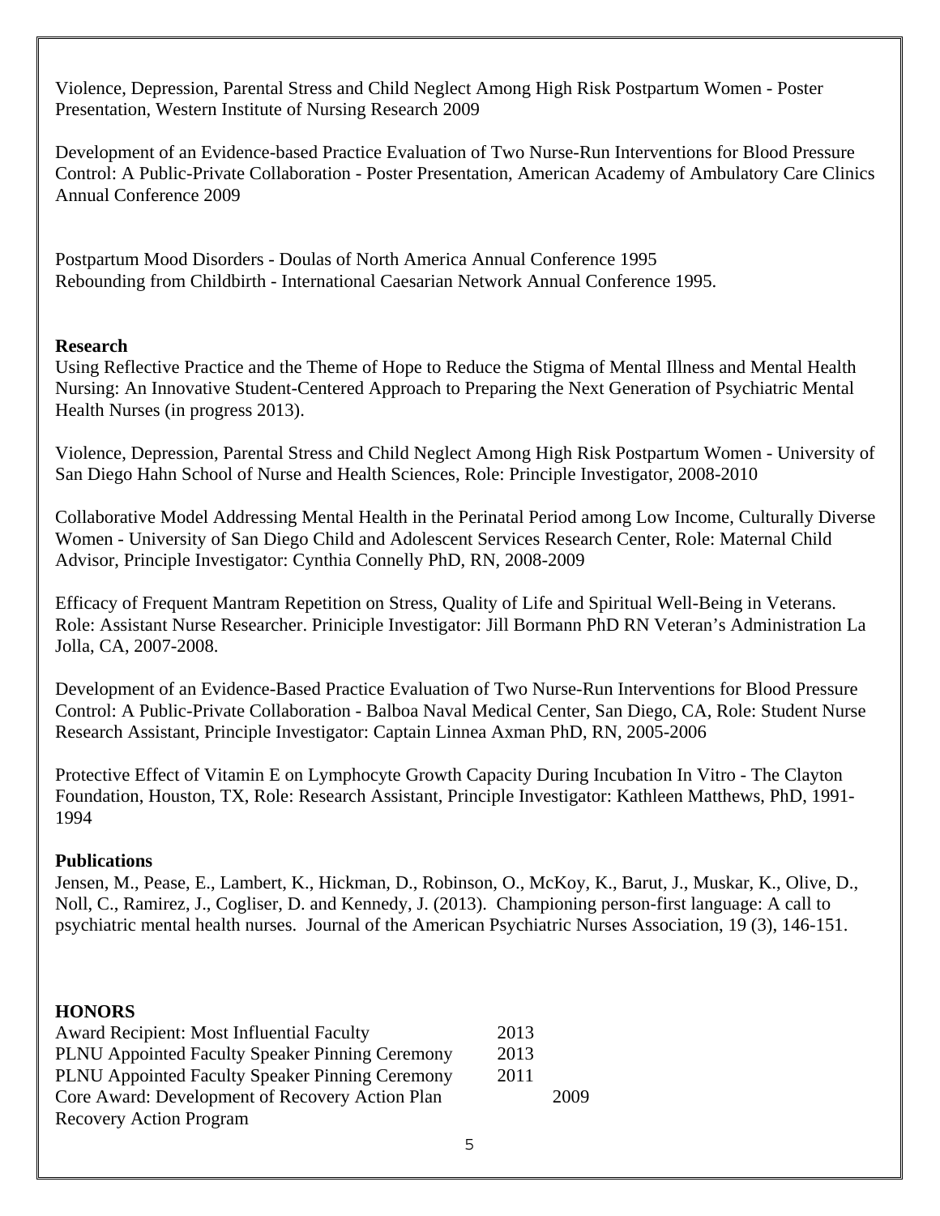Violence, Depression, Parental Stress and Child Neglect Among High Risk Postpartum Women - Poster Presentation, Western Institute of Nursing Research 2009

Development of an Evidence-based Practice Evaluation of Two Nurse-Run Interventions for Blood Pressure Control: A Public-Private Collaboration - Poster Presentation, American Academy of Ambulatory Care Clinics Annual Conference 2009

Postpartum Mood Disorders - Doulas of North America Annual Conference 1995
Rebounding from Childbirth - International Caesarian Network Annual Conference 1995.

**Research**

Using Reflective Practice and the Theme of Hope to Reduce the Stigma of Mental Illness and Mental Health Nursing: An Innovative Student-Centered Approach to Preparing the Next Generation of Psychiatric Mental Health Nurses (in progress 2013).

Violence, Depression, Parental Stress and Child Neglect Among High Risk Postpartum Women - University of San Diego Hahn School of Nurse and Health Sciences, Role: Principle Investigator, 2008-2010

Collaborative Model Addressing Mental Health in the Perinatal Period among Low Income, Culturally Diverse Women - University of San Diego Child and Adolescent Services Research Center, Role: Maternal Child Advisor, Principle Investigator: Cynthia Connelly PhD, RN, 2008-2009

Efficacy of Frequent Mantram Repetition on Stress, Quality of Life and Spiritual Well-Being in Veterans. Role: Assistant Nurse Researcher. Priniciple Investigator: Jill Bormann PhD RN Veteran's Administration La Jolla, CA, 2007-2008.

Development of an Evidence-Based Practice Evaluation of Two Nurse-Run Interventions for Blood Pressure Control: A Public-Private Collaboration - Balboa Naval Medical Center, San Diego, CA, Role: Student Nurse Research Assistant, Principle Investigator: Captain Linnea Axman PhD, RN, 2005-2006

Protective Effect of Vitamin E on Lymphocyte Growth Capacity During Incubation In Vitro - The Clayton Foundation, Houston, TX, Role: Research Assistant, Principle Investigator: Kathleen Matthews, PhD, 1991-1994

**Publications**

Jensen, M., Pease, E., Lambert, K., Hickman, D., Robinson, O., McKoy, K., Barut, J., Muskar, K., Olive, D., Noll, C., Ramirez, J., Cogliser, D. and Kennedy, J. (2013). Championing person-first language: A call to psychiatric mental health nurses. Journal of the American Psychiatric Nurses Association, 19 (3), 146-151.

**HONORS**

| | |
|---|---|
| Award Recipient: Most Influential Faculty | 2013 |
| PLNU Appointed Faculty Speaker Pinning Ceremony | 2013 |
| PLNU Appointed Faculty Speaker Pinning Ceremony | 2011 |
| Core Award: Development of Recovery Action Plan Recovery Action Program | 2009 |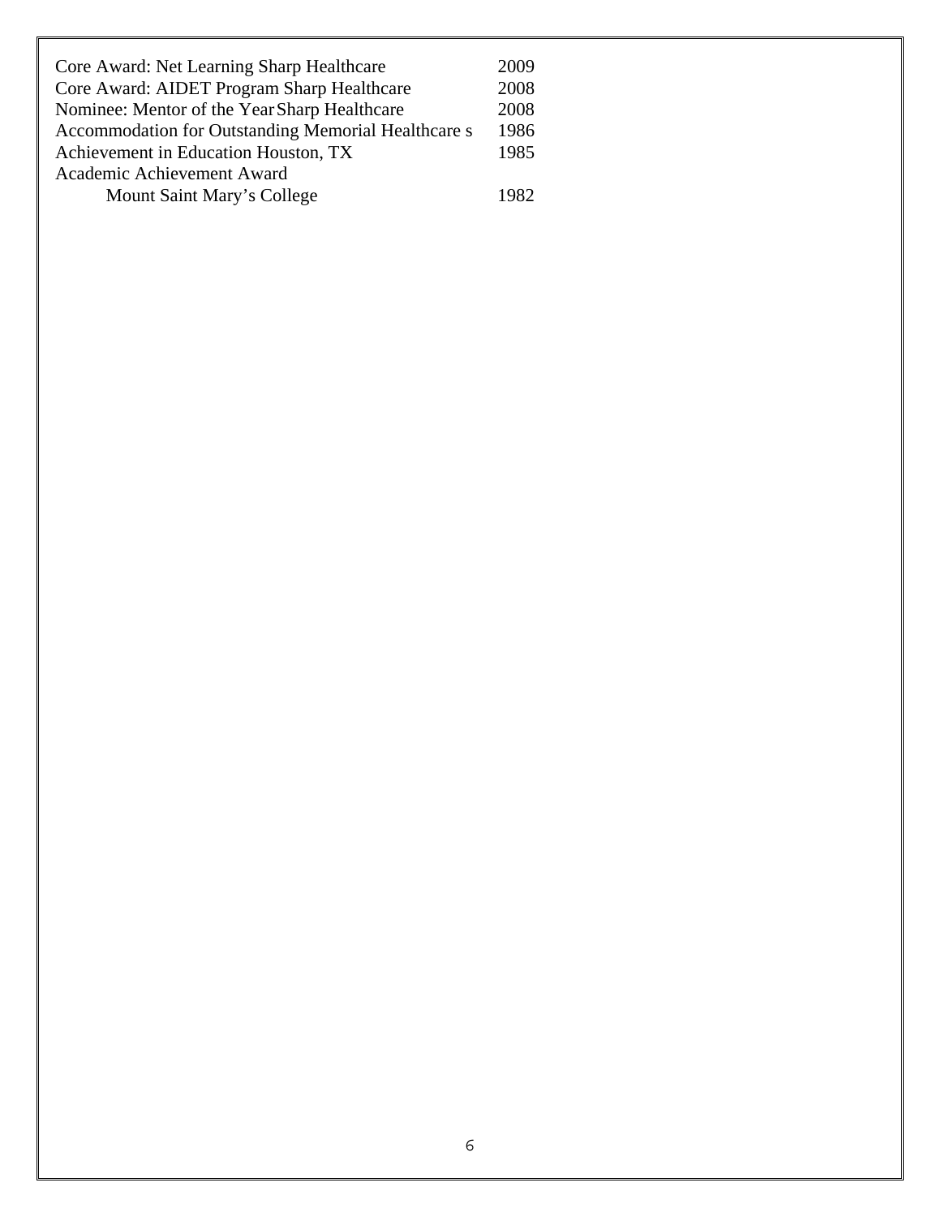| | |
|---|---|
| Core Award: Net Learning Sharp Healthcare | 2009 |
| Core Award: AIDET Program Sharp Healthcare | 2008 |
| Nominee: Mentor of the Year Sharp Healthcare | 2008 |
| Accommodation for Outstanding Memorial Healthcare s | 1986 |
| Achievement in Education Houston, TX | 1985 |
| Academic Achievement Award Mount Saint Mary's College | 1982 |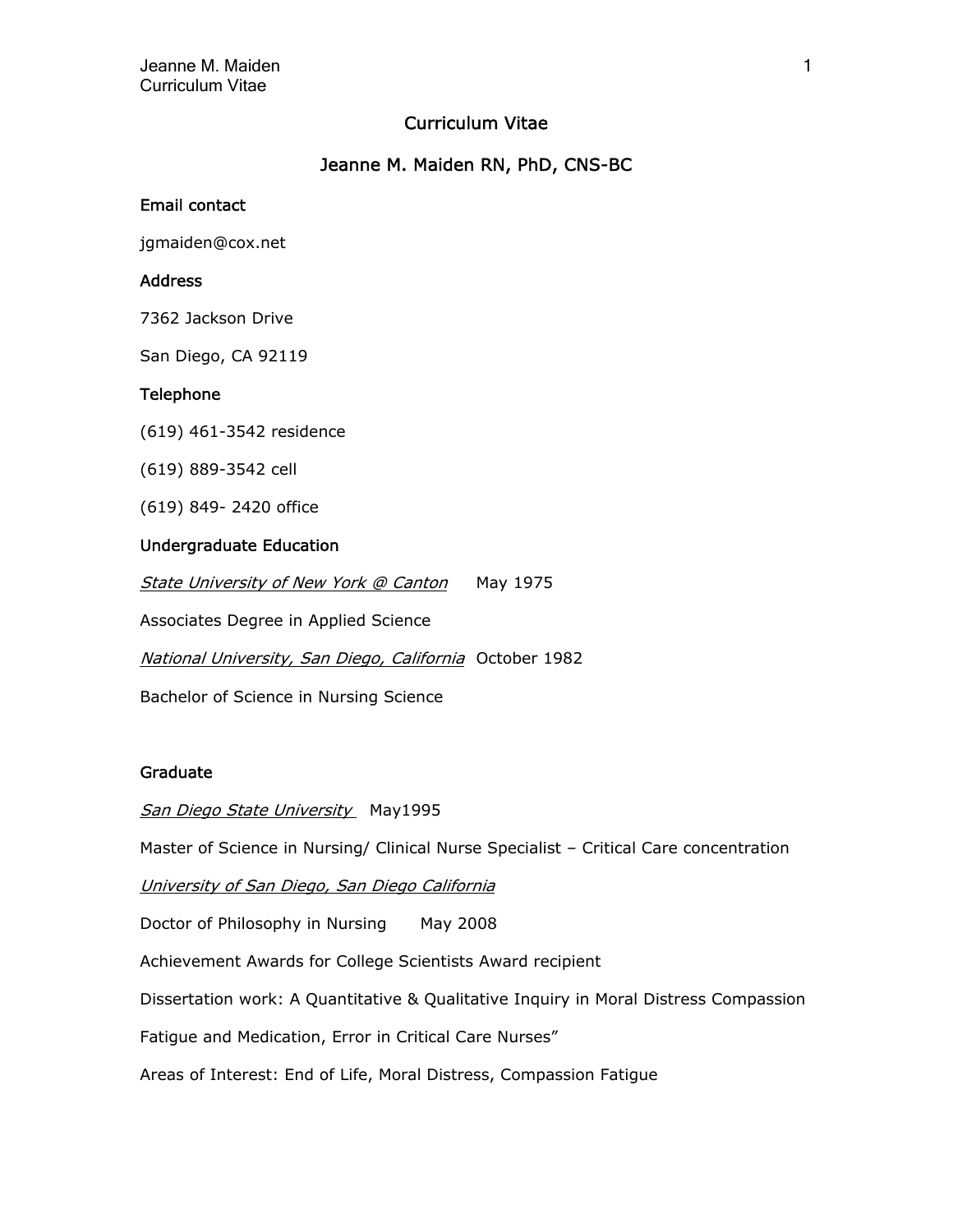# Curriculum Vitae

## Jeanne M. Maiden RN, PhD, CNS-BC

### Email contact

jgmaiden@cox.net

### Address

7362 Jackson Drive

San Diego, CA 92119

### Telephone

(619) 461-3542 residence

(619) 889-3542 cell

(619) 849- 2420 office

### Undergraduate Education

*State University of New York @ Canton* May 1975

Associates Degree in Applied Science

*National University, San Diego, California* October 1982

Bachelor of Science in Nursing Science

### Graduate

*San Diego State University* May1995

Master of Science in Nursing/ Clinical Nurse Specialist – Critical Care concentration

*University of San Diego, San Diego California*

Doctor of Philosophy in Nursing May 2008

Achievement Awards for College Scientists Award recipient

Dissertation work: A Quantitative & Qualitative Inquiry in Moral Distress Compassion

Fatigue and Medication, Error in Critical Care Nurses"

Areas of Interest: End of Life, Moral Distress, Compassion Fatigue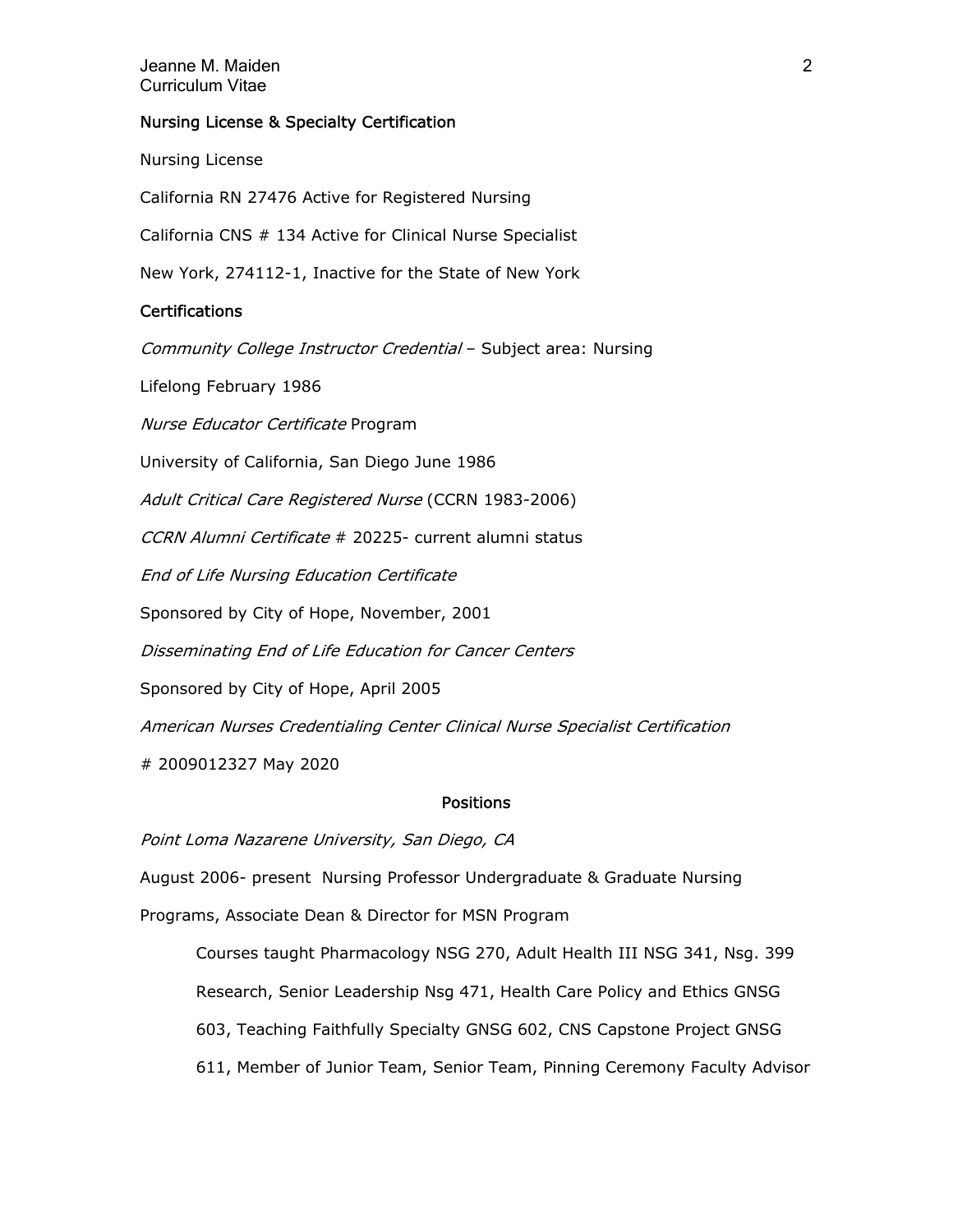## Nursing License & Specialty Certification

Nursing License

California RN 27476 Active for Registered Nursing

California CNS # 134 Active for Clinical Nurse Specialist

New York, 274112-1, Inactive for the State of New York

## Certifications

*Community College Instructor Credential* – Subject area: Nursing

Lifelong February 1986

*Nurse Educator Certificate* Program

University of California, San Diego June 1986

*Adult Critical Care Registered Nurse* (CCRN 1983-2006)

*CCRN Alumni Certificate* # 20225- current alumni status

*End of Life Nursing Education Certificate*

Sponsored by City of Hope, November, 2001

*Disseminating End of Life Education for Cancer Centers*

Sponsored by City of Hope, April 2005

*American Nurses Credentialing Center Clinical Nurse Specialist Certification*

# 2009012327 May 2020

## Positions

*Point Loma Nazarene University, San Diego, CA*

August 2006- present Nursing Professor Undergraduate & Graduate Nursing Programs, Associate Dean & Director for MSN Program

> Courses taught Pharmacology NSG 270, Adult Health III NSG 341, Nsg. 399 Research, Senior Leadership Nsg 471, Health Care Policy and Ethics GNSG 603, Teaching Faithfully Specialty GNSG 602, CNS Capstone Project GNSG 611, Member of Junior Team, Senior Team, Pinning Ceremony Faculty Advisor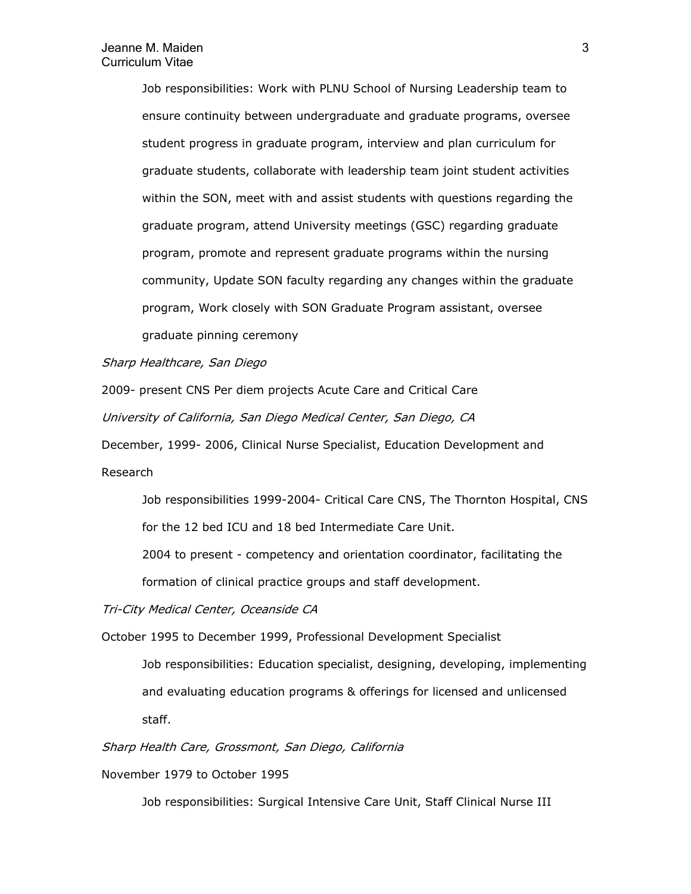Job responsibilities: Work with PLNU School of Nursing Leadership team to ensure continuity between undergraduate and graduate programs, oversee student progress in graduate program, interview and plan curriculum for graduate students, collaborate with leadership team joint student activities within the SON, meet with and assist students with questions regarding the graduate program, attend University meetings (GSC) regarding graduate program, promote and represent graduate programs within the nursing community, Update SON faculty regarding any changes within the graduate program, Work closely with SON Graduate Program assistant, oversee graduate pinning ceremony

*Sharp Healthcare, San Diego*

2009- present CNS Per diem projects Acute Care and Critical Care

*University of California, San Diego Medical Center, San Diego, CA*

December, 1999- 2006, Clinical Nurse Specialist, Education Development and Research

Job responsibilities 1999-2004- Critical Care CNS, The Thornton Hospital, CNS for the 12 bed ICU and 18 bed Intermediate Care Unit.

2004 to present - competency and orientation coordinator, facilitating the formation of clinical practice groups and staff development.

*Tri-City Medical Center, Oceanside CA*

October 1995 to December 1999, Professional Development Specialist

Job responsibilities: Education specialist, designing, developing, implementing and evaluating education programs & offerings for licensed and unlicensed staff.

*Sharp Health Care, Grossmont, San Diego, California*

November 1979 to October 1995

Job responsibilities: Surgical Intensive Care Unit, Staff Clinical Nurse III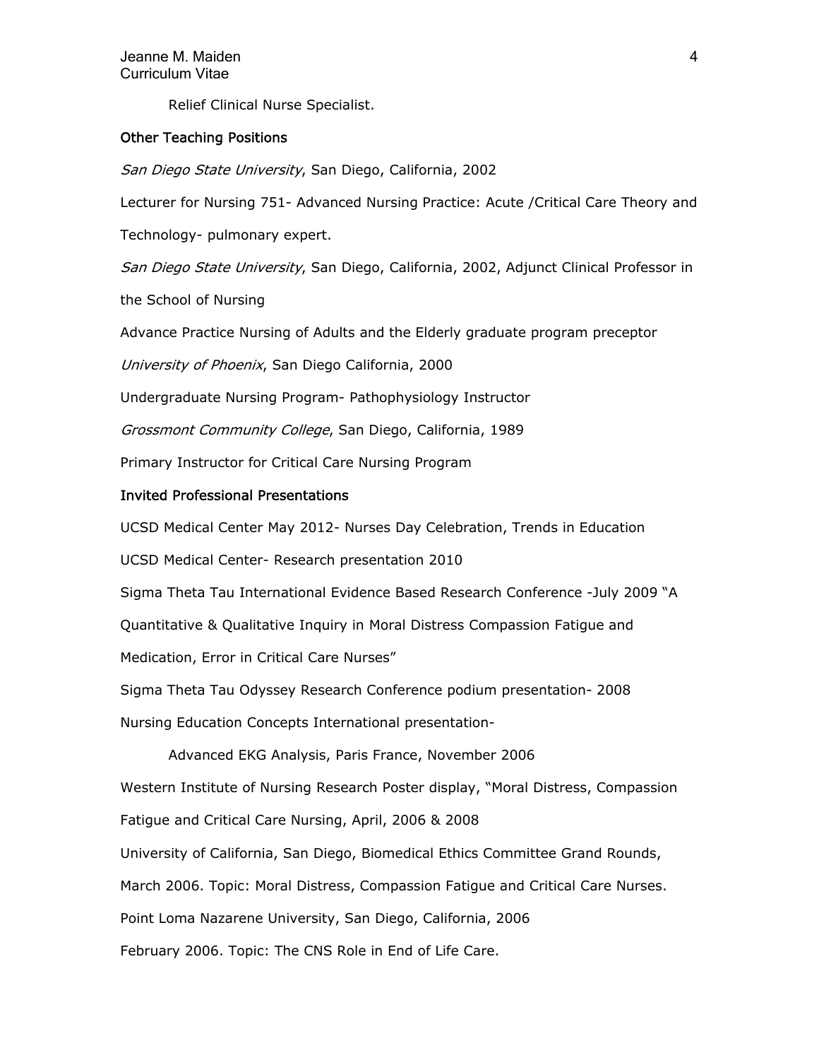Relief Clinical Nurse Specialist.

### Other Teaching Positions

*San Diego State University*, San Diego, California, 2002

Lecturer for Nursing 751- Advanced Nursing Practice: Acute /Critical Care Theory and Technology- pulmonary expert.

*San Diego State University*, San Diego, California, 2002, Adjunct Clinical Professor in the School of Nursing

Advance Practice Nursing of Adults and the Elderly graduate program preceptor

*University of Phoenix*, San Diego California, 2000

Undergraduate Nursing Program- Pathophysiology Instructor

*Grossmont Community College*, San Diego, California, 1989

Primary Instructor for Critical Care Nursing Program

### Invited Professional Presentations

UCSD Medical Center May 2012- Nurses Day Celebration, Trends in Education

UCSD Medical Center- Research presentation 2010

Sigma Theta Tau International Evidence Based Research Conference -July 2009 "A Quantitative & Qualitative Inquiry in Moral Distress Compassion Fatigue and Medication, Error in Critical Care Nurses"

Sigma Theta Tau Odyssey Research Conference podium presentation- 2008

Nursing Education Concepts International presentation-

Advanced EKG Analysis, Paris France, November 2006

Western Institute of Nursing Research Poster display, "Moral Distress, Compassion Fatigue and Critical Care Nursing, April, 2006 & 2008

University of California, San Diego, Biomedical Ethics Committee Grand Rounds, March 2006. Topic: Moral Distress, Compassion Fatigue and Critical Care Nurses.

Point Loma Nazarene University, San Diego, California, 2006

February 2006. Topic: The CNS Role in End of Life Care.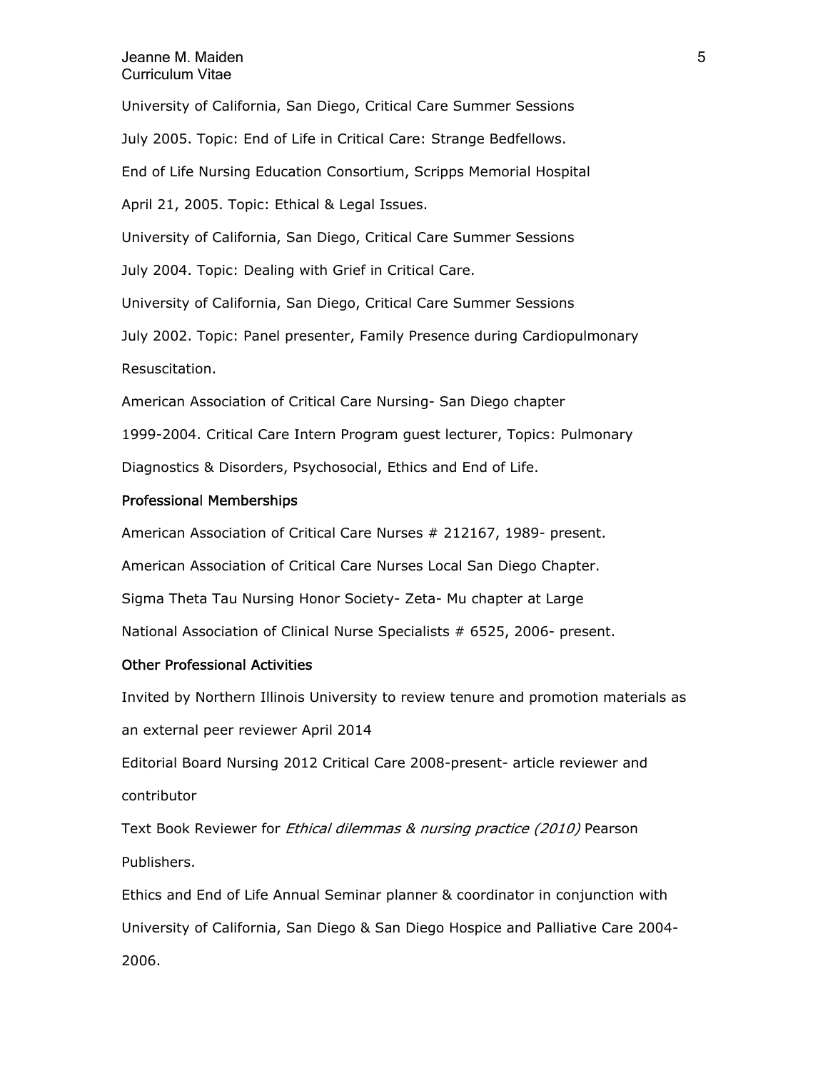University of California, San Diego, Critical Care Summer Sessions

July 2005. Topic: End of Life in Critical Care: Strange Bedfellows.

End of Life Nursing Education Consortium, Scripps Memorial Hospital

April 21, 2005. Topic: Ethical & Legal Issues.

University of California, San Diego, Critical Care Summer Sessions

July 2004. Topic: Dealing with Grief in Critical Care.

University of California, San Diego, Critical Care Summer Sessions

July 2002. Topic: Panel presenter, Family Presence during Cardiopulmonary Resuscitation.

American Association of Critical Care Nursing- San Diego chapter

1999-2004. Critical Care Intern Program guest lecturer, Topics: Pulmonary Diagnostics & Disorders, Psychosocial, Ethics and End of Life.

## Professional Memberships

American Association of Critical Care Nurses # 212167, 1989- present.

American Association of Critical Care Nurses Local San Diego Chapter.

Sigma Theta Tau Nursing Honor Society- Zeta- Mu chapter at Large

National Association of Clinical Nurse Specialists # 6525, 2006- present.

## Other Professional Activities

Invited by Northern Illinois University to review tenure and promotion materials as an external peer reviewer April 2014

Editorial Board Nursing 2012 Critical Care 2008-present- article reviewer and contributor

Text Book Reviewer for *Ethical dilemmas & nursing practice (2010)* Pearson Publishers.

Ethics and End of Life Annual Seminar planner & coordinator in conjunction with University of California, San Diego & San Diego Hospice and Palliative Care 2004-2006.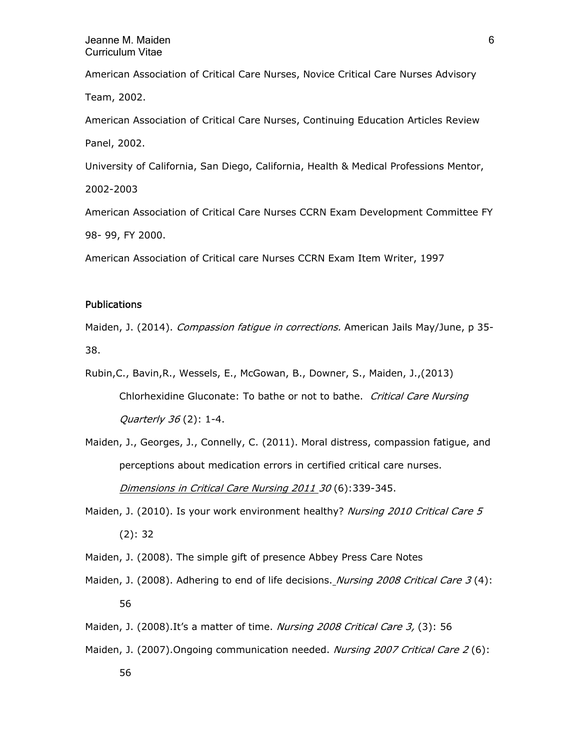American Association of Critical Care Nurses, Novice Critical Care Nurses Advisory Team, 2002.

American Association of Critical Care Nurses, Continuing Education Articles Review Panel, 2002.

University of California, San Diego, California, Health & Medical Professions Mentor, 2002-2003

American Association of Critical Care Nurses CCRN Exam Development Committee FY 98- 99, FY 2000.

American Association of Critical care Nurses CCRN Exam Item Writer, 1997

## Publications

Maiden, J. (2014). *Compassion fatigue in corrections.* American Jails May/June, p 35-38.

Rubin,C., Bavin,R., Wessels, E., McGowan, B., Downer, S., Maiden, J.,(2013) Chlorhexidine Gluconate: To bathe or not to bathe. *Critical Care Nursing Quarterly 36* (2): 1-4.

Maiden, J., Georges, J., Connelly, C. (2011). Moral distress, compassion fatigue, and perceptions about medication errors in certified critical care nurses. *Dimensions in Critical Care Nursing 2011 30* (6):339-345.

Maiden, J. (2010). Is your work environment healthy? *Nursing 2010 Critical Care 5* (2): 32

Maiden, J. (2008). The simple gift of presence Abbey Press Care Notes

Maiden, J. (2008). Adhering to end of life decisions. *Nursing 2008 Critical Care 3* (4): 56

Maiden, J. (2008).It's a matter of time. *Nursing 2008 Critical Care 3,* (3): 56

Maiden, J. (2007).Ongoing communication needed. *Nursing 2007 Critical Care 2* (6): 56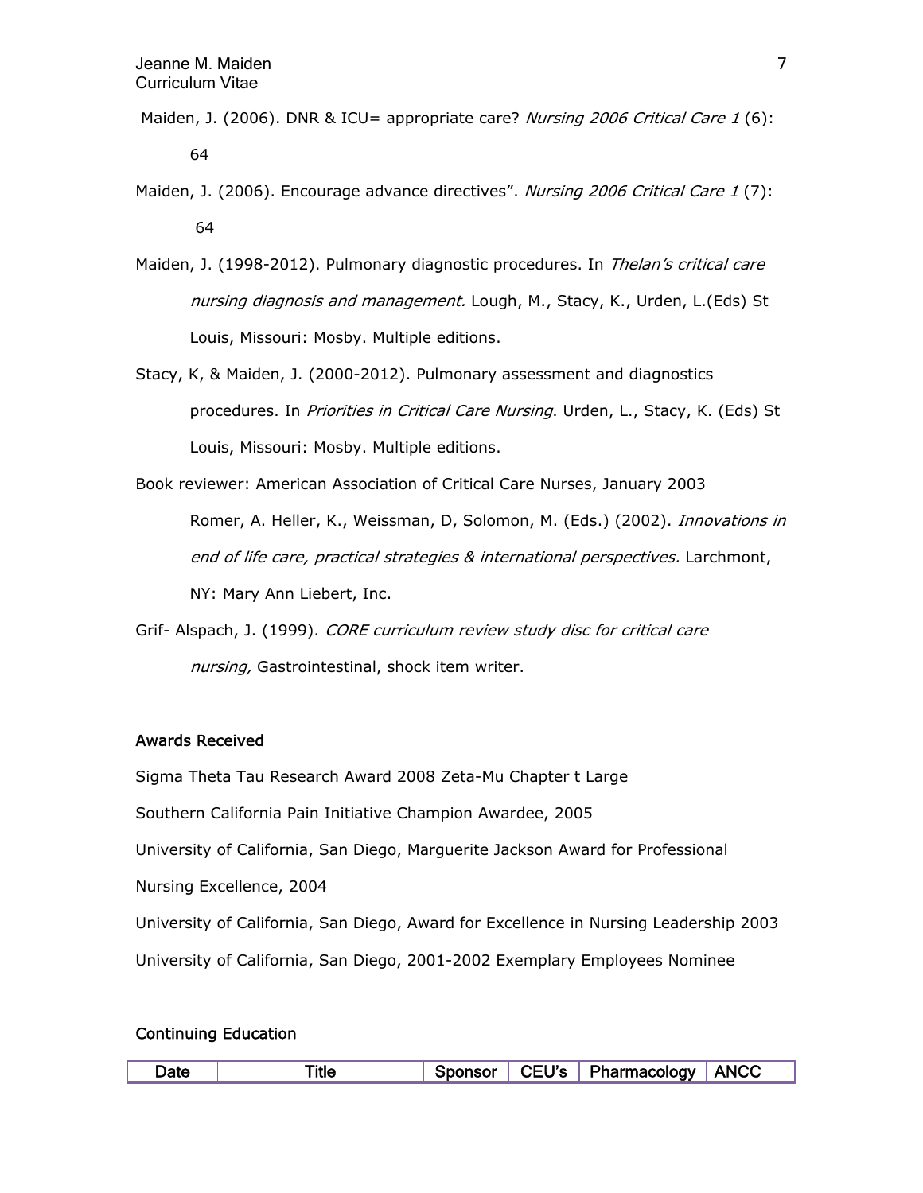Maiden, J. (2006). DNR & ICU= appropriate care? *Nursing 2006 Critical Care 1* (6): 64

Maiden, J. (2006). Encourage advance directives". *Nursing 2006 Critical Care 1* (7): 64

Maiden, J. (1998-2012). Pulmonary diagnostic procedures. In *Thelan's critical care nursing diagnosis and management.* Lough, M., Stacy, K., Urden, L.(Eds) St Louis, Missouri: Mosby. Multiple editions.

Stacy, K, & Maiden, J. (2000-2012). Pulmonary assessment and diagnostics procedures. In *Priorities in Critical Care Nursing*. Urden, L., Stacy, K. (Eds) St Louis, Missouri: Mosby. Multiple editions.

Book reviewer: American Association of Critical Care Nurses, January 2003

Romer, A. Heller, K., Weissman, D, Solomon, M. (Eds.) (2002). *Innovations in end of life care, practical strategies & international perspectives.* Larchmont, NY: Mary Ann Liebert, Inc.

Grif- Alspach, J. (1999). *CORE curriculum review study disc for critical care nursing,* Gastrointestinal, shock item writer.

## Awards Received

Sigma Theta Tau Research Award 2008 Zeta-Mu Chapter t Large

Southern California Pain Initiative Champion Awardee, 2005

University of California, San Diego, Marguerite Jackson Award for Professional Nursing Excellence, 2004

University of California, San Diego, Award for Excellence in Nursing Leadership 2003

University of California, San Diego, 2001-2002 Exemplary Employees Nominee

## Continuing Education

| Date | Title | Sponsor | CEU's | Pharmacology | ANCC |
|---|---|---|---|---|---|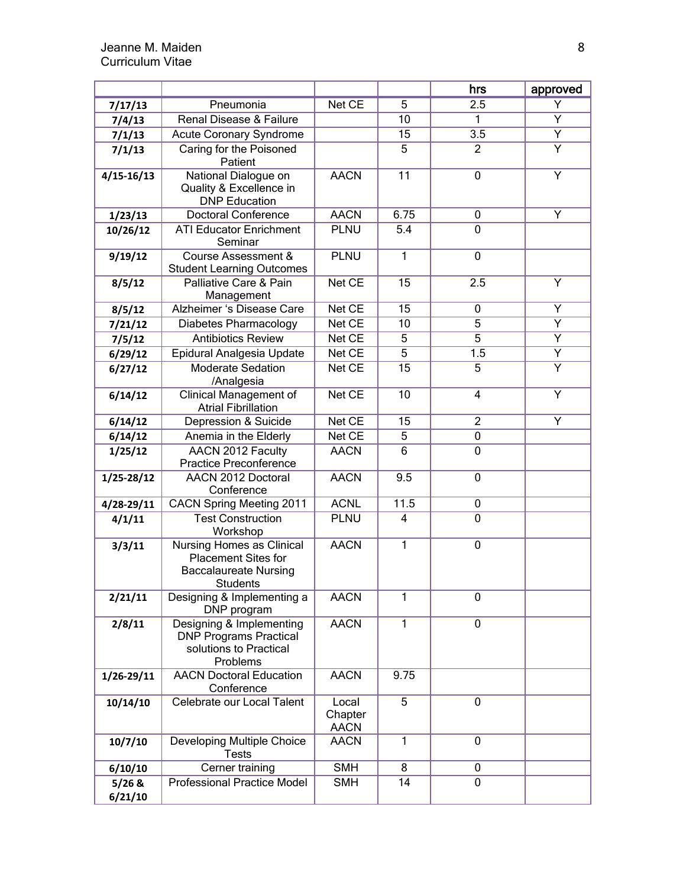| | | | | hrs | approved |
|---|---|---|---|---|---|
| 7/17/13 | Pneumonia | Net CE | 5 | 2.5 | Y |
| 7/4/13 | Renal Disease & Failure | | 10 | 1 | Y |
| 7/1/13 | Acute Coronary Syndrome | | 15 | 3.5 | Y |
| 7/1/13 | Caring for the Poisoned Patient | | 5 | 2 | Y |
| 4/15-16/13 | National Dialogue on Quality & Excellence in DNP Education | AACN | 11 | 0 | Y |
| 1/23/13 | Doctoral Conference | AACN | 6.75 | 0 | Y |
| 10/26/12 | ATI Educator Enrichment Seminar | PLNU | 5.4 | 0 | |
| 9/19/12 | Course Assessment & Student Learning Outcomes | PLNU | 1 | 0 | |
| 8/5/12 | Palliative Care & Pain Management | Net CE | 15 | 2.5 | Y |
| 8/5/12 | Alzheimer 's Disease Care | Net CE | 15 | 0 | Y |
| 7/21/12 | Diabetes Pharmacology | Net CE | 10 | 5 | Y |
| 7/5/12 | Antibiotics Review | Net CE | 5 | 5 | Y |
| 6/29/12 | Epidural Analgesia Update | Net CE | 5 | 1.5 | Y |
| 6/27/12 | Moderate Sedation /Analgesia | Net CE | 15 | 5 | Y |
| 6/14/12 | Clinical Management of Atrial Fibrillation | Net CE | 10 | 4 | Y |
| 6/14/12 | Depression & Suicide | Net CE | 15 | 2 | Y |
| 6/14/12 | Anemia in the Elderly | Net CE | 5 | 0 | |
| 1/25/12 | AACN 2012 Faculty Practice Preconference | AACN | 6 | 0 | |
| 1/25-28/12 | AACN 2012 Doctoral Conference | AACN | 9.5 | 0 | |
| 4/28-29/11 | CACN Spring Meeting 2011 | ACNL | 11.5 | 0 | |
| 4/1/11 | Test Construction Workshop | PLNU | 4 | 0 | |
| 3/3/11 | Nursing Homes as Clinical Placement Sites for Baccalaureate Nursing Students | AACN | 1 | 0 | |
| 2/21/11 | Designing & Implementing a DNP program | AACN | 1 | 0 | |
| 2/8/11 | Designing & Implementing DNP Programs Practical solutions to Practical Problems | AACN | 1 | 0 | |
| 1/26-29/11 | AACN Doctoral Education Conference | AACN | 9.75 | | |
| 10/14/10 | Celebrate our Local Talent | Local Chapter AACN | 5 | 0 | |
| 10/7/10 | Developing Multiple Choice Tests | AACN | 1 | 0 | |
| 6/10/10 | Cerner training | SMH | 8 | 0 | |
| 5/26 & 6/21/10 | Professional Practice Model | SMH | 14 | 0 | |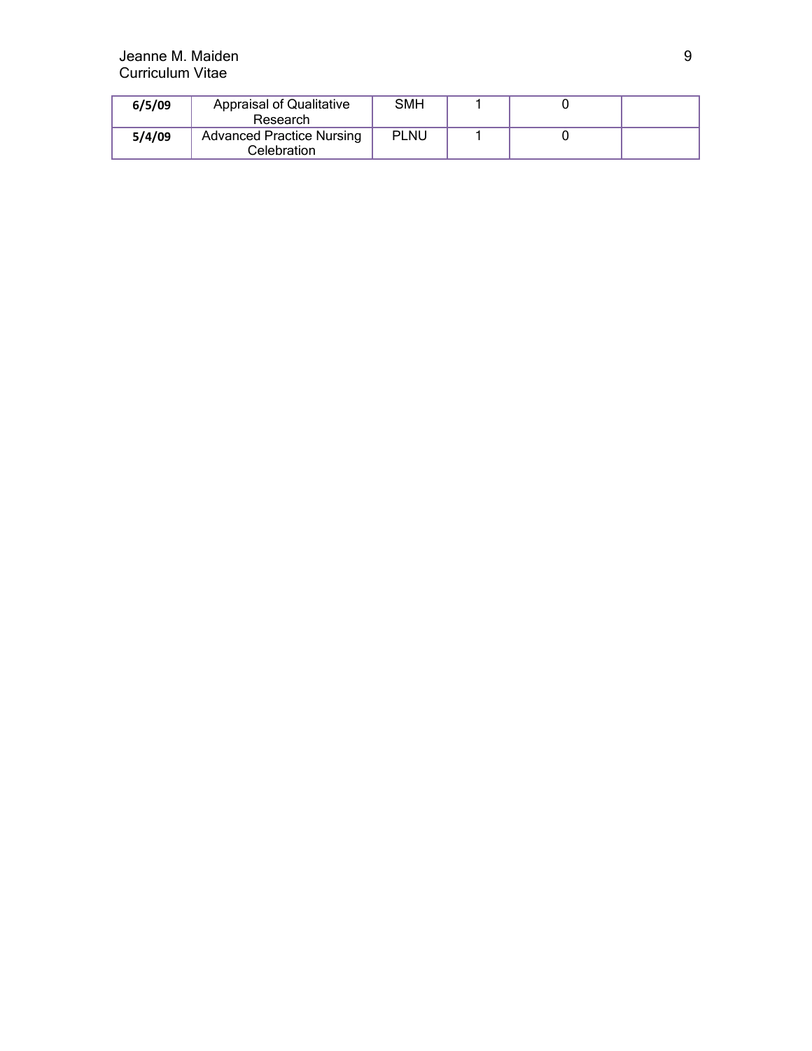| | | | | | |
|---|---|---|---|---|---|
| **6/5/09** | Appraisal of Qualitative Research | SMH | 1 | 0 | |
| **5/4/09** | Advanced Practice Nursing Celebration | PLNU | 1 | 0 | |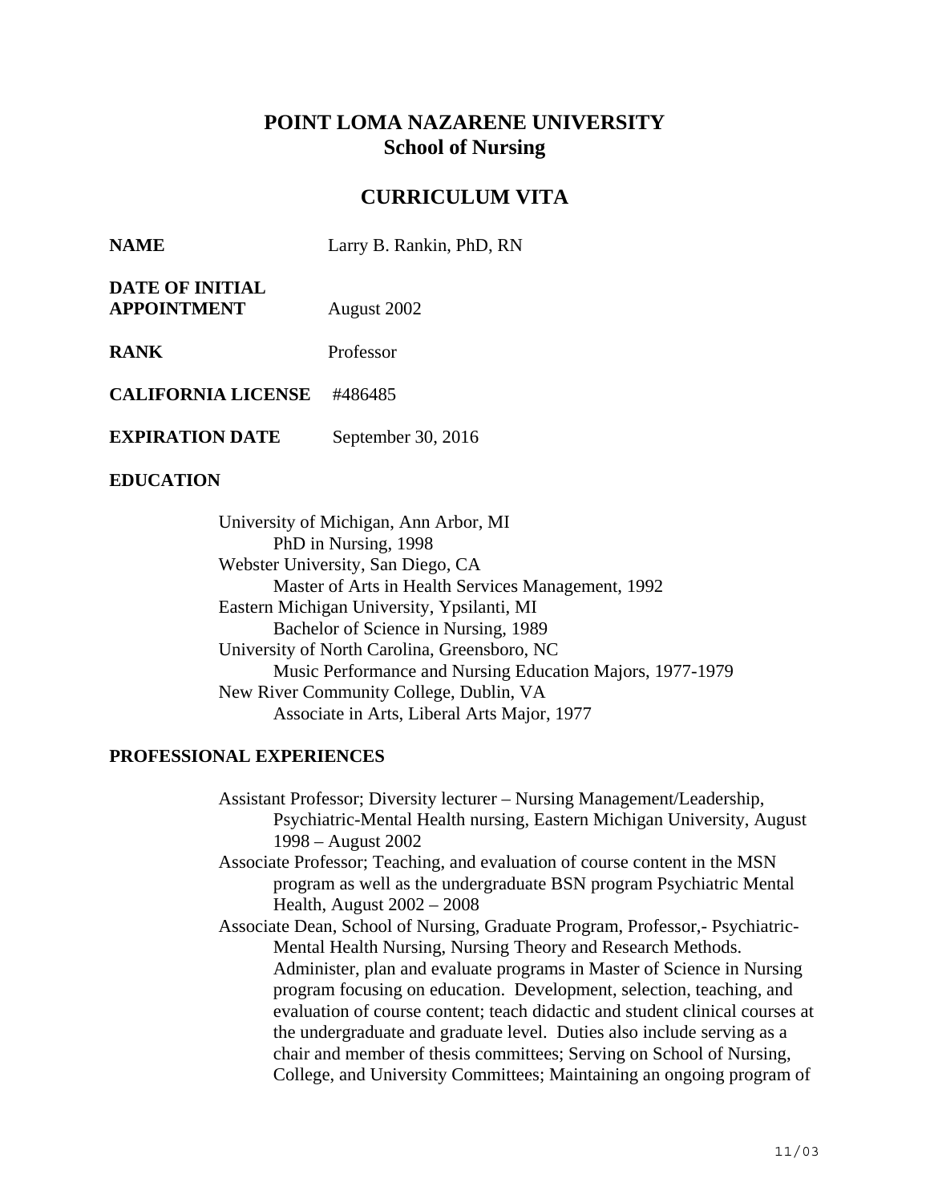# POINT LOMA NAZARENE UNIVERSITY
## School of Nursing

## CURRICULUM VITA

**NAME** Larry B. Rankin, PhD, RN

**DATE OF INITIAL APPOINTMENT** August 2002

**RANK** Professor

**CALIFORNIA LICENSE** #486485

**EXPIRATION DATE** September 30, 2016

**EDUCATION**

University of Michigan, Ann Arbor, MI
PhD in Nursing, 1998

Webster University, San Diego, CA
Master of Arts in Health Services Management, 1992

Eastern Michigan University, Ypsilanti, MI
Bachelor of Science in Nursing, 1989

University of North Carolina, Greensboro, NC
Music Performance and Nursing Education Majors, 1977-1979

New River Community College, Dublin, VA
Associate in Arts, Liberal Arts Major, 1977

**PROFESSIONAL EXPERIENCES**

Assistant Professor; Diversity lecturer – Nursing Management/Leadership, Psychiatric-Mental Health nursing, Eastern Michigan University, August 1998 – August 2002

Associate Professor; Teaching, and evaluation of course content in the MSN program as well as the undergraduate BSN program Psychiatric Mental Health, August 2002 – 2008

Associate Dean, School of Nursing, Graduate Program, Professor,- Psychiatric-Mental Health Nursing, Nursing Theory and Research Methods. Administer, plan and evaluate programs in Master of Science in Nursing program focusing on education. Development, selection, teaching, and evaluation of course content; teach didactic and student clinical courses at the undergraduate and graduate level. Duties also include serving as a chair and member of thesis committees; Serving on School of Nursing, College, and University Committees; Maintaining an ongoing program of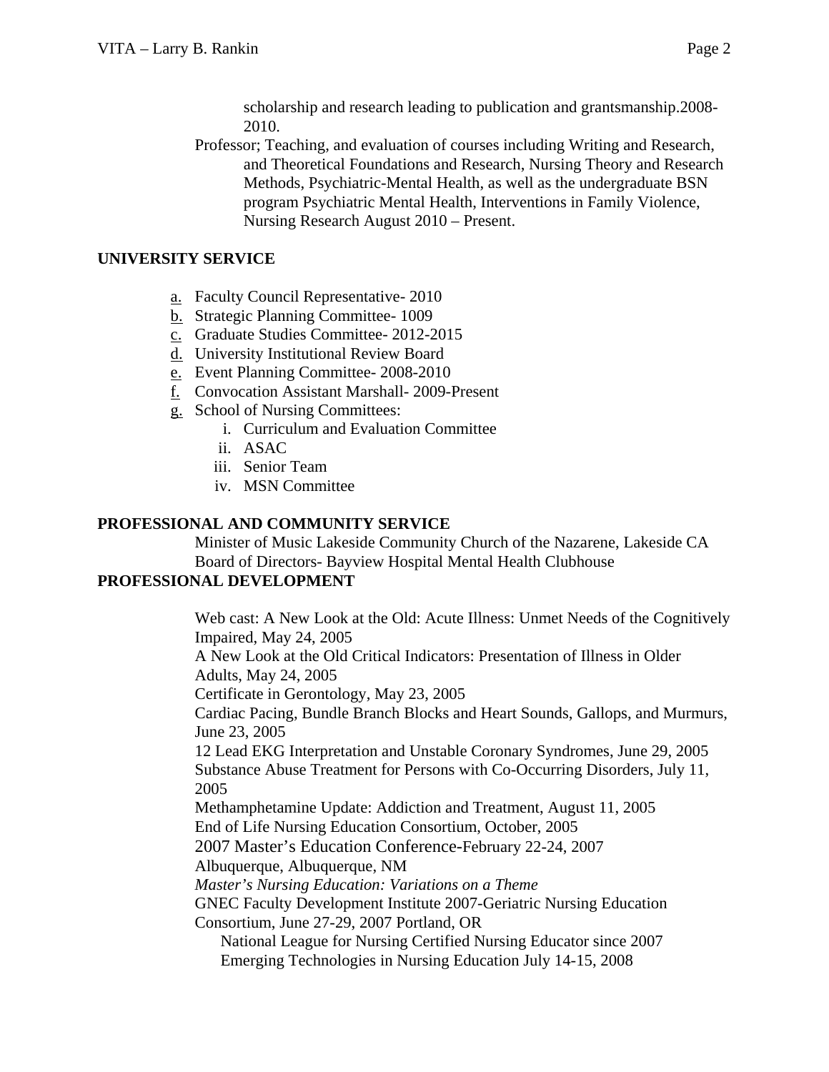scholarship and research leading to publication and grantsmanship.2008-2010.

Professor; Teaching, and evaluation of courses including Writing and Research, and Theoretical Foundations and Research, Nursing Theory and Research Methods, Psychiatric-Mental Health, as well as the undergraduate BSN program Psychiatric Mental Health, Interventions in Family Violence, Nursing Research August 2010 – Present.

**UNIVERSITY SERVICE**

a. Faculty Council Representative- 2010
b. Strategic Planning Committee- 1009
c. Graduate Studies Committee- 2012-2015
d. University Institutional Review Board
e. Event Planning Committee- 2008-2010
f. Convocation Assistant Marshall- 2009-Present
g. School of Nursing Committees:
    i. Curriculum and Evaluation Committee
    ii. ASAC
    iii. Senior Team
    iv. MSN Committee

**PROFESSIONAL AND COMMUNITY SERVICE**

Minister of Music Lakeside Community Church of the Nazarene, Lakeside CA
Board of Directors- Bayview Hospital Mental Health Clubhouse

**PROFESSIONAL DEVELOPMENT**

Web cast: A New Look at the Old: Acute Illness: Unmet Needs of the Cognitively Impaired, May 24, 2005
A New Look at the Old Critical Indicators: Presentation of Illness in Older Adults, May 24, 2005
Certificate in Gerontology, May 23, 2005
Cardiac Pacing, Bundle Branch Blocks and Heart Sounds, Gallops, and Murmurs, June 23, 2005
12 Lead EKG Interpretation and Unstable Coronary Syndromes, June 29, 2005
Substance Abuse Treatment for Persons with Co-Occurring Disorders, July 11, 2005
Methamphetamine Update: Addiction and Treatment, August 11, 2005
End of Life Nursing Education Consortium, October, 2005
2007 Master's Education Conference-February 22-24, 2007
Albuquerque, Albuquerque, NM
*Master's Nursing Education: Variations on a Theme*
GNEC Faculty Development Institute 2007-Geriatric Nursing Education Consortium, June 27-29, 2007 Portland, OR
National League for Nursing Certified Nursing Educator since 2007
Emerging Technologies in Nursing Education July 14-15, 2008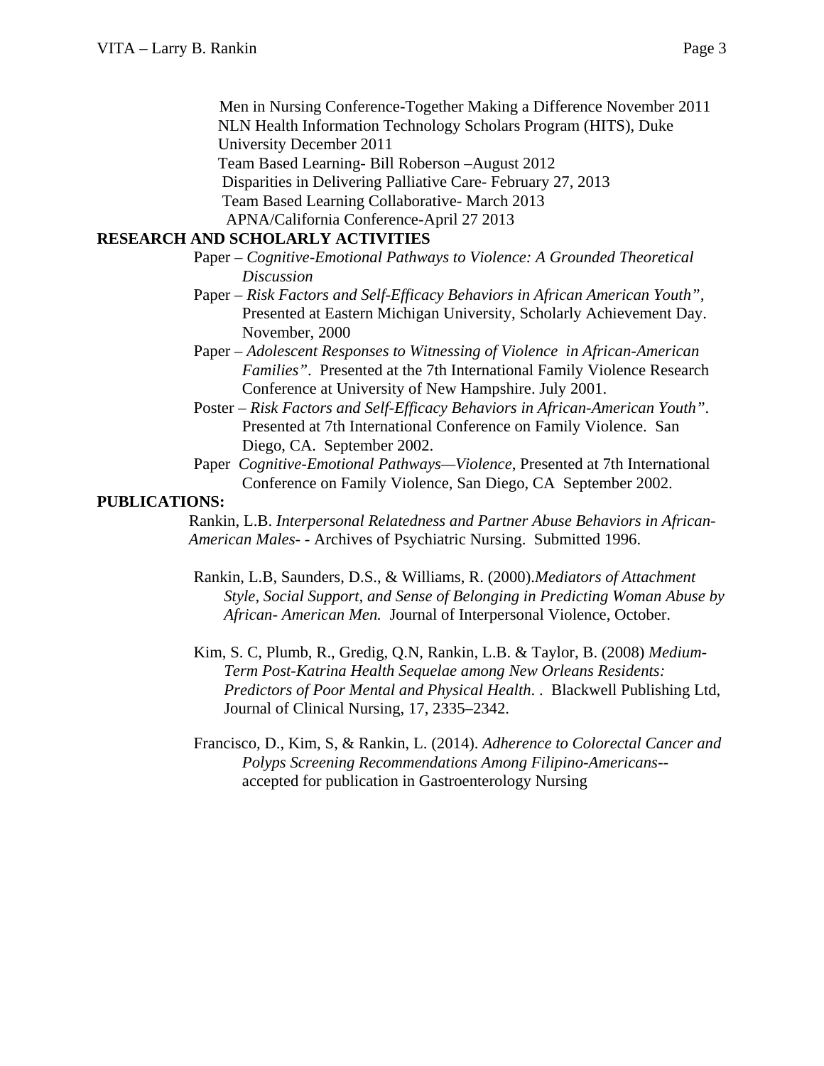Men in Nursing Conference-Together Making a Difference November 2011
NLN Health Information Technology Scholars Program (HITS), Duke University December 2011
Team Based Learning- Bill Roberson –August 2012
Disparities in Delivering Palliative Care- February 27, 2013
Team Based Learning Collaborative- March 2013
APNA/California Conference-April 27 2013

**RESEARCH AND SCHOLARLY ACTIVITIES**

Paper – *Cognitive-Emotional Pathways to Violence: A Grounded Theoretical Discussion*

Paper – *Risk Factors and Self-Efficacy Behaviors in African American Youth",* Presented at Eastern Michigan University, Scholarly Achievement Day. November, 2000

Paper – *Adolescent Responses to Witnessing of Violence in African-American Families".* Presented at the 7th International Family Violence Research Conference at University of New Hampshire. July 2001.

Poster – *Risk Factors and Self-Efficacy Behaviors in African-American Youth".* Presented at 7th International Conference on Family Violence. San Diego, CA. September 2002.

Paper *Cognitive-Emotional Pathways—Violence*, Presented at 7th International Conference on Family Violence, San Diego, CA September 2002.

**PUBLICATIONS:**

Rankin, L.B. *Interpersonal Relatedness and Partner Abuse Behaviors in African-American Males*- - Archives of Psychiatric Nursing. Submitted 1996.

Rankin, L.B, Saunders, D.S., & Williams, R. (2000).*Mediators of Attachment Style, Social Support, and Sense of Belonging in Predicting Woman Abuse by African- American Men.* Journal of Interpersonal Violence, October.

Kim, S. C, Plumb, R., Gredig, Q.N, Rankin, L.B. & Taylor, B. (2008) *Medium-Term Post-Katrina Health Sequelae among New Orleans Residents: Predictors of Poor Mental and Physical Health*. . Blackwell Publishing Ltd, Journal of Clinical Nursing, 17, 2335–2342.

Francisco, D., Kim, S, & Rankin, L. (2014). *Adherence to Colorectal Cancer and Polyps Screening Recommendations Among Filipino-Americans*-- accepted for publication in Gastroenterology Nursing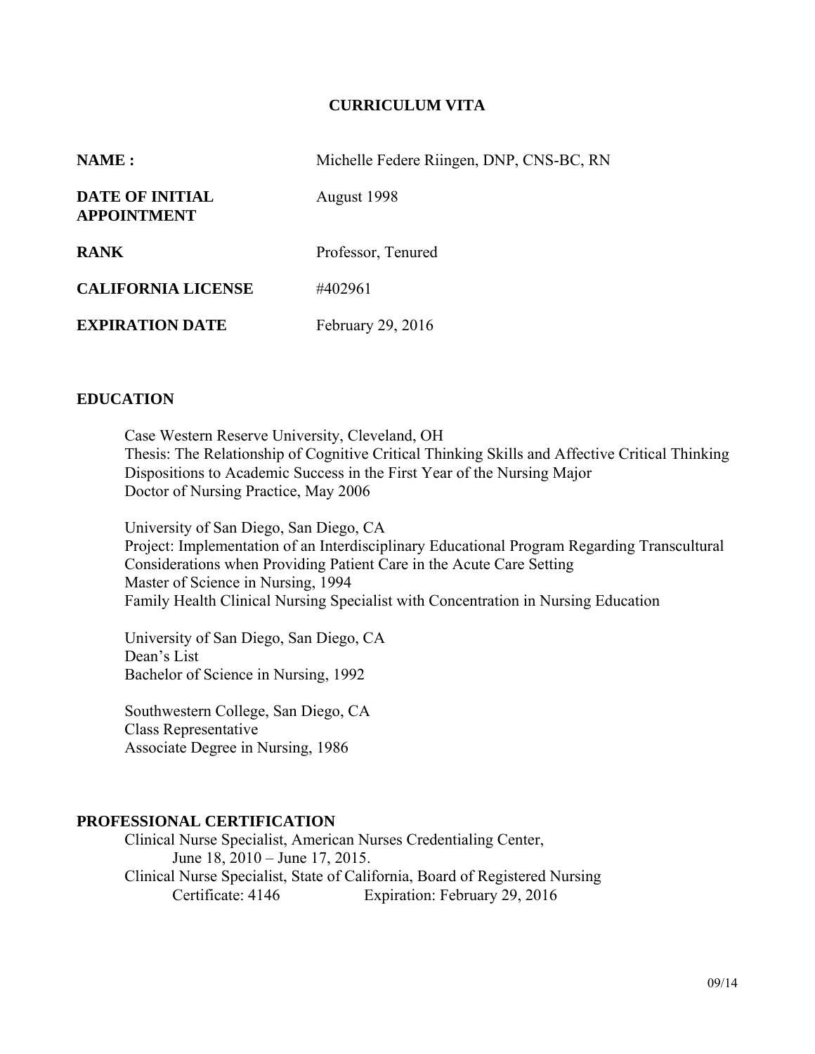# CURRICULUM VITA

| | |
|---|---|
| **NAME :** | Michelle Federe Riingen, DNP, CNS-BC, RN |
| **DATE OF INITIAL APPOINTMENT** | August 1998 |
| **RANK** | Professor, Tenured |
| **CALIFORNIA LICENSE** | #402961 |
| **EXPIRATION DATE** | February 29, 2016 |

## EDUCATION

Case Western Reserve University, Cleveland, OH
Thesis: The Relationship of Cognitive Critical Thinking Skills and Affective Critical Thinking Dispositions to Academic Success in the First Year of the Nursing Major
Doctor of Nursing Practice, May 2006

University of San Diego, San Diego, CA
Project: Implementation of an Interdisciplinary Educational Program Regarding Transcultural Considerations when Providing Patient Care in the Acute Care Setting
Master of Science in Nursing, 1994
Family Health Clinical Nursing Specialist with Concentration in Nursing Education

University of San Diego, San Diego, CA
Dean's List
Bachelor of Science in Nursing, 1992

Southwestern College, San Diego, CA
Class Representative
Associate Degree in Nursing, 1986

## PROFESSIONAL CERTIFICATION

Clinical Nurse Specialist, American Nurses Credentialing Center,
June 18, 2010 – June 17, 2015.
Clinical Nurse Specialist, State of California, Board of Registered Nursing
Certificate: 4146 Expiration: February 29, 2016

09/14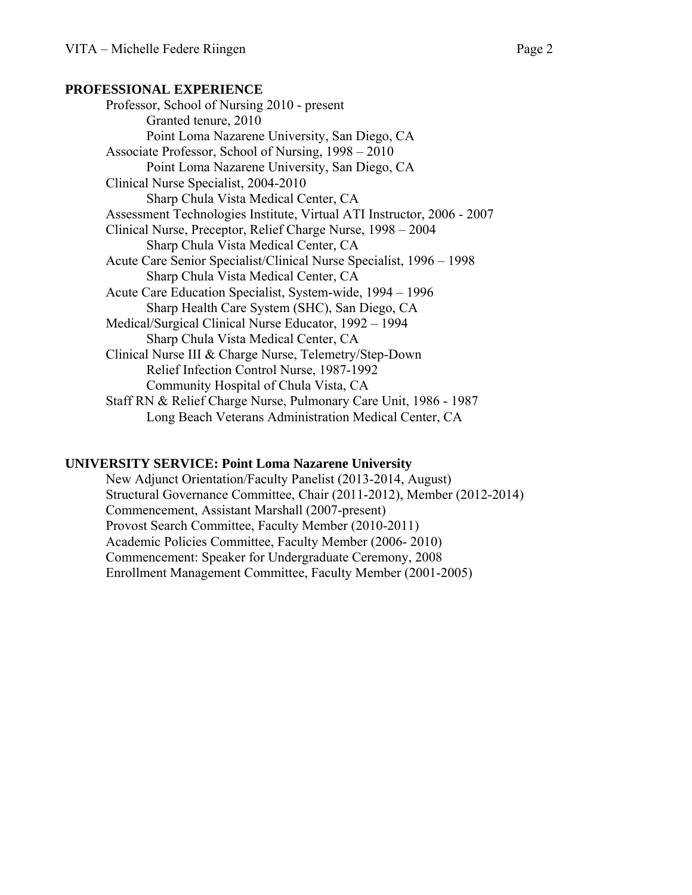## PROFESSIONAL EXPERIENCE

Professor, School of Nursing 2010 - present
  Granted tenure, 2010
  Point Loma Nazarene University, San Diego, CA
Associate Professor, School of Nursing, 1998 – 2010
  Point Loma Nazarene University, San Diego, CA
Clinical Nurse Specialist, 2004-2010
  Sharp Chula Vista Medical Center, CA
Assessment Technologies Institute, Virtual ATI Instructor, 2006 - 2007
Clinical Nurse, Preceptor, Relief Charge Nurse, 1998 – 2004
  Sharp Chula Vista Medical Center, CA
Acute Care Senior Specialist/Clinical Nurse Specialist, 1996 – 1998
  Sharp Chula Vista Medical Center, CA
Acute Care Education Specialist, System-wide, 1994 – 1996
  Sharp Health Care System (SHC), San Diego, CA
Medical/Surgical Clinical Nurse Educator, 1992 – 1994
  Sharp Chula Vista Medical Center, CA
Clinical Nurse III & Charge Nurse, Telemetry/Step-Down
  Relief Infection Control Nurse, 1987-1992
  Community Hospital of Chula Vista, CA
Staff RN & Relief Charge Nurse, Pulmonary Care Unit, 1986 - 1987
  Long Beach Veterans Administration Medical Center, CA

## UNIVERSITY SERVICE: Point Loma Nazarene University

New Adjunct Orientation/Faculty Panelist (2013-2014, August)
Structural Governance Committee, Chair (2011-2012), Member (2012-2014)
Commencement, Assistant Marshall (2007-present)
Provost Search Committee, Faculty Member (2010-2011)
Academic Policies Committee, Faculty Member (2006- 2010)
Commencement: Speaker for Undergraduate Ceremony, 2008
Enrollment Management Committee, Faculty Member (2001-2005)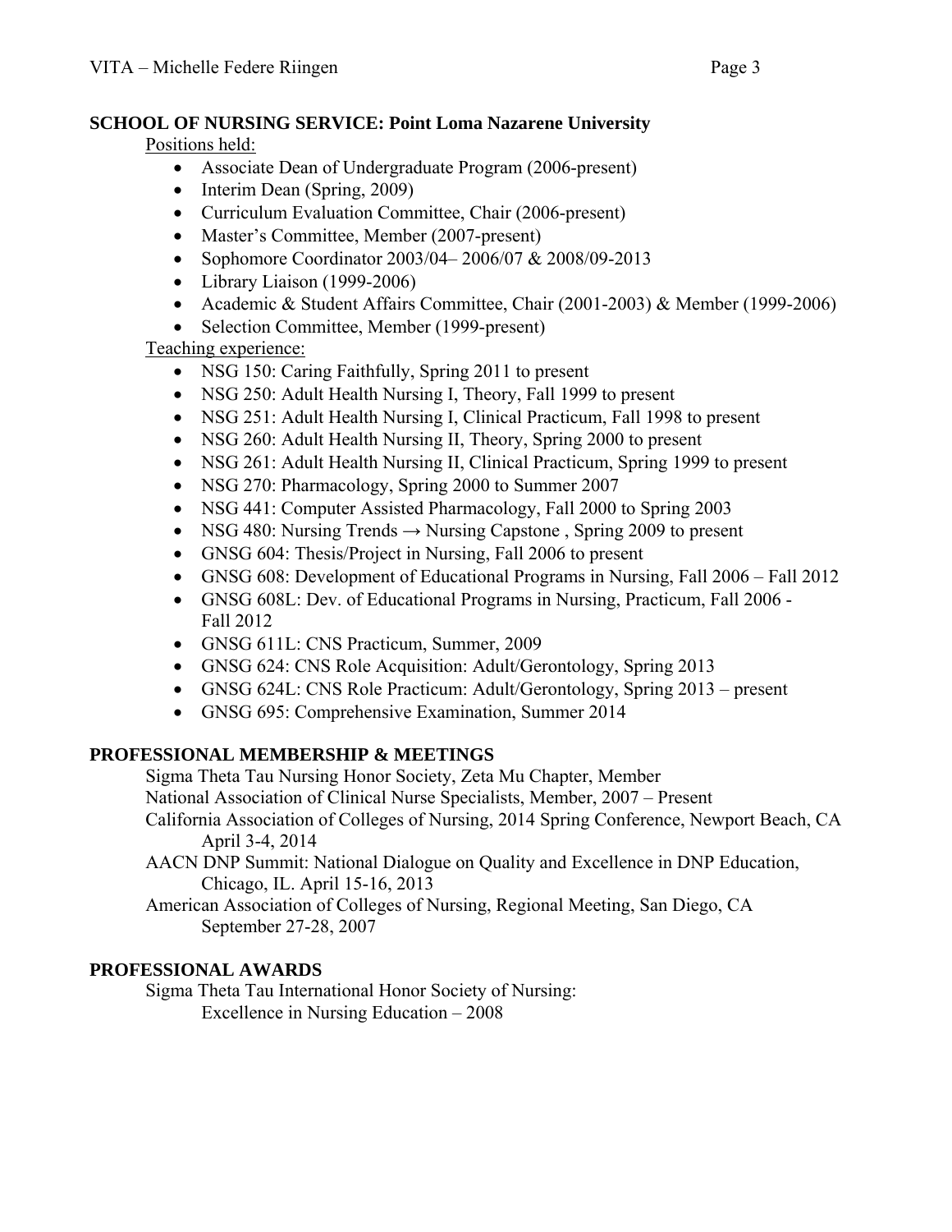## SCHOOL OF NURSING SERVICE: Point Loma Nazarene University

Positions held:

- Associate Dean of Undergraduate Program (2006-present)
- Interim Dean (Spring, 2009)
- Curriculum Evaluation Committee, Chair (2006-present)
- Master's Committee, Member (2007-present)
- Sophomore Coordinator 2003/04– 2006/07 & 2008/09-2013
- Library Liaison (1999-2006)
- Academic & Student Affairs Committee, Chair (2001-2003) & Member (1999-2006)
- Selection Committee, Member (1999-present)

Teaching experience:

- NSG 150: Caring Faithfully, Spring 2011 to present
- NSG 250: Adult Health Nursing I, Theory, Fall 1999 to present
- NSG 251: Adult Health Nursing I, Clinical Practicum, Fall 1998 to present
- NSG 260: Adult Health Nursing II, Theory, Spring 2000 to present
- NSG 261: Adult Health Nursing II, Clinical Practicum, Spring 1999 to present
- NSG 270: Pharmacology, Spring 2000 to Summer 2007
- NSG 441: Computer Assisted Pharmacology, Fall 2000 to Spring 2003
- NSG 480: Nursing Trends → Nursing Capstone , Spring 2009 to present
- GNSG 604: Thesis/Project in Nursing, Fall 2006 to present
- GNSG 608: Development of Educational Programs in Nursing, Fall 2006 – Fall 2012
- GNSG 608L: Dev. of Educational Programs in Nursing, Practicum, Fall 2006 - Fall 2012
- GNSG 611L: CNS Practicum, Summer, 2009
- GNSG 624: CNS Role Acquisition: Adult/Gerontology, Spring 2013
- GNSG 624L: CNS Role Practicum: Adult/Gerontology, Spring 2013 – present
- GNSG 695: Comprehensive Examination, Summer 2014

## PROFESSIONAL MEMBERSHIP & MEETINGS

Sigma Theta Tau Nursing Honor Society, Zeta Mu Chapter, Member

National Association of Clinical Nurse Specialists, Member, 2007 – Present

California Association of Colleges of Nursing, 2014 Spring Conference, Newport Beach, CA April 3-4, 2014

AACN DNP Summit: National Dialogue on Quality and Excellence in DNP Education, Chicago, IL. April 15-16, 2013

American Association of Colleges of Nursing, Regional Meeting, San Diego, CA September 27-28, 2007

## PROFESSIONAL AWARDS

Sigma Theta Tau International Honor Society of Nursing:
Excellence in Nursing Education – 2008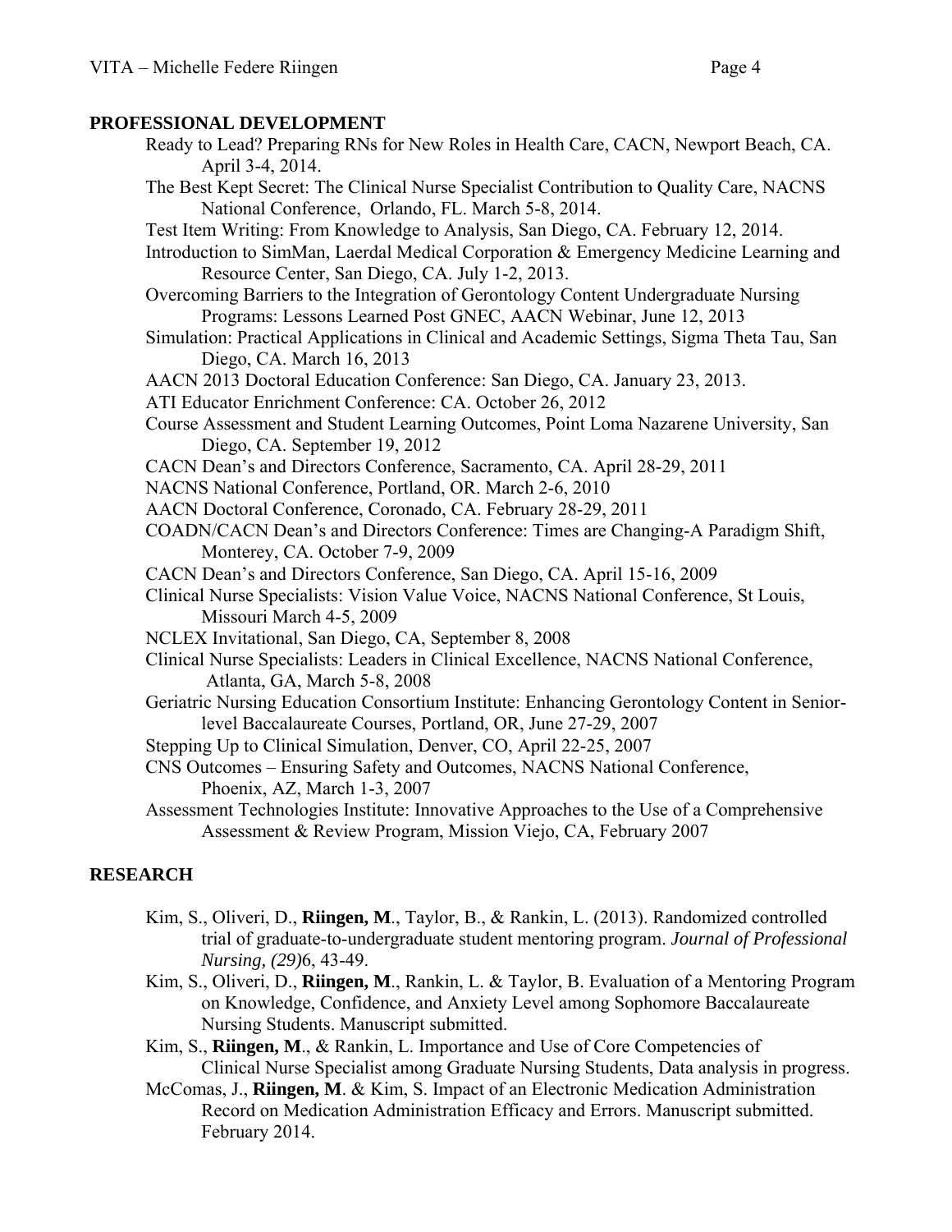## PROFESSIONAL DEVELOPMENT

Ready to Lead? Preparing RNs for New Roles in Health Care, CACN, Newport Beach, CA. April 3-4, 2014.

The Best Kept Secret: The Clinical Nurse Specialist Contribution to Quality Care, NACNS National Conference, Orlando, FL. March 5-8, 2014.

Test Item Writing: From Knowledge to Analysis, San Diego, CA. February 12, 2014.

Introduction to SimMan, Laerdal Medical Corporation & Emergency Medicine Learning and Resource Center, San Diego, CA. July 1-2, 2013.

Overcoming Barriers to the Integration of Gerontology Content Undergraduate Nursing Programs: Lessons Learned Post GNEC, AACN Webinar, June 12, 2013

Simulation: Practical Applications in Clinical and Academic Settings, Sigma Theta Tau, San Diego, CA. March 16, 2013

AACN 2013 Doctoral Education Conference: San Diego, CA. January 23, 2013.

ATI Educator Enrichment Conference: CA. October 26, 2012

Course Assessment and Student Learning Outcomes, Point Loma Nazarene University, San Diego, CA. September 19, 2012

CACN Dean's and Directors Conference, Sacramento, CA. April 28-29, 2011

NACNS National Conference, Portland, OR. March 2-6, 2010

AACN Doctoral Conference, Coronado, CA. February 28-29, 2011

COADN/CACN Dean's and Directors Conference: Times are Changing-A Paradigm Shift, Monterey, CA. October 7-9, 2009

CACN Dean's and Directors Conference, San Diego, CA. April 15-16, 2009

Clinical Nurse Specialists: Vision Value Voice, NACNS National Conference, St Louis, Missouri March 4-5, 2009

NCLEX Invitational, San Diego, CA, September 8, 2008

Clinical Nurse Specialists: Leaders in Clinical Excellence, NACNS National Conference, Atlanta, GA, March 5-8, 2008

Geriatric Nursing Education Consortium Institute: Enhancing Gerontology Content in Senior-level Baccalaureate Courses, Portland, OR, June 27-29, 2007

Stepping Up to Clinical Simulation, Denver, CO, April 22-25, 2007

CNS Outcomes – Ensuring Safety and Outcomes, NACNS National Conference, Phoenix, AZ, March 1-3, 2007

Assessment Technologies Institute: Innovative Approaches to the Use of a Comprehensive Assessment & Review Program, Mission Viejo, CA, February 2007

## RESEARCH

Kim, S., Oliveri, D., **Riingen, M**., Taylor, B., & Rankin, L. (2013). Randomized controlled trial of graduate-to-undergraduate student mentoring program. *Journal of Professional Nursing, (29)*6, 43-49.

Kim, S., Oliveri, D., **Riingen, M**., Rankin, L. & Taylor, B. Evaluation of a Mentoring Program on Knowledge, Confidence, and Anxiety Level among Sophomore Baccalaureate Nursing Students. Manuscript submitted.

Kim, S., **Riingen, M**., & Rankin, L. Importance and Use of Core Competencies of Clinical Nurse Specialist among Graduate Nursing Students, Data analysis in progress.

McComas, J., **Riingen, M**. & Kim, S. Impact of an Electronic Medication Administration Record on Medication Administration Efficacy and Errors. Manuscript submitted. February 2014.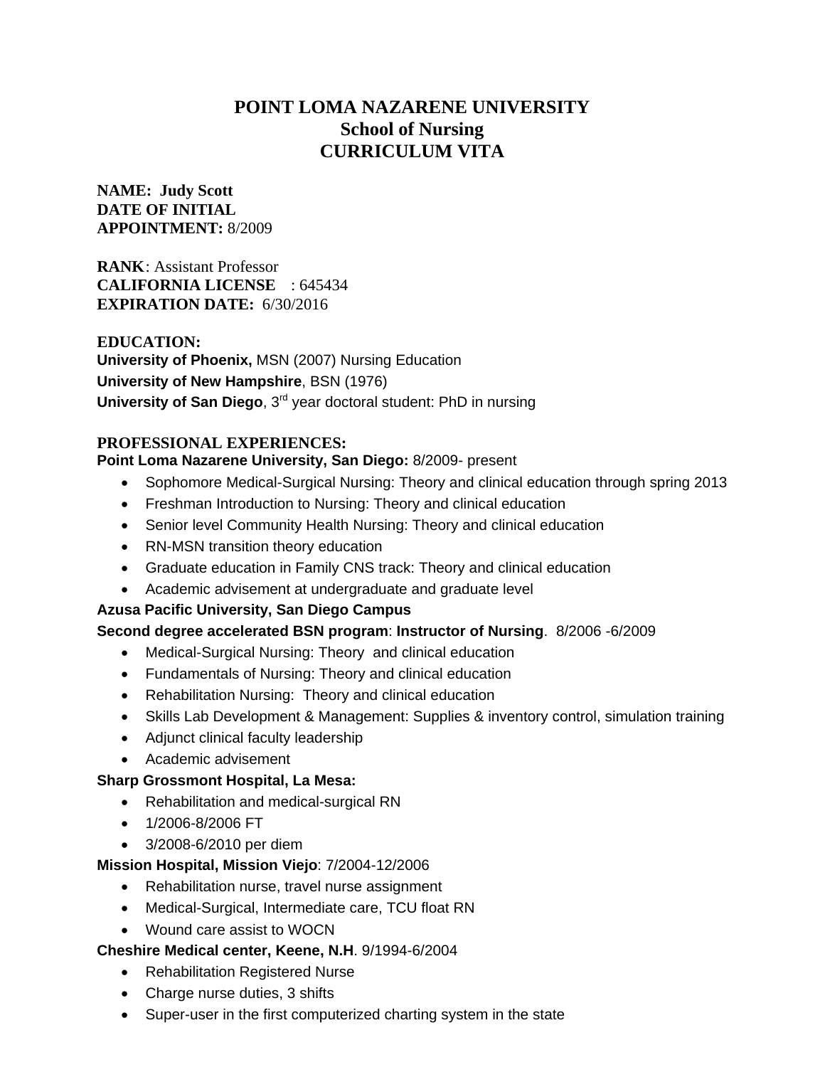# POINT LOMA NAZARENE UNIVERSITY
## School of Nursing
## CURRICULUM VITA

**NAME: Judy Scott**
**DATE OF INITIAL APPOINTMENT:** 8/2009

**RANK**: Assistant Professor
**CALIFORNIA LICENSE** : 645434
**EXPIRATION DATE:** 6/30/2016

**EDUCATION:**
**University of Phoenix,** MSN (2007) Nursing Education
**University of New Hampshire**, BSN (1976)
**University of San Diego**, 3rd year doctoral student: PhD in nursing

**PROFESSIONAL EXPERIENCES:**
**Point Loma Nazarene University, San Diego:** 8/2009- present

- Sophomore Medical-Surgical Nursing: Theory and clinical education through spring 2013
- Freshman Introduction to Nursing: Theory and clinical education
- Senior level Community Health Nursing: Theory and clinical education
- RN-MSN transition theory education
- Graduate education in Family CNS track: Theory and clinical education
- Academic advisement at undergraduate and graduate level

**Azusa Pacific University, San Diego Campus**
**Second degree accelerated BSN program**: **Instructor of Nursing**. 8/2006 -6/2009

- Medical-Surgical Nursing: Theory and clinical education
- Fundamentals of Nursing: Theory and clinical education
- Rehabilitation Nursing: Theory and clinical education
- Skills Lab Development & Management: Supplies & inventory control, simulation training
- Adjunct clinical faculty leadership
- Academic advisement

**Sharp Grossmont Hospital, La Mesa:**

- Rehabilitation and medical-surgical RN
- 1/2006-8/2006 FT
- 3/2008-6/2010 per diem

**Mission Hospital, Mission Viejo**: 7/2004-12/2006

- Rehabilitation nurse, travel nurse assignment
- Medical-Surgical, Intermediate care, TCU float RN
- Wound care assist to WOCN

**Cheshire Medical center, Keene, N.H**. 9/1994-6/2004

- Rehabilitation Registered Nurse
- Charge nurse duties, 3 shifts
- Super-user in the first computerized charting system in the state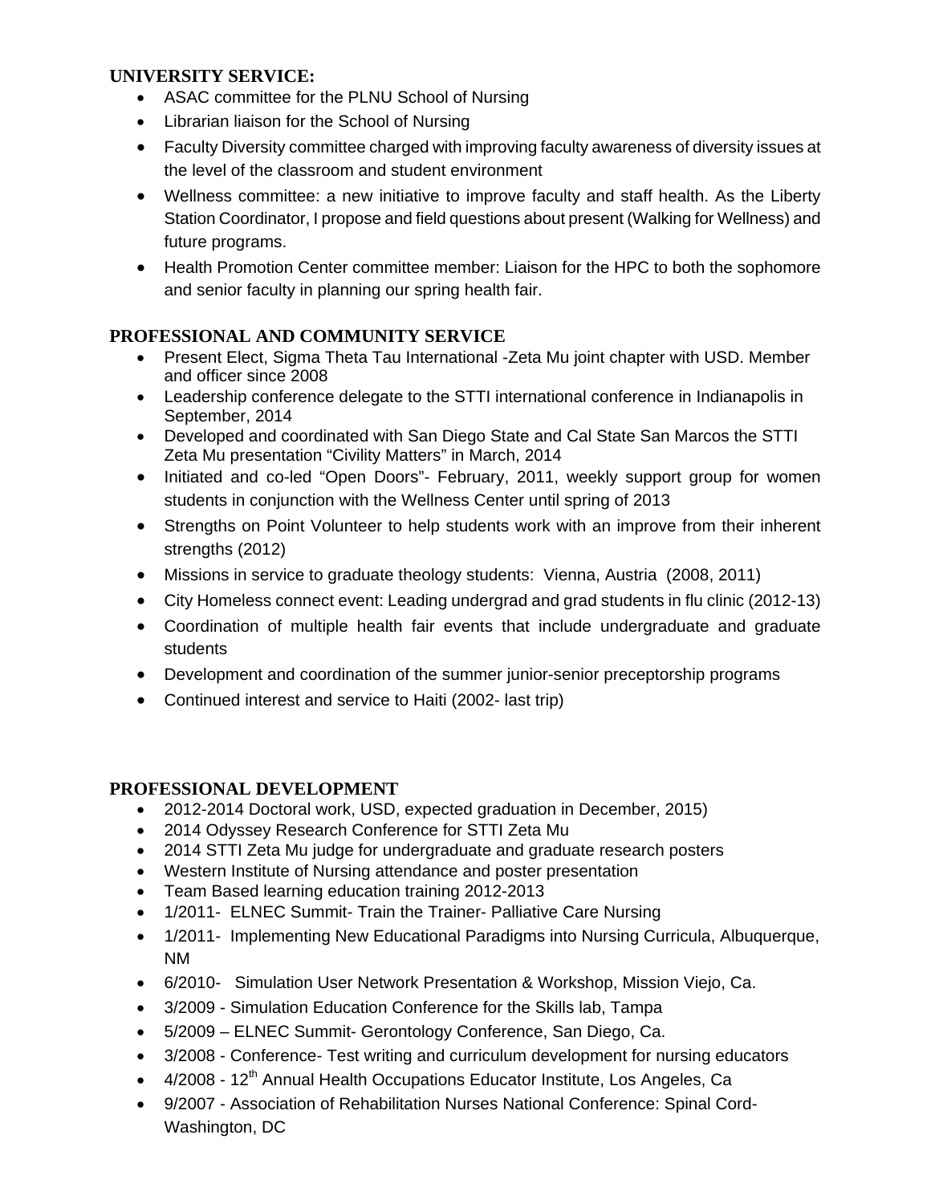## UNIVERSITY SERVICE:

- ASAC committee for the PLNU School of Nursing
- Librarian liaison for the School of Nursing
- Faculty Diversity committee charged with improving faculty awareness of diversity issues at the level of the classroom and student environment
- Wellness committee: a new initiative to improve faculty and staff health. As the Liberty Station Coordinator, I propose and field questions about present (Walking for Wellness) and future programs.
- Health Promotion Center committee member: Liaison for the HPC to both the sophomore and senior faculty in planning our spring health fair.

## PROFESSIONAL AND COMMUNITY SERVICE

- Present Elect, Sigma Theta Tau International -Zeta Mu joint chapter with USD. Member and officer since 2008
- Leadership conference delegate to the STTI international conference in Indianapolis in September, 2014
- Developed and coordinated with San Diego State and Cal State San Marcos the STTI Zeta Mu presentation "Civility Matters" in March, 2014
- Initiated and co-led "Open Doors"- February, 2011, weekly support group for women students in conjunction with the Wellness Center until spring of 2013
- Strengths on Point Volunteer to help students work with an improve from their inherent strengths (2012)
- Missions in service to graduate theology students: Vienna, Austria (2008, 2011)
- City Homeless connect event: Leading undergrad and grad students in flu clinic (2012-13)
- Coordination of multiple health fair events that include undergraduate and graduate students
- Development and coordination of the summer junior-senior preceptorship programs
- Continued interest and service to Haiti (2002- last trip)

## PROFESSIONAL DEVELOPMENT

- 2012-2014 Doctoral work, USD, expected graduation in December, 2015)
- 2014 Odyssey Research Conference for STTI Zeta Mu
- 2014 STTI Zeta Mu judge for undergraduate and graduate research posters
- Western Institute of Nursing attendance and poster presentation
- Team Based learning education training 2012-2013
- 1/2011- ELNEC Summit- Train the Trainer- Palliative Care Nursing
- 1/2011- Implementing New Educational Paradigms into Nursing Curricula, Albuquerque, NM
- 6/2010- Simulation User Network Presentation & Workshop, Mission Viejo, Ca.
- 3/2009 - Simulation Education Conference for the Skills lab, Tampa
- 5/2009 – ELNEC Summit- Gerontology Conference, San Diego, Ca.
- 3/2008 - Conference- Test writing and curriculum development for nursing educators
- 4/2008 - 12th Annual Health Occupations Educator Institute, Los Angeles, Ca
- 9/2007 - Association of Rehabilitation Nurses National Conference: Spinal Cord-Washington, DC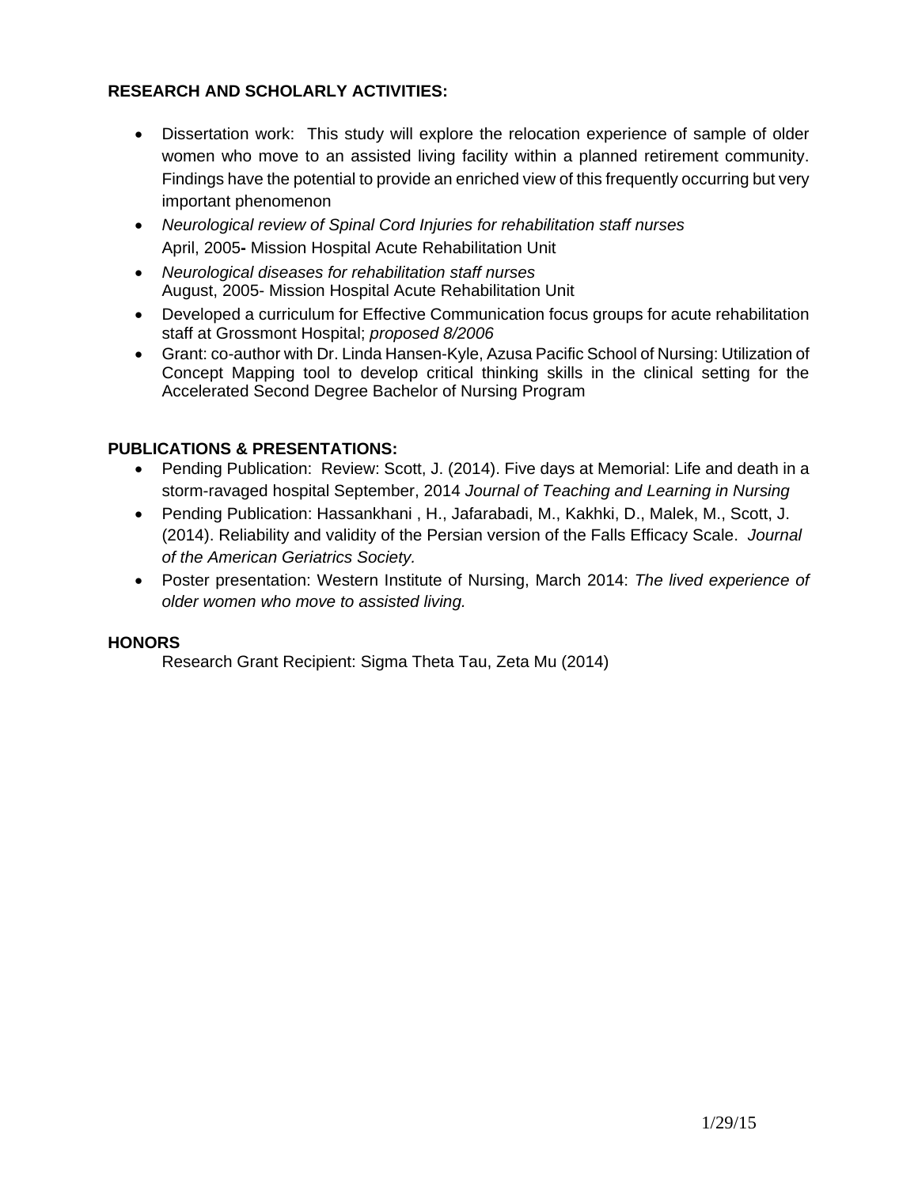**RESEARCH AND SCHOLARLY ACTIVITIES:**

- Dissertation work: This study will explore the relocation experience of sample of older women who move to an assisted living facility within a planned retirement community. Findings have the potential to provide an enriched view of this frequently occurring but very important phenomenon
- *Neurological review of Spinal Cord Injuries for rehabilitation staff nurses*
  April, 2005**-** Mission Hospital Acute Rehabilitation Unit
- *Neurological diseases for rehabilitation staff nurses*
  August, 2005- Mission Hospital Acute Rehabilitation Unit
- Developed a curriculum for Effective Communication focus groups for acute rehabilitation staff at Grossmont Hospital; *proposed 8/2006*
- Grant: co-author with Dr. Linda Hansen-Kyle, Azusa Pacific School of Nursing: Utilization of Concept Mapping tool to develop critical thinking skills in the clinical setting for the Accelerated Second Degree Bachelor of Nursing Program

**PUBLICATIONS & PRESENTATIONS:**

- Pending Publication: Review: Scott, J. (2014). Five days at Memorial: Life and death in a storm-ravaged hospital September, 2014 *Journal of Teaching and Learning in Nursing*
- Pending Publication: Hassankhani , H., Jafarabadi, M., Kakhki, D., Malek, M., Scott, J. (2014). Reliability and validity of the Persian version of the Falls Efficacy Scale. *Journal of the American Geriatrics Society.*
- Poster presentation: Western Institute of Nursing, March 2014: *The lived experience of older women who move to assisted living.*

**HONORS**

Research Grant Recipient: Sigma Theta Tau, Zeta Mu (2014)

1/29/15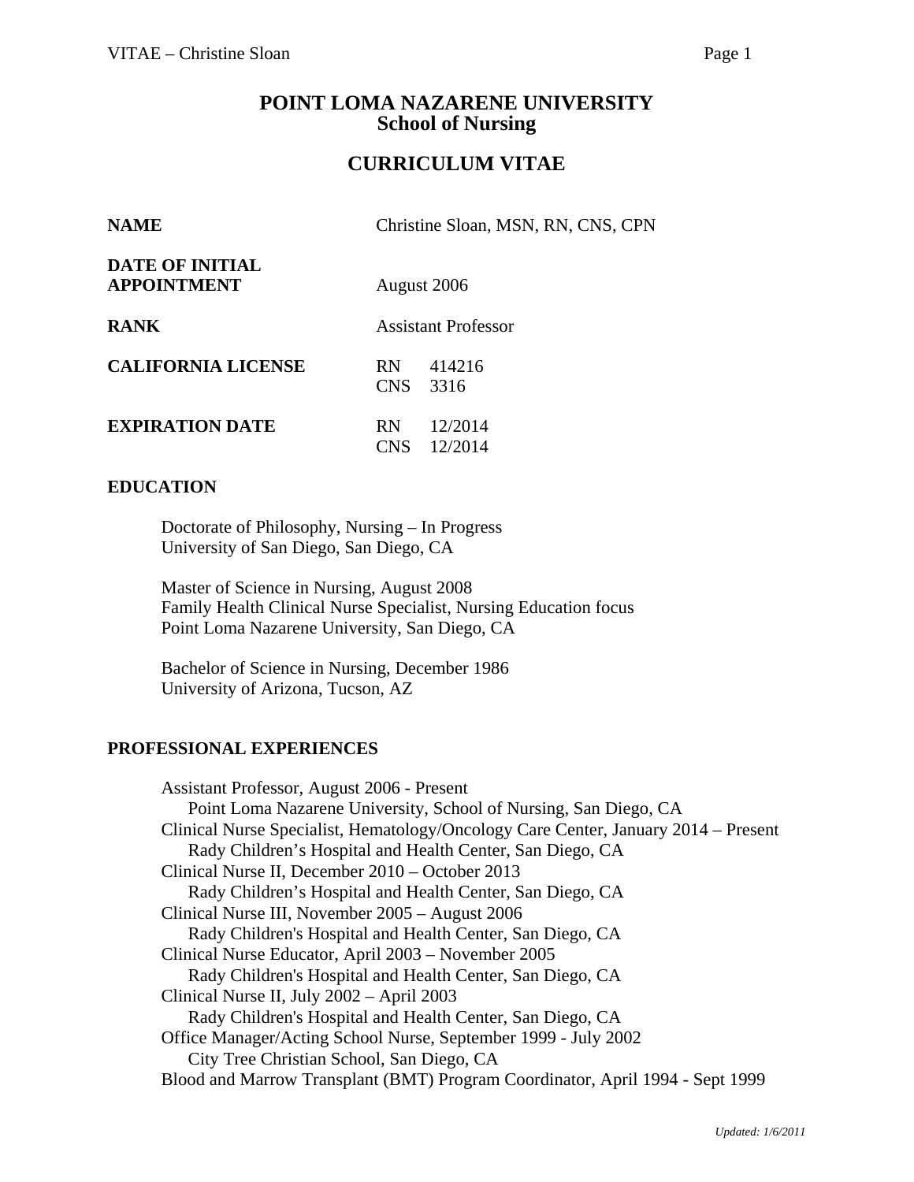# POINT LOMA NAZARENE UNIVERSITY
## School of Nursing

## CURRICULUM VITAE

| | |
|---|---|
| **NAME** | Christine Sloan, MSN, RN, CNS, CPN |
| **DATE OF INITIAL APPOINTMENT** | August 2006 |
| **RANK** | Assistant Professor |
| **CALIFORNIA LICENSE** | RN 414216<br>CNS 3316 |
| **EXPIRATION DATE** | RN 12/2014<br>CNS 12/2014 |

### EDUCATION

Doctorate of Philosophy, Nursing – In Progress
University of San Diego, San Diego, CA

Master of Science in Nursing, August 2008
Family Health Clinical Nurse Specialist, Nursing Education focus
Point Loma Nazarene University, San Diego, CA

Bachelor of Science in Nursing, December 1986
University of Arizona, Tucson, AZ

### PROFESSIONAL EXPERIENCES

Assistant Professor, August 2006 - Present
Point Loma Nazarene University, School of Nursing, San Diego, CA

Clinical Nurse Specialist, Hematology/Oncology Care Center, January 2014 – Present
Rady Children's Hospital and Health Center, San Diego, CA

Clinical Nurse II, December 2010 – October 2013
Rady Children's Hospital and Health Center, San Diego, CA

Clinical Nurse III, November 2005 – August 2006
Rady Children's Hospital and Health Center, San Diego, CA

Clinical Nurse Educator, April 2003 – November 2005
Rady Children's Hospital and Health Center, San Diego, CA

Clinical Nurse II, July 2002 – April 2003
Rady Children's Hospital and Health Center, San Diego, CA

Office Manager/Acting School Nurse, September 1999 - July 2002
City Tree Christian School, San Diego, CA

Blood and Marrow Transplant (BMT) Program Coordinator, April 1994 - Sept 1999

*Updated: 1/6/2011*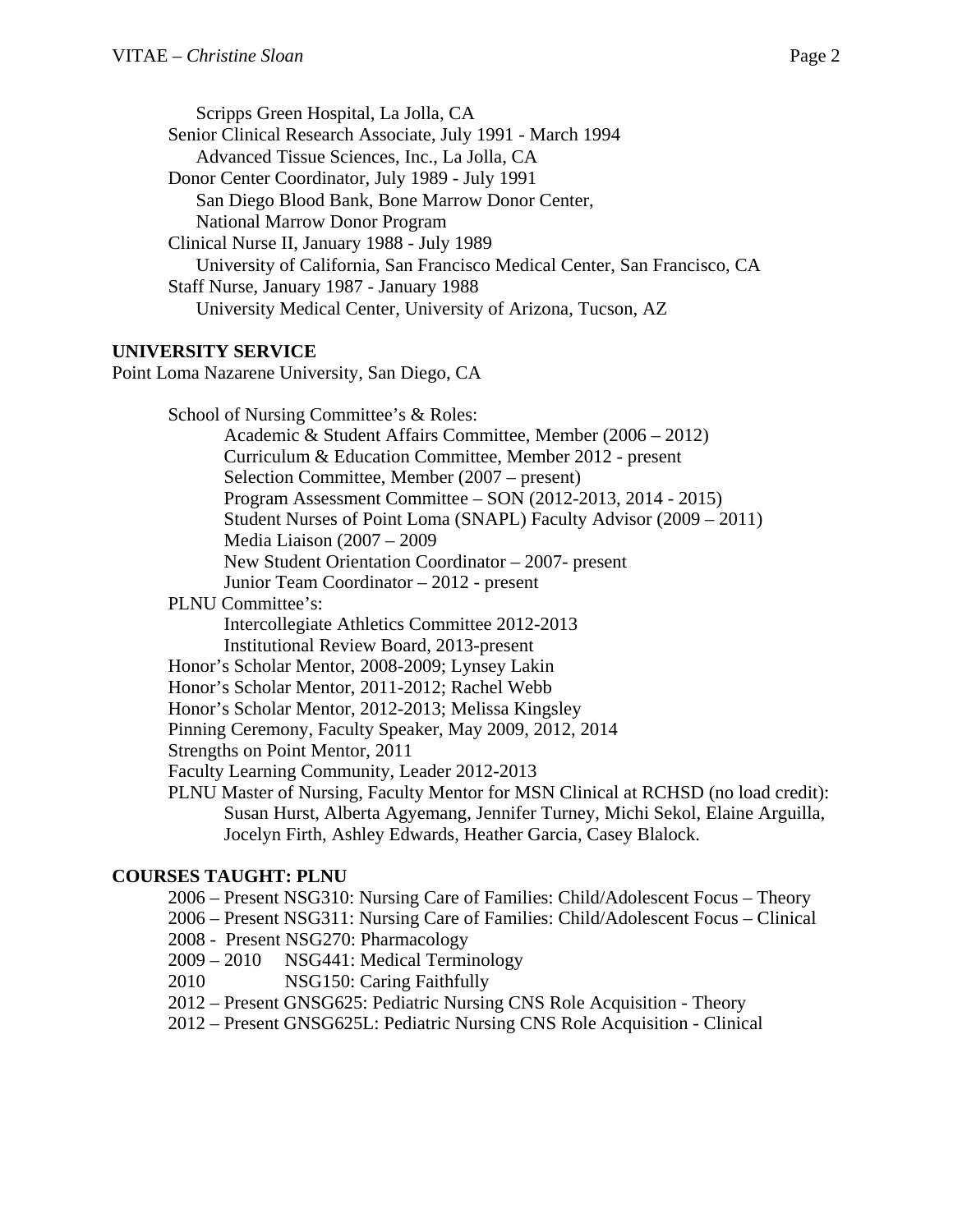Scripps Green Hospital, La Jolla, CA

Senior Clinical Research Associate, July 1991 - March 1994
Advanced Tissue Sciences, Inc., La Jolla, CA

Donor Center Coordinator, July 1989 - July 1991
San Diego Blood Bank, Bone Marrow Donor Center,
National Marrow Donor Program

Clinical Nurse II, January 1988 - July 1989
University of California, San Francisco Medical Center, San Francisco, CA

Staff Nurse, January 1987 - January 1988
University Medical Center, University of Arizona, Tucson, AZ

## UNIVERSITY SERVICE

Point Loma Nazarene University, San Diego, CA

School of Nursing Committee's & Roles:
- Academic & Student Affairs Committee, Member (2006 – 2012)
- Curriculum & Education Committee, Member 2012 - present
- Selection Committee, Member (2007 – present)
- Program Assessment Committee – SON (2012-2013, 2014 - 2015)
- Student Nurses of Point Loma (SNAPL) Faculty Advisor (2009 – 2011)
- Media Liaison (2007 – 2009
- New Student Orientation Coordinator – 2007- present
- Junior Team Coordinator – 2012 - present

PLNU Committee's:
- Intercollegiate Athletics Committee 2012-2013
- Institutional Review Board, 2013-present

Honor's Scholar Mentor, 2008-2009; Lynsey Lakin

Honor's Scholar Mentor, 2011-2012; Rachel Webb

Honor's Scholar Mentor, 2012-2013; Melissa Kingsley

Pinning Ceremony, Faculty Speaker, May 2009, 2012, 2014

Strengths on Point Mentor, 2011

Faculty Learning Community, Leader 2012-2013

PLNU Master of Nursing, Faculty Mentor for MSN Clinical at RCHSD (no load credit):
Susan Hurst, Alberta Agyemang, Jennifer Turney, Michi Sekol, Elaine Arguilla, Jocelyn Firth, Ashley Edwards, Heather Garcia, Casey Blalock.

## COURSES TAUGHT: PLNU

2006 – Present NSG310: Nursing Care of Families: Child/Adolescent Focus – Theory
2006 – Present NSG311: Nursing Care of Families: Child/Adolescent Focus – Clinical
2008 - Present NSG270: Pharmacology
2009 – 2010 NSG441: Medical Terminology
2010 NSG150: Caring Faithfully
2012 – Present GNSG625: Pediatric Nursing CNS Role Acquisition - Theory
2012 – Present GNSG625L: Pediatric Nursing CNS Role Acquisition - Clinical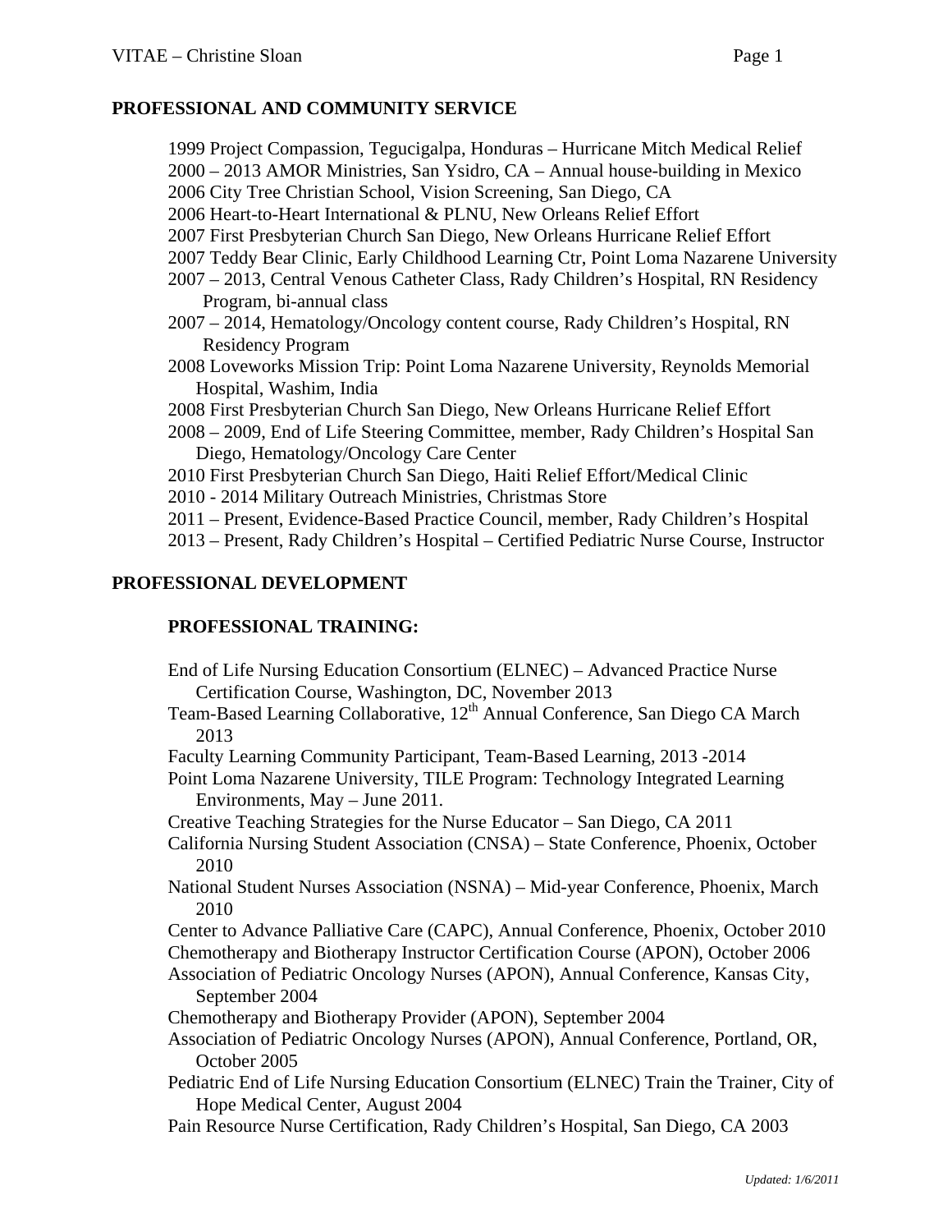## PROFESSIONAL AND COMMUNITY SERVICE

- 1999 Project Compassion, Tegucigalpa, Honduras – Hurricane Mitch Medical Relief
- 2000 – 2013 AMOR Ministries, San Ysidro, CA – Annual house-building in Mexico
- 2006 City Tree Christian School, Vision Screening, San Diego, CA
- 2006 Heart-to-Heart International & PLNU, New Orleans Relief Effort
- 2007 First Presbyterian Church San Diego, New Orleans Hurricane Relief Effort
- 2007 Teddy Bear Clinic, Early Childhood Learning Ctr, Point Loma Nazarene University
- 2007 – 2013, Central Venous Catheter Class, Rady Children's Hospital, RN Residency Program, bi-annual class
- 2007 – 2014, Hematology/Oncology content course, Rady Children's Hospital, RN Residency Program
- 2008 Loveworks Mission Trip: Point Loma Nazarene University, Reynolds Memorial Hospital, Washim, India
- 2008 First Presbyterian Church San Diego, New Orleans Hurricane Relief Effort
- 2008 – 2009, End of Life Steering Committee, member, Rady Children's Hospital San Diego, Hematology/Oncology Care Center
- 2010 First Presbyterian Church San Diego, Haiti Relief Effort/Medical Clinic
- 2010 - 2014 Military Outreach Ministries, Christmas Store
- 2011 – Present, Evidence-Based Practice Council, member, Rady Children's Hospital
- 2013 – Present, Rady Children's Hospital – Certified Pediatric Nurse Course, Instructor

## PROFESSIONAL DEVELOPMENT

### PROFESSIONAL TRAINING:

- End of Life Nursing Education Consortium (ELNEC) – Advanced Practice Nurse Certification Course, Washington, DC, November 2013
- Team-Based Learning Collaborative, 12th Annual Conference, San Diego CA March 2013
- Faculty Learning Community Participant, Team-Based Learning, 2013 -2014
- Point Loma Nazarene University, TILE Program: Technology Integrated Learning Environments, May – June 2011.
- Creative Teaching Strategies for the Nurse Educator – San Diego, CA 2011
- California Nursing Student Association (CNSA) – State Conference, Phoenix, October 2010
- National Student Nurses Association (NSNA) – Mid-year Conference, Phoenix, March 2010
- Center to Advance Palliative Care (CAPC), Annual Conference, Phoenix, October 2010
- Chemotherapy and Biotherapy Instructor Certification Course (APON), October 2006
- Association of Pediatric Oncology Nurses (APON), Annual Conference, Kansas City, September 2004
- Chemotherapy and Biotherapy Provider (APON), September 2004
- Association of Pediatric Oncology Nurses (APON), Annual Conference, Portland, OR, October 2005
- Pediatric End of Life Nursing Education Consortium (ELNEC) Train the Trainer, City of Hope Medical Center, August 2004
- Pain Resource Nurse Certification, Rady Children's Hospital, San Diego, CA 2003

*Updated: 1/6/2011*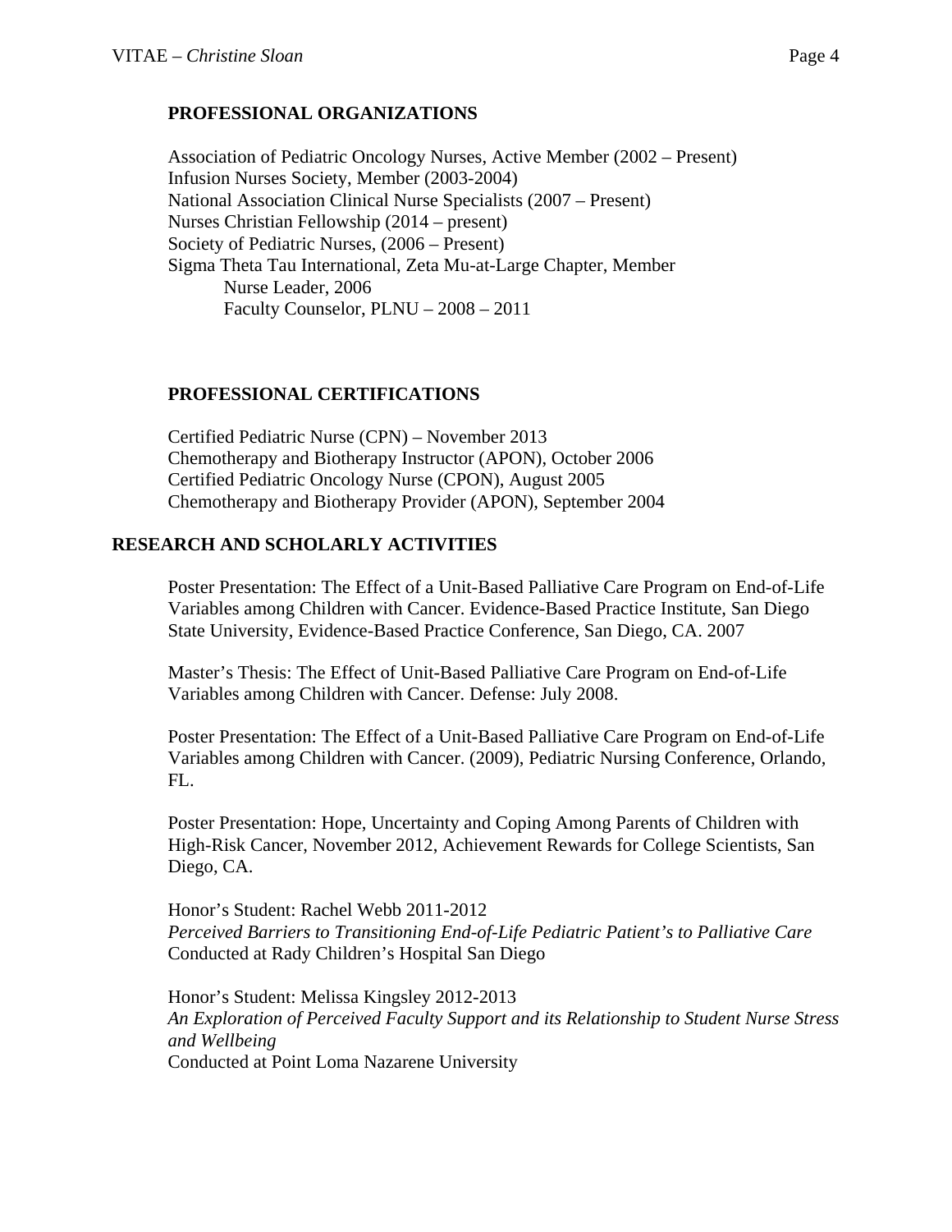## PROFESSIONAL ORGANIZATIONS

Association of Pediatric Oncology Nurses, Active Member (2002 – Present)
Infusion Nurses Society, Member (2003-2004)
National Association Clinical Nurse Specialists (2007 – Present)
Nurses Christian Fellowship (2014 – present)
Society of Pediatric Nurses, (2006 – Present)
Sigma Theta Tau International, Zeta Mu-at-Large Chapter, Member
  Nurse Leader, 2006
  Faculty Counselor, PLNU – 2008 – 2011

## PROFESSIONAL CERTIFICATIONS

Certified Pediatric Nurse (CPN) – November 2013
Chemotherapy and Biotherapy Instructor (APON), October 2006
Certified Pediatric Oncology Nurse (CPON), August 2005
Chemotherapy and Biotherapy Provider (APON), September 2004

## RESEARCH AND SCHOLARLY ACTIVITIES

Poster Presentation: The Effect of a Unit-Based Palliative Care Program on End-of-Life Variables among Children with Cancer. Evidence-Based Practice Institute, San Diego State University, Evidence-Based Practice Conference, San Diego, CA. 2007

Master's Thesis: The Effect of Unit-Based Palliative Care Program on End-of-Life Variables among Children with Cancer. Defense: July 2008.

Poster Presentation: The Effect of a Unit-Based Palliative Care Program on End-of-Life Variables among Children with Cancer. (2009), Pediatric Nursing Conference, Orlando, FL.

Poster Presentation: Hope, Uncertainty and Coping Among Parents of Children with High-Risk Cancer, November 2012, Achievement Rewards for College Scientists, San Diego, CA.

Honor's Student: Rachel Webb 2011-2012
*Perceived Barriers to Transitioning End-of-Life Pediatric Patient's to Palliative Care*
Conducted at Rady Children's Hospital San Diego

Honor's Student: Melissa Kingsley 2012-2013
*An Exploration of Perceived Faculty Support and its Relationship to Student Nurse Stress and Wellbeing*
Conducted at Point Loma Nazarene University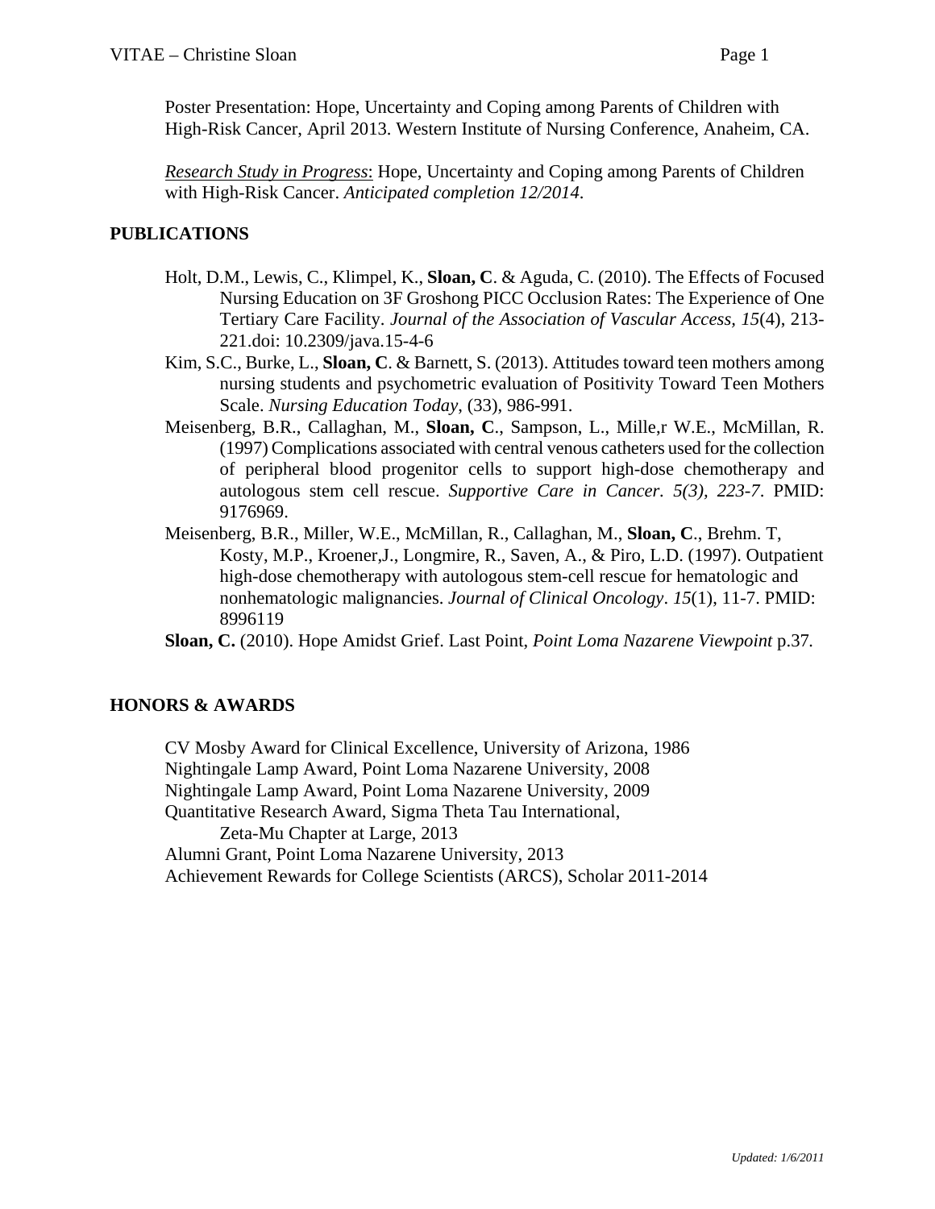Poster Presentation: Hope, Uncertainty and Coping among Parents of Children with High-Risk Cancer, April 2013. Western Institute of Nursing Conference, Anaheim, CA.

*Research Study in Progress*: Hope, Uncertainty and Coping among Parents of Children with High-Risk Cancer. *Anticipated completion 12/2014*.

## PUBLICATIONS

Holt, D.M., Lewis, C., Klimpel, K., **Sloan, C**. & Aguda, C. (2010). The Effects of Focused Nursing Education on 3F Groshong PICC Occlusion Rates: The Experience of One Tertiary Care Facility. *Journal of the Association of Vascular Access, 15*(4), 213-221.doi: 10.2309/java.15-4-6

Kim, S.C., Burke, L., **Sloan, C**. & Barnett, S. (2013). Attitudes toward teen mothers among nursing students and psychometric evaluation of Positivity Toward Teen Mothers Scale. *Nursing Education Today*, (33), 986-991.

Meisenberg, B.R., Callaghan, M., **Sloan, C**., Sampson, L., Mille,r W.E., McMillan, R. (1997) Complications associated with central venous catheters used for the collection of peripheral blood progenitor cells to support high-dose chemotherapy and autologous stem cell rescue. *Supportive Care in Cancer. 5(3), 223-7*. PMID: 9176969.

Meisenberg, B.R., Miller, W.E., McMillan, R., Callaghan, M., **Sloan, C**., Brehm. T, Kosty, M.P., Kroener,J., Longmire, R., Saven, A., & Piro, L.D. (1997). Outpatient high-dose chemotherapy with autologous stem-cell rescue for hematologic and nonhematologic malignancies. *Journal of Clinical Oncology*. *15*(1), 11-7. PMID: 8996119

**Sloan, C.** (2010). Hope Amidst Grief. Last Point, *Point Loma Nazarene Viewpoint* p.37.

## HONORS & AWARDS

CV Mosby Award for Clinical Excellence, University of Arizona, 1986
Nightingale Lamp Award, Point Loma Nazarene University, 2008
Nightingale Lamp Award, Point Loma Nazarene University, 2009
Quantitative Research Award, Sigma Theta Tau International, Zeta-Mu Chapter at Large, 2013
Alumni Grant, Point Loma Nazarene University, 2013
Achievement Rewards for College Scientists (ARCS), Scholar 2011-2014

*Updated: 1/6/2011*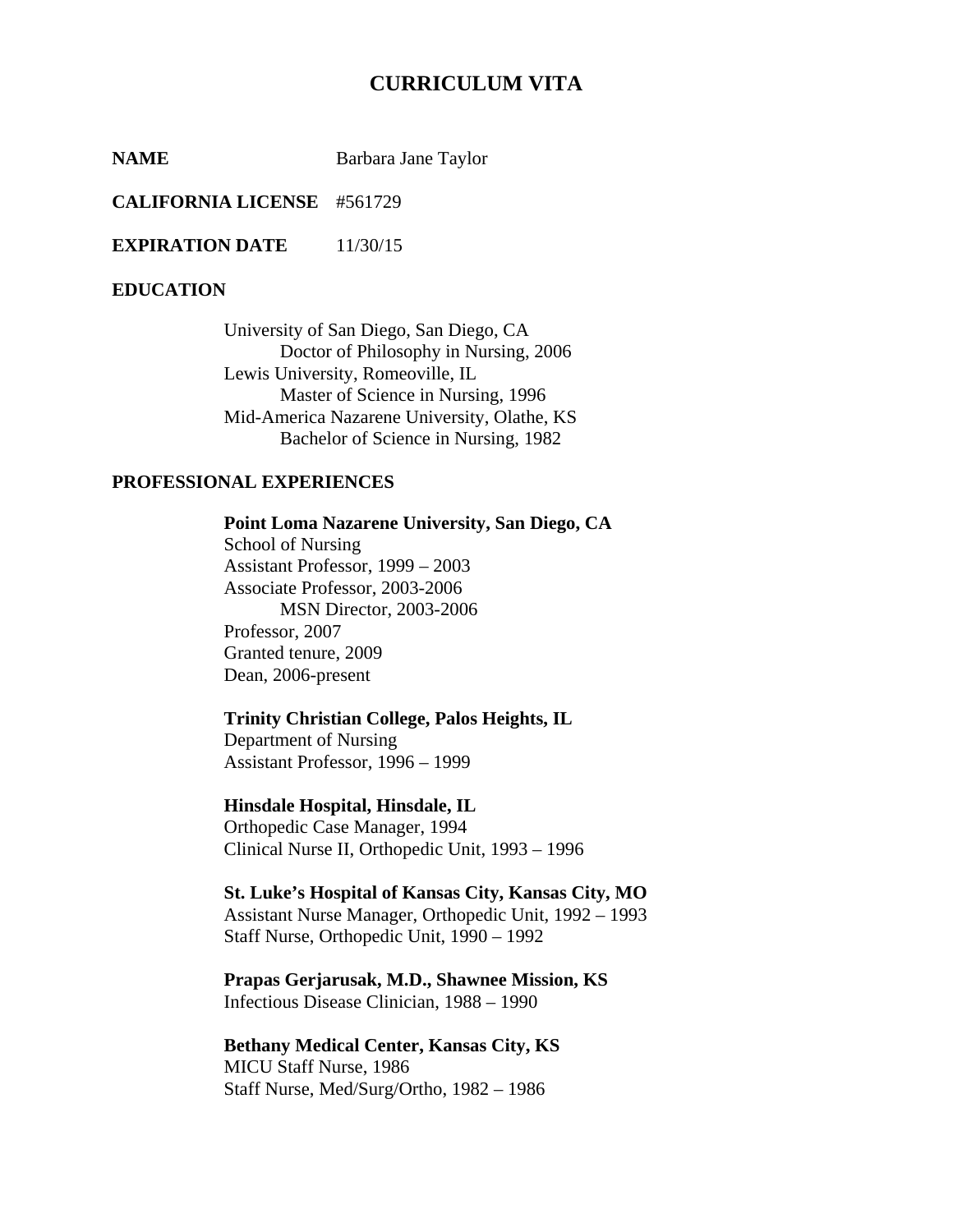# CURRICULUM VITA

**NAME** Barbara Jane Taylor

**CALIFORNIA LICENSE** #561729

**EXPIRATION DATE** 11/30/15

## EDUCATION

University of San Diego, San Diego, CA
Doctor of Philosophy in Nursing, 2006

Lewis University, Romeoville, IL
Master of Science in Nursing, 1996

Mid-America Nazarene University, Olathe, KS
Bachelor of Science in Nursing, 1982

## PROFESSIONAL EXPERIENCES

**Point Loma Nazarene University, San Diego, CA**
School of Nursing
Assistant Professor, 1999 – 2003
Associate Professor, 2003-2006
MSN Director, 2003-2006
Professor, 2007
Granted tenure, 2009
Dean, 2006-present

**Trinity Christian College, Palos Heights, IL**
Department of Nursing
Assistant Professor, 1996 – 1999

**Hinsdale Hospital, Hinsdale, IL**
Orthopedic Case Manager, 1994
Clinical Nurse II, Orthopedic Unit, 1993 – 1996

**St. Luke's Hospital of Kansas City, Kansas City, MO**
Assistant Nurse Manager, Orthopedic Unit, 1992 – 1993
Staff Nurse, Orthopedic Unit, 1990 – 1992

**Prapas Gerjarusak, M.D., Shawnee Mission, KS**
Infectious Disease Clinician, 1988 – 1990

**Bethany Medical Center, Kansas City, KS**
MICU Staff Nurse, 1986
Staff Nurse, Med/Surg/Ortho, 1982 – 1986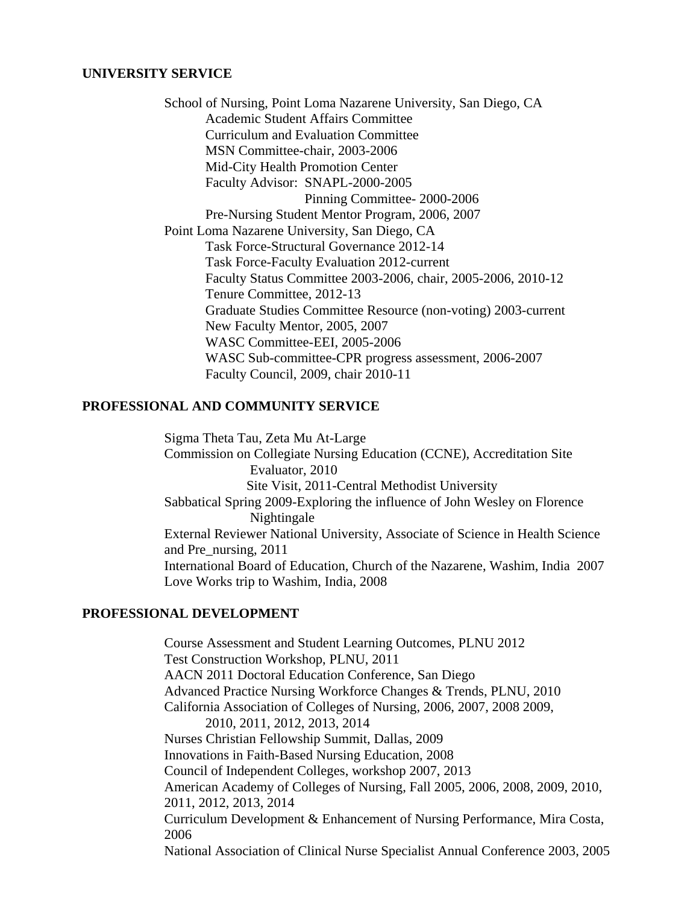## UNIVERSITY SERVICE

School of Nursing, Point Loma Nazarene University, San Diego, CA
- Academic Student Affairs Committee
- Curriculum and Evaluation Committee
- MSN Committee-chair, 2003-2006
- Mid-City Health Promotion Center
- Faculty Advisor: SNAPL-2000-2005
  - Pinning Committee- 2000-2006
- Pre-Nursing Student Mentor Program, 2006, 2007

Point Loma Nazarene University, San Diego, CA
- Task Force-Structural Governance 2012-14
- Task Force-Faculty Evaluation 2012-current
- Faculty Status Committee 2003-2006, chair, 2005-2006, 2010-12
- Tenure Committee, 2012-13
- Graduate Studies Committee Resource (non-voting) 2003-current
- New Faculty Mentor, 2005, 2007
- WASC Committee-EEI, 2005-2006
- WASC Sub-committee-CPR progress assessment, 2006-2007
- Faculty Council, 2009, chair 2010-11

## PROFESSIONAL AND COMMUNITY SERVICE

Sigma Theta Tau, Zeta Mu At-Large

Commission on Collegiate Nursing Education (CCNE), Accreditation Site Evaluator, 2010
Site Visit, 2011-Central Methodist University

Sabbatical Spring 2009-Exploring the influence of John Wesley on Florence Nightingale

External Reviewer National University, Associate of Science in Health Science and Pre_nursing, 2011

International Board of Education, Church of the Nazarene, Washim, India 2007

Love Works trip to Washim, India, 2008

## PROFESSIONAL DEVELOPMENT

Course Assessment and Student Learning Outcomes, PLNU 2012

Test Construction Workshop, PLNU, 2011

AACN 2011 Doctoral Education Conference, San Diego

Advanced Practice Nursing Workforce Changes & Trends, PLNU, 2010

California Association of Colleges of Nursing, 2006, 2007, 2008 2009, 2010, 2011, 2012, 2013, 2014

Nurses Christian Fellowship Summit, Dallas, 2009

Innovations in Faith-Based Nursing Education, 2008

Council of Independent Colleges, workshop 2007, 2013

American Academy of Colleges of Nursing, Fall 2005, 2006, 2008, 2009, 2010, 2011, 2012, 2013, 2014

Curriculum Development & Enhancement of Nursing Performance, Mira Costa, 2006

National Association of Clinical Nurse Specialist Annual Conference 2003, 2005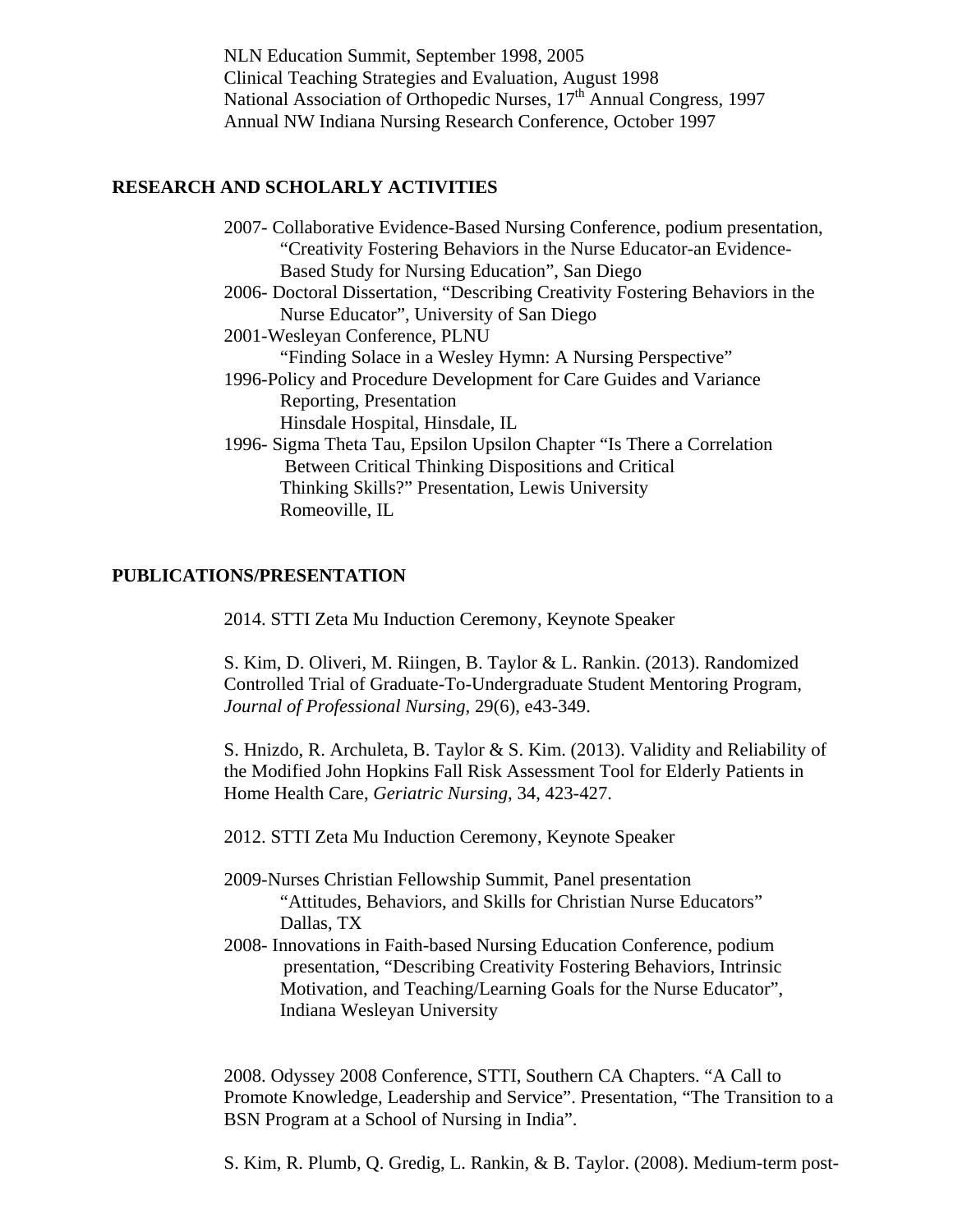NLN Education Summit, September 1998, 2005
Clinical Teaching Strategies and Evaluation, August 1998
National Association of Orthopedic Nurses, 17th Annual Congress, 1997
Annual NW Indiana Nursing Research Conference, October 1997

## RESEARCH AND SCHOLARLY ACTIVITIES

2007- Collaborative Evidence-Based Nursing Conference, podium presentation, "Creativity Fostering Behaviors in the Nurse Educator-an Evidence-Based Study for Nursing Education", San Diego

2006- Doctoral Dissertation, "Describing Creativity Fostering Behaviors in the Nurse Educator", University of San Diego

2001-Wesleyan Conference, PLNU
"Finding Solace in a Wesley Hymn: A Nursing Perspective"

1996-Policy and Procedure Development for Care Guides and Variance Reporting, Presentation
Hinsdale Hospital, Hinsdale, IL

1996- Sigma Theta Tau, Epsilon Upsilon Chapter "Is There a Correlation Between Critical Thinking Dispositions and Critical Thinking Skills?" Presentation, Lewis University
Romeoville, IL

## PUBLICATIONS/PRESENTATION

2014. STTI Zeta Mu Induction Ceremony, Keynote Speaker

S. Kim, D. Oliveri, M. Riingen, B. Taylor & L. Rankin. (2013). Randomized Controlled Trial of Graduate-To-Undergraduate Student Mentoring Program, *Journal of Professional Nursing*, 29(6), e43-349.

S. Hnizdo, R. Archuleta, B. Taylor & S. Kim. (2013). Validity and Reliability of the Modified John Hopkins Fall Risk Assessment Tool for Elderly Patients in Home Health Care, *Geriatric Nursing*, 34, 423-427.

2012. STTI Zeta Mu Induction Ceremony, Keynote Speaker

2009-Nurses Christian Fellowship Summit, Panel presentation
"Attitudes, Behaviors, and Skills for Christian Nurse Educators"
Dallas, TX

2008- Innovations in Faith-based Nursing Education Conference, podium presentation, "Describing Creativity Fostering Behaviors, Intrinsic Motivation, and Teaching/Learning Goals for the Nurse Educator", Indiana Wesleyan University

2008. Odyssey 2008 Conference, STTI, Southern CA Chapters. "A Call to Promote Knowledge, Leadership and Service". Presentation, "The Transition to a BSN Program at a School of Nursing in India".

S. Kim, R. Plumb, Q. Gredig, L. Rankin, & B. Taylor. (2008). Medium-term post-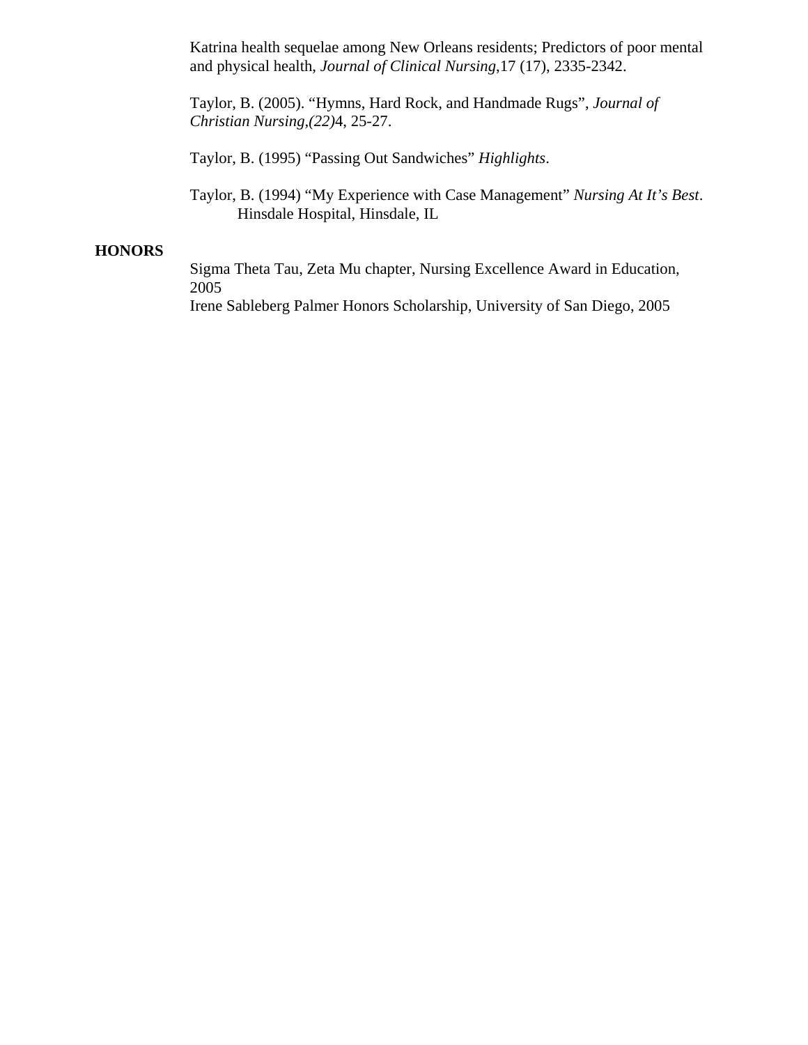Katrina health sequelae among New Orleans residents; Predictors of poor mental and physical health, *Journal of Clinical Nursing*,17 (17), 2335-2342.

Taylor, B. (2005). "Hymns, Hard Rock, and Handmade Rugs", *Journal of Christian Nursing*,*(22)*4, 25-27.

Taylor, B. (1995) "Passing Out Sandwiches" *Highlights*.

Taylor, B. (1994) "My Experience with Case Management" *Nursing At It's Best*. Hinsdale Hospital, Hinsdale, IL

## HONORS

Sigma Theta Tau, Zeta Mu chapter, Nursing Excellence Award in Education, 2005

Irene Sableberg Palmer Honors Scholarship, University of San Diego, 2005